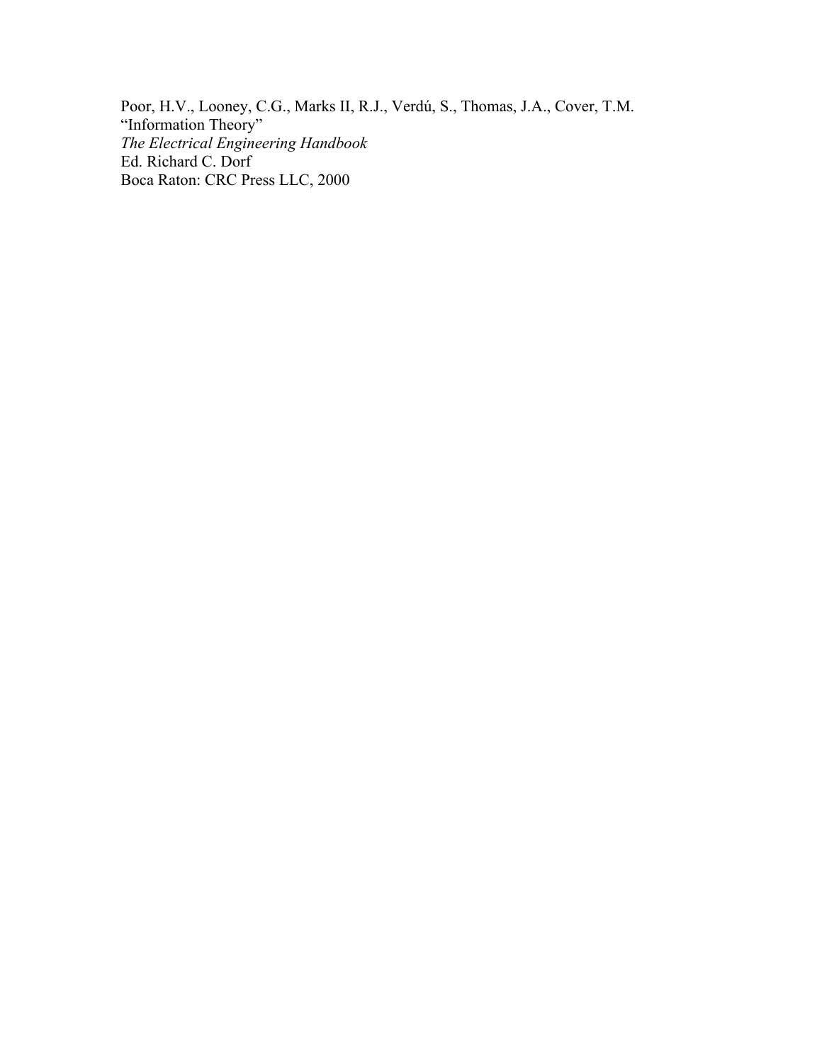Poor, H.V., Looney, C.G., Marks II, R.J., Verdú, S., Thomas, J.A., Cover, T.M.
“Information Theory”
*The Electrical Engineering Handbook*
Ed. Richard C. Dorf
Boca Raton: CRC Press LLC, 2000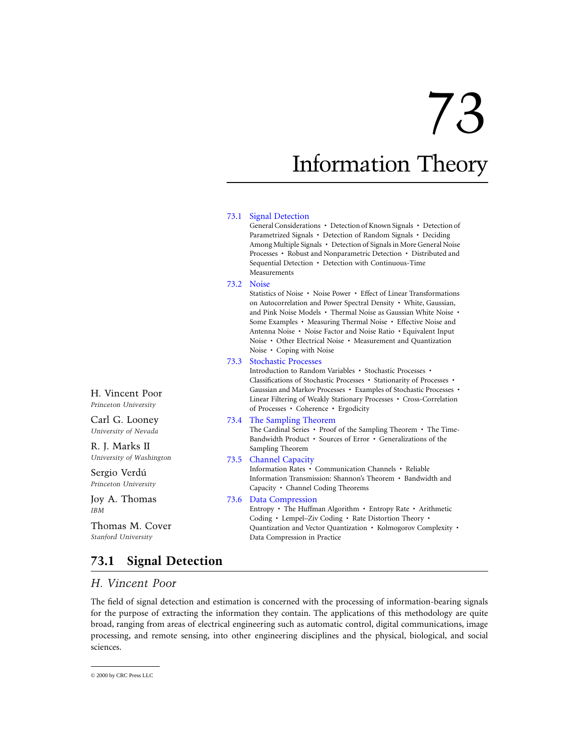# 73

# Information Theory

H. Vincent Poor
*Princeton University*

Carl G. Looney
*University of Nevada*

R. J. Marks II
*University of Washington*

Sergio Verdú
*Princeton University*

Joy A. Thomas
*IBM*

Thomas M. Cover
*Stanford University*

73.1 Signal Detection
General Considerations • Detection of Known Signals • Detection of Parametrized Signals • Detection of Random Signals • Deciding Among Multiple Signals • Detection of Signals in More General Noise Processes • Robust and Nonparametric Detection • Distributed and Sequential Detection • Detection with Continuous-Time Measurements

73.2 Noise
Statistics of Noise • Noise Power • Effect of Linear Transformations on Autocorrelation and Power Spectral Density • White, Gaussian, and Pink Noise Models • Thermal Noise as Gaussian White Noise • Some Examples • Measuring Thermal Noise • Effective Noise and Antenna Noise • Noise Factor and Noise Ratio • Equivalent Input Noise • Other Electrical Noise • Measurement and Quantization Noise • Coping with Noise

73.3 Stochastic Processes
Introduction to Random Variables • Stochastic Processes • Classifications of Stochastic Processes • Stationarity of Processes • Gaussian and Markov Processes • Examples of Stochastic Processes • Linear Filtering of Weakly Stationary Processes • Cross-Correlation of Processes • Coherence • Ergodicity

73.4 The Sampling Theorem
The Cardinal Series • Proof of the Sampling Theorem • The Time-Bandwidth Product • Sources of Error • Generalizations of the Sampling Theorem

73.5 Channel Capacity
Information Rates • Communication Channels • Reliable Information Transmission: Shannon's Theorem • Bandwidth and Capacity • Channel Coding Theorems

73.6 Data Compression
Entropy • The Huffman Algorithm • Entropy Rate • Arithmetic Coding • Lempel–Ziv Coding • Rate Distortion Theory • Quantization and Vector Quantization • Kolmogorov Complexity • Data Compression in Practice

## 73.1 Signal Detection

*H. Vincent Poor*

The field of signal detection and estimation is concerned with the processing of information-bearing signals for the purpose of extracting the information they contain. The applications of this methodology are quite broad, ranging from areas of electrical engineering such as automatic control, digital communications, image processing, and remote sensing, into other engineering disciplines and the physical, biological, and social sciences.

© 2000 by CRC Press LLC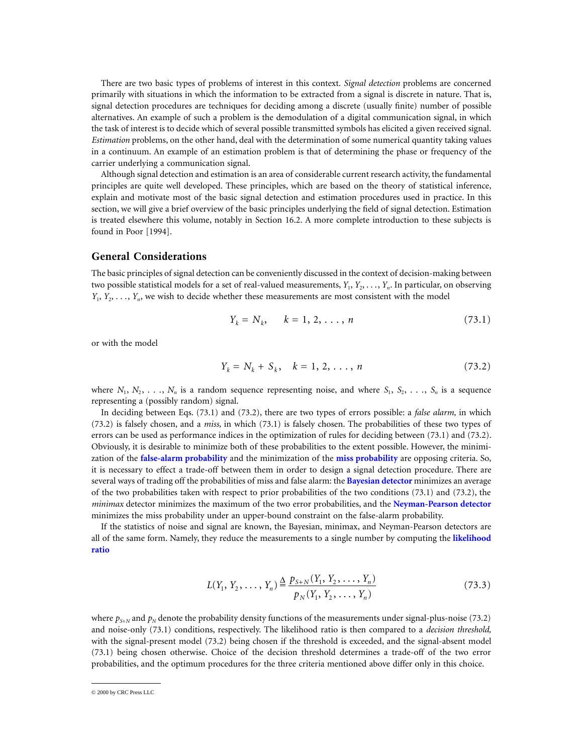There are two basic types of problems of interest in this context. *Signal detection* problems are concerned primarily with situations in which the information to be extracted from a signal is discrete in nature. That is, signal detection procedures are techniques for deciding among a discrete (usually finite) number of possible alternatives. An example of such a problem is the demodulation of a digital communication signal, in which the task of interest is to decide which of several possible transmitted symbols has elicited a given received signal. *Estimation* problems, on the other hand, deal with the determination of some numerical quantity taking values in a continuum. An example of an estimation problem is that of determining the phase or frequency of the carrier underlying a communication signal.

Although signal detection and estimation is an area of considerable current research activity, the fundamental principles are quite well developed. These principles, which are based on the theory of statistical inference, explain and motivate most of the basic signal detection and estimation procedures used in practice. In this section, we will give a brief overview of the basic principles underlying the field of signal detection. Estimation is treated elsewhere this volume, notably in Section 16.2. A more complete introduction to these subjects is found in Poor [1994].

## General Considerations

The basic principles of signal detection can be conveniently discussed in the context of decision-making between two possible statistical models for a set of real-valued measurements, $Y_1, Y_2, \ldots, Y_n$. In particular, on observing $Y_1, Y_2, \ldots, Y_n$, we wish to decide whether these measurements are most consistent with the model

$$Y_k = N_k, \qquad k = 1, 2, \ldots, n \tag{73.1}$$

or with the model

$$Y_k = N_k + S_k, \quad k = 1, 2, \ldots, n \tag{73.2}$$

where $N_1, N_2, \ldots, N_n$ is a random sequence representing noise, and where $S_1, S_2, \ldots, S_n$ is a sequence representing a (possibly random) signal.

In deciding between Eqs. (73.1) and (73.2), there are two types of errors possible: a *false alarm,* in which (73.2) is falsely chosen, and a *miss,* in which (73.1) is falsely chosen. The probabilities of these two types of errors can be used as performance indices in the optimization of rules for deciding between (73.1) and (73.2). Obviously, it is desirable to minimize both of these probabilities to the extent possible. However, the minimization of the **false-alarm probability** and the minimization of the **miss probability** are opposing criteria. So, it is necessary to effect a trade-off between them in order to design a signal detection procedure. There are several ways of trading off the probabilities of miss and false alarm: the **Bayesian detector** minimizes an average of the two probabilities taken with respect to prior probabilities of the two conditions (73.1) and (73.2), the *minimax* detector minimizes the maximum of the two error probabilities, and the **Neyman-Pearson detector** minimizes the miss probability under an upper-bound constraint on the false-alarm probability.

If the statistics of noise and signal are known, the Bayesian, minimax, and Neyman-Pearson detectors are all of the same form. Namely, they reduce the measurements to a single number by computing the **likelihood ratio**

$$L(Y_1, Y_2, \ldots, Y_n) \triangleq \frac{p_{S+N}(Y_1, Y_2, \ldots, Y_n)}{p_N(Y_1, Y_2, \ldots, Y_n)} \tag{73.3}$$

where $p_{S+N}$ and $p_N$ denote the probability density functions of the measurements under signal-plus-noise (73.2) and noise-only (73.1) conditions, respectively. The likelihood ratio is then compared to a *decision threshold,* with the signal-present model (73.2) being chosen if the threshold is exceeded, and the signal-absent model (73.1) being chosen otherwise. Choice of the decision threshold determines a trade-off of the two error probabilities, and the optimum procedures for the three criteria mentioned above differ only in this choice.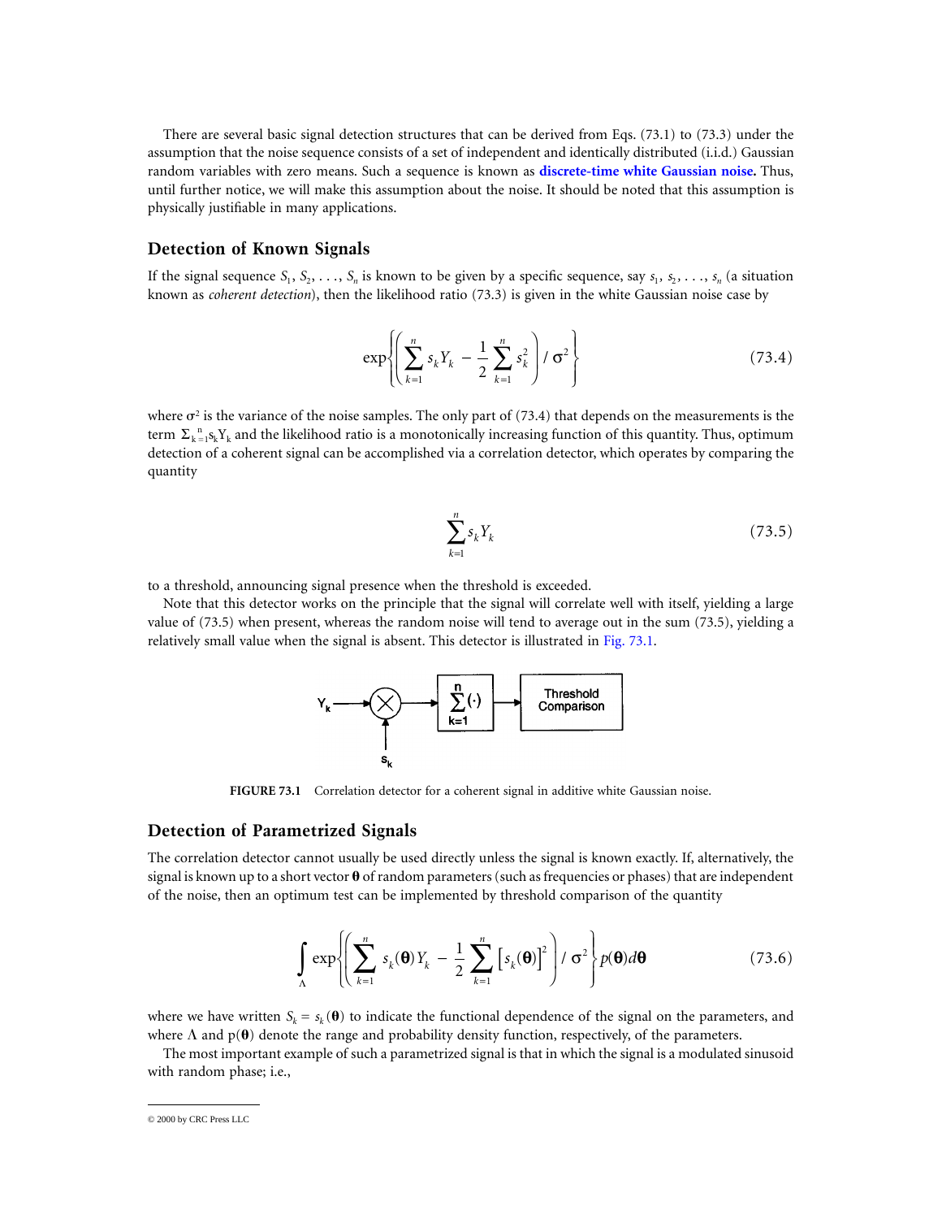There are several basic signal detection structures that can be derived from Eqs. (73.1) to (73.3) under the assumption that the noise sequence consists of a set of independent and identically distributed (i.i.d.) Gaussian random variables with zero means. Such a sequence is known as **discrete-time white Gaussian noise.** Thus, until further notice, we will make this assumption about the noise. It should be noted that this assumption is physically justifiable in many applications.

## Detection of Known Signals

If the signal sequence $S_1, S_2, \ldots, S_n$ is known to be given by a specific sequence, say $s_1, s_2, \ldots, s_n$ (a situation known as *coherent detection*), then the likelihood ratio (73.3) is given in the white Gaussian noise case by

$$\exp\left\{\left(\sum_{k=1}^{n} s_k Y_k - \frac{1}{2}\sum_{k=1}^{n} s_k^2\right) / \sigma^2\right\} \tag{73.4}$$

where $\sigma^2$ is the variance of the noise samples. The only part of (73.4) that depends on the measurements is the term $\Sigma_{k=1}^{n} s_k Y_k$ and the likelihood ratio is a monotonically increasing function of this quantity. Thus, optimum detection of a coherent signal can be accomplished via a correlation detector, which operates by comparing the quantity

$$\sum_{k=1}^{n} s_k Y_k \tag{73.5}$$

to a threshold, announcing signal presence when the threshold is exceeded.

Note that this detector works on the principle that the signal will correlate well with itself, yielding a large value of (73.5) when present, whereas the random noise will tend to average out in the sum (73.5), yielding a relatively small value when the signal is absent. This detector is illustrated in Fig. 73.1.

**FIGURE 73.1** Correlation detector for a coherent signal in additive white Gaussian noise.

## Detection of Parametrized Signals

The correlation detector cannot usually be used directly unless the signal is known exactly. If, alternatively, the signal is known up to a short vector $\boldsymbol{\theta}$ of random parameters (such as frequencies or phases) that are independent of the noise, then an optimum test can be implemented by threshold comparison of the quantity

$$\int_{\Lambda} \exp\left\{\left(\sum_{k=1}^{n} s_k(\boldsymbol{\theta}) Y_k - \frac{1}{2}\sum_{k=1}^{n} \left[s_k(\boldsymbol{\theta})\right]^2\right) / \sigma^2\right\} p(\boldsymbol{\theta}) d\boldsymbol{\theta} \tag{73.6}$$

where we have written $S_k = s_k(\boldsymbol{\theta})$ to indicate the functional dependence of the signal on the parameters, and where $\Lambda$ and $p(\boldsymbol{\theta})$ denote the range and probability density function, respectively, of the parameters.

The most important example of such a parametrized signal is that in which the signal is a modulated sinusoid with random phase; i.e.,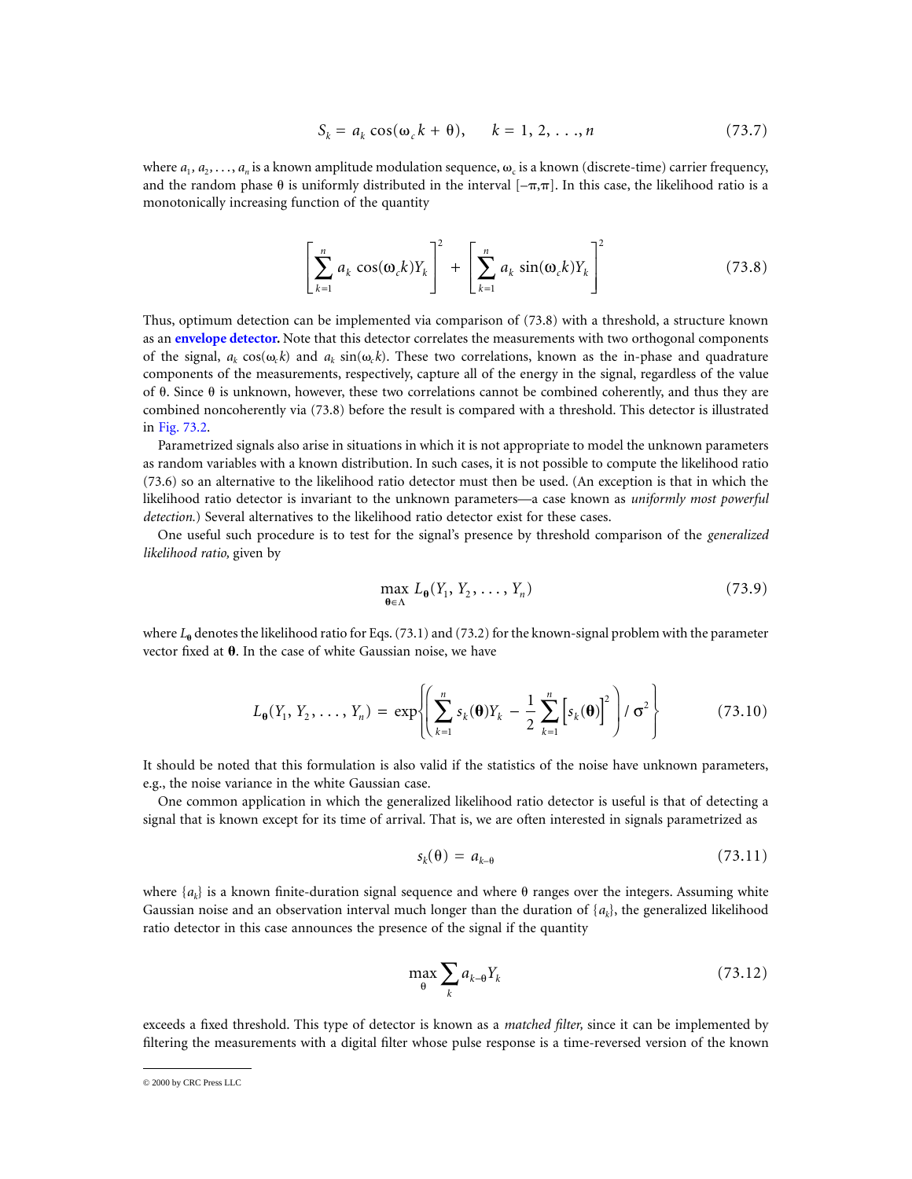$$S_k = a_k \cos(\omega_c k + \theta), \qquad k = 1, 2, \ldots, n \tag{73.7}$$

where $a_1, a_2, \ldots, a_n$ is a known amplitude modulation sequence, $\omega_c$ is a known (discrete-time) carrier frequency, and the random phase $\theta$ is uniformly distributed in the interval $[-\pi,\pi]$. In this case, the likelihood ratio is a monotonically increasing function of the quantity

$$\left[\sum_{k=1}^{n} a_k \cos(\omega_c k) Y_k\right]^2 + \left[\sum_{k=1}^{n} a_k \sin(\omega_c k) Y_k\right]^2 \tag{73.8}$$

Thus, optimum detection can be implemented via comparison of (73.8) with a threshold, a structure known as an **envelope detector.** Note that this detector correlates the measurements with two orthogonal components of the signal, $a_k \cos(\omega_c k)$ and $a_k \sin(\omega_c k)$. These two correlations, known as the in-phase and quadrature components of the measurements, respectively, capture all of the energy in the signal, regardless of the value of $\theta$. Since $\theta$ is unknown, however, these two correlations cannot be combined coherently, and thus they are combined noncoherently via (73.8) before the result is compared with a threshold. This detector is illustrated in Fig. 73.2.

Parametrized signals also arise in situations in which it is not appropriate to model the unknown parameters as random variables with a known distribution. In such cases, it is not possible to compute the likelihood ratio (73.6) so an alternative to the likelihood ratio detector must then be used. (An exception is that in which the likelihood ratio detector is invariant to the unknown parameters—a case known as *uniformly most powerful detection.*) Several alternatives to the likelihood ratio detector exist for these cases.

One useful such procedure is to test for the signal's presence by threshold comparison of the *generalized likelihood ratio,* given by

$$\max_{\boldsymbol{\theta} \in \Lambda} L_{\boldsymbol{\theta}}(Y_1, Y_2, \ldots, Y_n) \tag{73.9}$$

where $L_{\boldsymbol{\theta}}$ denotes the likelihood ratio for Eqs. (73.1) and (73.2) for the known-signal problem with the parameter vector fixed at $\boldsymbol{\theta}$. In the case of white Gaussian noise, we have

$$L_{\boldsymbol{\theta}}(Y_1, Y_2, \ldots, Y_n) = \exp\left\{\left(\sum_{k=1}^{n} s_k(\boldsymbol{\theta}) Y_k - \frac{1}{2}\sum_{k=1}^{n}\left[s_k(\boldsymbol{\theta})\right]^2\right) / \sigma^2\right\} \tag{73.10}$$

It should be noted that this formulation is also valid if the statistics of the noise have unknown parameters, e.g., the noise variance in the white Gaussian case.

One common application in which the generalized likelihood ratio detector is useful is that of detecting a signal that is known except for its time of arrival. That is, we are often interested in signals parametrized as

$$s_k(\theta) = a_{k-\theta} \tag{73.11}$$

where $\{a_k\}$ is a known finite-duration signal sequence and where $\theta$ ranges over the integers. Assuming white Gaussian noise and an observation interval much longer than the duration of $\{a_k\}$, the generalized likelihood ratio detector in this case announces the presence of the signal if the quantity

$$\max_{\theta} \sum_{k} a_{k-\theta} Y_k \tag{73.12}$$

exceeds a fixed threshold. This type of detector is known as a *matched filter,* since it can be implemented by filtering the measurements with a digital filter whose pulse response is a time-reversed version of the known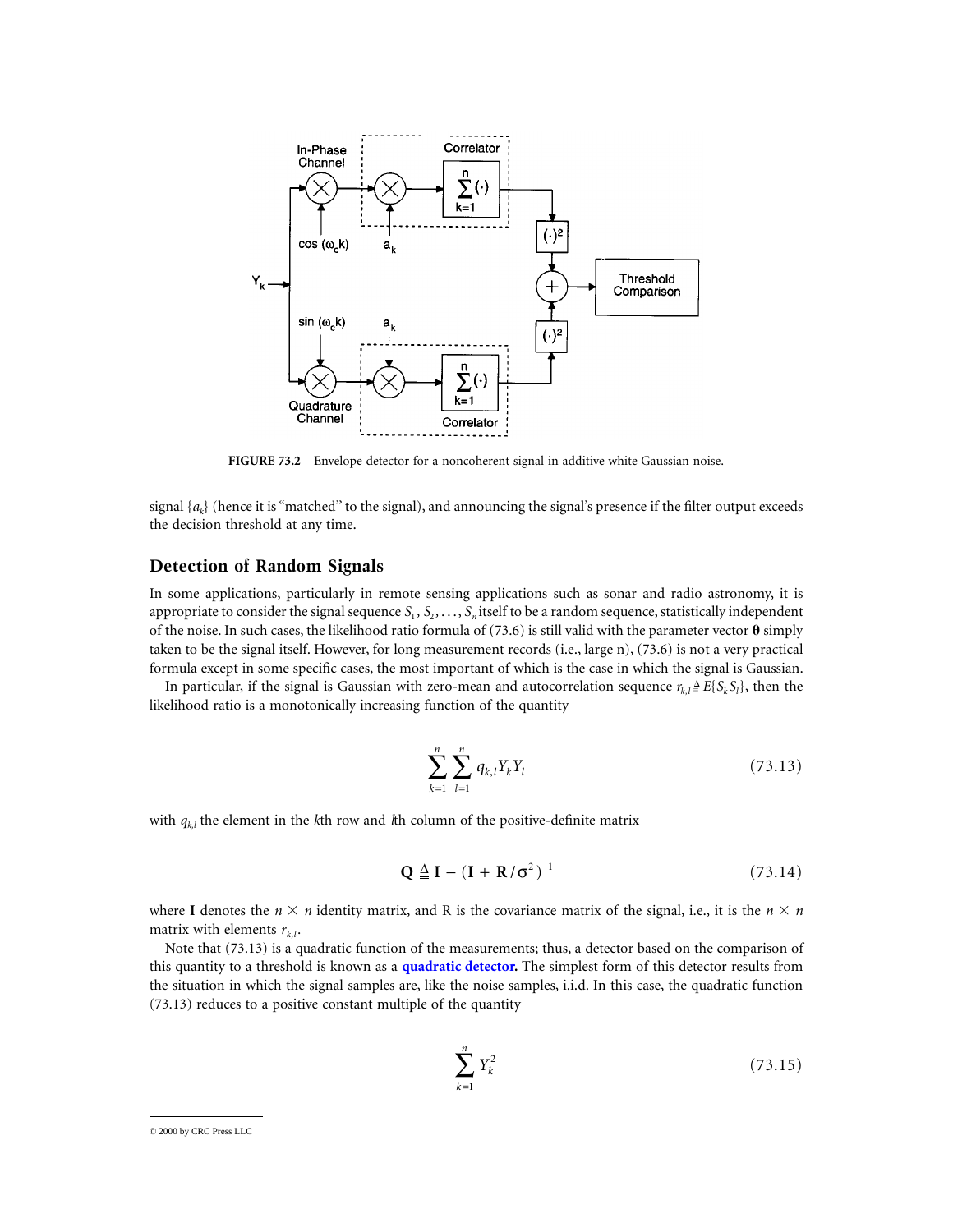FIGURE 73.2 Envelope detector for a noncoherent signal in additive white Gaussian noise.

signal $\{a_k\}$ (hence it is "matched" to the signal), and announcing the signal's presence if the filter output exceeds the decision threshold at any time.

## Detection of Random Signals

In some applications, particularly in remote sensing applications such as sonar and radio astronomy, it is appropriate to consider the signal sequence $S_1, S_2, \ldots, S_n$ itself to be a random sequence, statistically independent of the noise. In such cases, the likelihood ratio formula of (73.6) is still valid with the parameter vector $\boldsymbol{\theta}$ simply taken to be the signal itself. However, for long measurement records (i.e., large n), (73.6) is not a very practical formula except in some specific cases, the most important of which is the case in which the signal is Gaussian.

In particular, if the signal is Gaussian with zero-mean and autocorrelation sequence $r_{k,l} \triangleq E\{S_k S_l\}$, then the likelihood ratio is a monotonically increasing function of the quantity

$$\sum_{k=1}^{n} \sum_{l=1}^{n} q_{k,l} Y_k Y_l \tag{73.13}$$

with $q_{k,l}$ the element in the $k$th row and $l$th column of the positive-definite matrix

$$\mathbf{Q} \triangleq \mathbf{I} - (\mathbf{I} + \mathbf{R}/\sigma^2)^{-1} \tag{73.14}$$

where $\mathbf{I}$ denotes the $n \times n$ identity matrix, and R is the covariance matrix of the signal, i.e., it is the $n \times n$ matrix with elements $r_{k,l}$.

Note that (73.13) is a quadratic function of the measurements; thus, a detector based on the comparison of this quantity to a threshold is known as a **quadratic detector**. The simplest form of this detector results from the situation in which the signal samples are, like the noise samples, i.i.d. In this case, the quadratic function (73.13) reduces to a positive constant multiple of the quantity

$$\sum_{k=1}^{n} Y_k^2 \tag{73.15}$$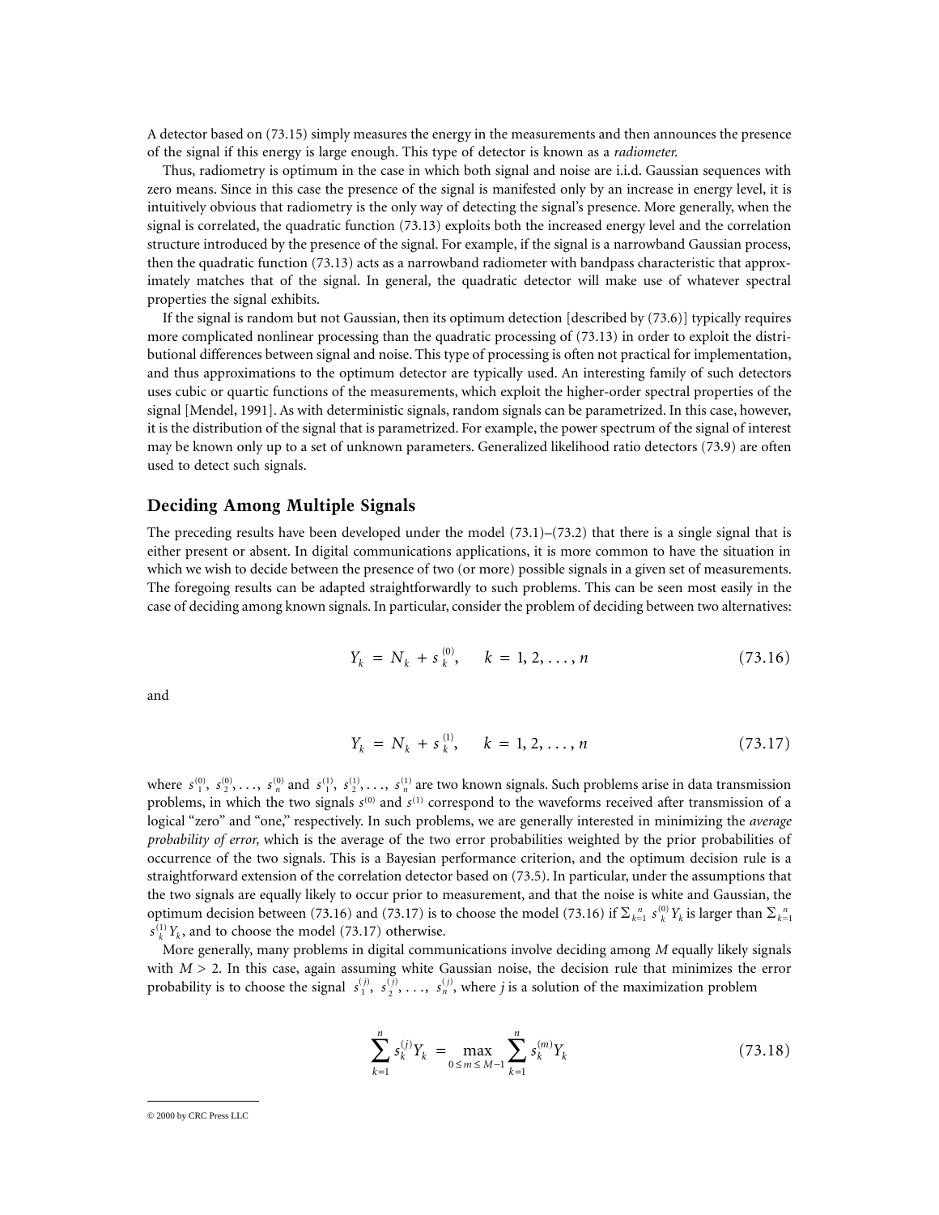A detector based on (73.15) simply measures the energy in the measurements and then announces the presence of the signal if this energy is large enough. This type of detector is known as a *radiometer.*

Thus, radiometry is optimum in the case in which both signal and noise are i.i.d. Gaussian sequences with zero means. Since in this case the presence of the signal is manifested only by an increase in energy level, it is intuitively obvious that radiometry is the only way of detecting the signal's presence. More generally, when the signal is correlated, the quadratic function (73.13) exploits both the increased energy level and the correlation structure introduced by the presence of the signal. For example, if the signal is a narrowband Gaussian process, then the quadratic function (73.13) acts as a narrowband radiometer with bandpass characteristic that approximately matches that of the signal. In general, the quadratic detector will make use of whatever spectral properties the signal exhibits.

If the signal is random but not Gaussian, then its optimum detection [described by (73.6)] typically requires more complicated nonlinear processing than the quadratic processing of (73.13) in order to exploit the distributional differences between signal and noise. This type of processing is often not practical for implementation, and thus approximations to the optimum detector are typically used. An interesting family of such detectors uses cubic or quartic functions of the measurements, which exploit the higher-order spectral properties of the signal [Mendel, 1991]. As with deterministic signals, random signals can be parametrized. In this case, however, it is the distribution of the signal that is parametrized. For example, the power spectrum of the signal of interest may be known only up to a set of unknown parameters. Generalized likelihood ratio detectors (73.9) are often used to detect such signals.

## Deciding Among Multiple Signals

The preceding results have been developed under the model (73.1)–(73.2) that there is a single signal that is either present or absent. In digital communications applications, it is more common to have the situation in which we wish to decide between the presence of two (or more) possible signals in a given set of measurements. The foregoing results can be adapted straightforwardly to such problems. This can be seen most easily in the case of deciding among known signals. In particular, consider the problem of deciding between two alternatives:

$$Y_k = N_k + s_k^{(0)}, \quad k = 1, 2, \ldots, n \tag{73.16}$$

and

$$Y_k = N_k + s_k^{(1)}, \quad k = 1, 2, \ldots, n \tag{73.17}$$

where $s_1^{(0)}, s_2^{(0)}, \ldots, s_n^{(0)}$ and $s_1^{(1)}, s_2^{(1)}, \ldots, s_n^{(1)}$ are two known signals. Such problems arise in data transmission problems, in which the two signals $s^{(0)}$ and $s^{(1)}$ correspond to the waveforms received after transmission of a logical "zero" and "one," respectively. In such problems, we are generally interested in minimizing the *average probability of error,* which is the average of the two error probabilities weighted by the prior probabilities of occurrence of the two signals. This is a Bayesian performance criterion, and the optimum decision rule is a straightforward extension of the correlation detector based on (73.5). In particular, under the assumptions that the two signals are equally likely to occur prior to measurement, and that the noise is white and Gaussian, the optimum decision between (73.16) and (73.17) is to choose the model (73.16) if $\Sigma_{k=1}^{n} s_k^{(0)} Y_k$ is larger than $\Sigma_{k=1}^{n} s_k^{(1)} Y_k$, and to choose the model (73.17) otherwise.

More generally, many problems in digital communications involve deciding among $M$ equally likely signals with $M > 2$. In this case, again assuming white Gaussian noise, the decision rule that minimizes the error probability is to choose the signal $s_1^{(j)}, s_2^{(j)}, \ldots, s_n^{(j)}$, where $j$ is a solution of the maximization problem

$$\sum_{k=1}^{n} s_k^{(j)} Y_k = \max_{0 \le m \le M-1} \sum_{k=1}^{n} s_k^{(m)} Y_k \tag{73.18}$$

© 2000 by CRC Press LLC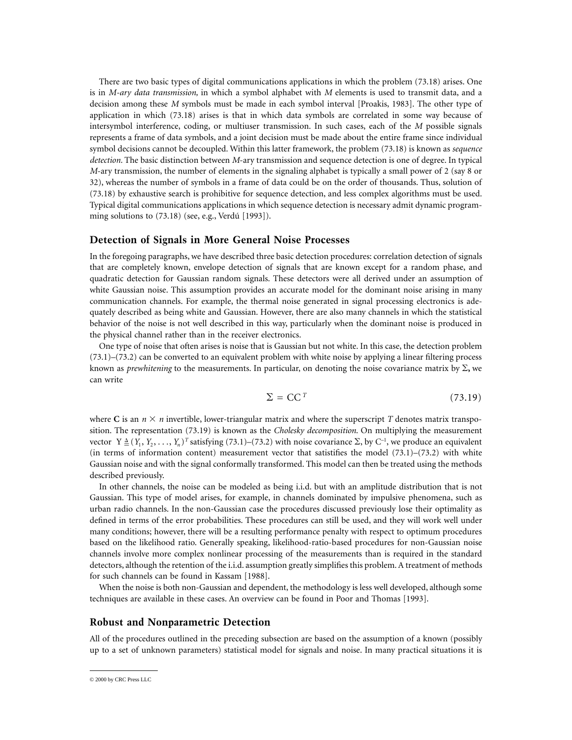There are two basic types of digital communications applications in which the problem (73.18) arises. One is in *M-ary data transmission,* in which a symbol alphabet with $M$ elements is used to transmit data, and a decision among these $M$ symbols must be made in each symbol interval [Proakis, 1983]. The other type of application in which (73.18) arises is that in which data symbols are correlated in some way because of intersymbol interference, coding, or multiuser transmission. In such cases, each of the $M$ possible signals represents a frame of data symbols, and a joint decision must be made about the entire frame since individual symbol decisions cannot be decoupled. Within this latter framework, the problem (73.18) is known as *sequence detection.* The basic distinction between $M$-ary transmission and sequence detection is one of degree. In typical $M$-ary transmission, the number of elements in the signaling alphabet is typically a small power of 2 (say 8 or 32), whereas the number of symbols in a frame of data could be on the order of thousands. Thus, solution of (73.18) by exhaustive search is prohibitive for sequence detection, and less complex algorithms must be used. Typical digital communications applications in which sequence detection is necessary admit dynamic programming solutions to (73.18) (see, e.g., Verdú [1993]).

## Detection of Signals in More General Noise Processes

In the foregoing paragraphs, we have described three basic detection procedures: correlation detection of signals that are completely known, envelope detection of signals that are known except for a random phase, and quadratic detection for Gaussian random signals. These detectors were all derived under an assumption of white Gaussian noise. This assumption provides an accurate model for the dominant noise arising in many communication channels. For example, the thermal noise generated in signal processing electronics is adequately described as being white and Gaussian. However, there are also many channels in which the statistical behavior of the noise is not well described in this way, particularly when the dominant noise is produced in the physical channel rather than in the receiver electronics.

One type of noise that often arises is noise that is Gaussian but not white. In this case, the detection problem (73.1)–(73.2) can be converted to an equivalent problem with white noise by applying a linear filtering process known as *prewhitening* to the measurements. In particular, on denoting the noise covariance matrix by $\Sigma$, we can write

$$\Sigma = \mathbf{C}\mathbf{C}^T \tag{73.19}$$

where $\mathbf{C}$ is an $n \times n$ invertible, lower-triangular matrix and where the superscript $T$ denotes matrix transposition. The representation (73.19) is known as the *Cholesky decomposition.* On multiplying the measurement vector $\mathbf{Y} \triangleq (Y_1, Y_2, \ldots, Y_n)^T$ satisfying (73.1)–(73.2) with noise covariance $\Sigma$, by $\mathbf{C}^{-1}$, we produce an equivalent (in terms of information content) measurement vector that satistifies the model (73.1)–(73.2) with white Gaussian noise and with the signal conformally transformed. This model can then be treated using the methods described previously.

In other channels, the noise can be modeled as being i.i.d. but with an amplitude distribution that is not Gaussian. This type of model arises, for example, in channels dominated by impulsive phenomena, such as urban radio channels. In the non-Gaussian case the procedures discussed previously lose their optimality as defined in terms of the error probabilities. These procedures can still be used, and they will work well under many conditions; however, there will be a resulting performance penalty with respect to optimum procedures based on the likelihood ratio. Generally speaking, likelihood-ratio-based procedures for non-Gaussian noise channels involve more complex nonlinear processing of the measurements than is required in the standard detectors, although the retention of the i.i.d. assumption greatly simplifies this problem. A treatment of methods for such channels can be found in Kassam [1988].

When the noise is both non-Gaussian and dependent, the methodology is less well developed, although some techniques are available in these cases. An overview can be found in Poor and Thomas [1993].

## Robust and Nonparametric Detection

All of the procedures outlined in the preceding subsection are based on the assumption of a known (possibly up to a set of unknown parameters) statistical model for signals and noise. In many practical situations it is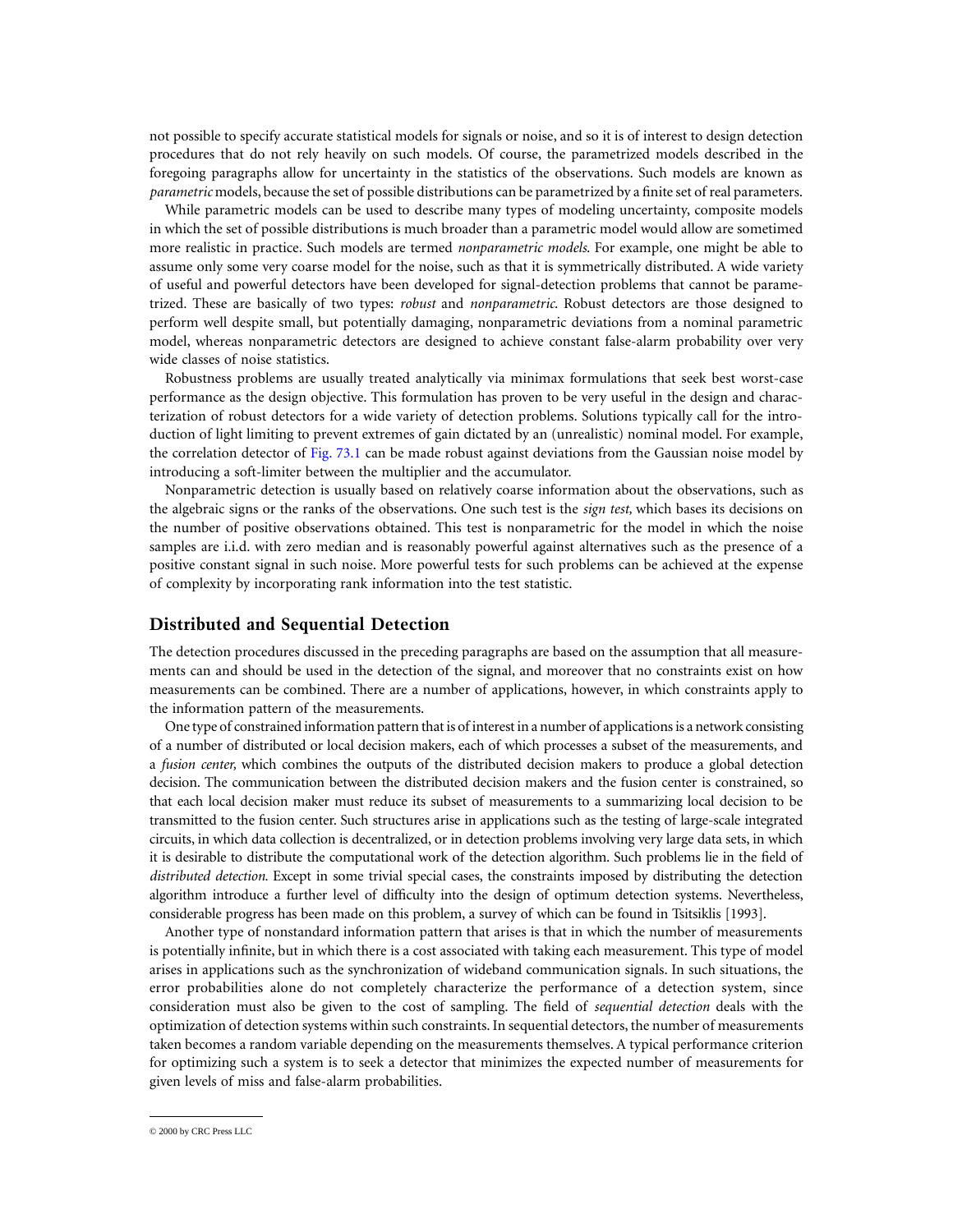not possible to specify accurate statistical models for signals or noise, and so it is of interest to design detection procedures that do not rely heavily on such models. Of course, the parametrized models described in the foregoing paragraphs allow for uncertainty in the statistics of the observations. Such models are known as *parametric* models, because the set of possible distributions can be parametrized by a finite set of real parameters.

While parametric models can be used to describe many types of modeling uncertainty, composite models in which the set of possible distributions is much broader than a parametric model would allow are sometimed more realistic in practice. Such models are termed *nonparametric models*. For example, one might be able to assume only some very coarse model for the noise, such as that it is symmetrically distributed. A wide variety of useful and powerful detectors have been developed for signal-detection problems that cannot be parametrized. These are basically of two types: *robust* and *nonparametric*. Robust detectors are those designed to perform well despite small, but potentially damaging, nonparametric deviations from a nominal parametric model, whereas nonparametric detectors are designed to achieve constant false-alarm probability over very wide classes of noise statistics.

Robustness problems are usually treated analytically via minimax formulations that seek best worst-case performance as the design objective. This formulation has proven to be very useful in the design and characterization of robust detectors for a wide variety of detection problems. Solutions typically call for the introduction of light limiting to prevent extremes of gain dictated by an (unrealistic) nominal model. For example, the correlation detector of Fig. 73.1 can be made robust against deviations from the Gaussian noise model by introducing a soft-limiter between the multiplier and the accumulator.

Nonparametric detection is usually based on relatively coarse information about the observations, such as the algebraic signs or the ranks of the observations. One such test is the *sign test,* which bases its decisions on the number of positive observations obtained. This test is nonparametric for the model in which the noise samples are i.i.d. with zero median and is reasonably powerful against alternatives such as the presence of a positive constant signal in such noise. More powerful tests for such problems can be achieved at the expense of complexity by incorporating rank information into the test statistic.

## Distributed and Sequential Detection

The detection procedures discussed in the preceding paragraphs are based on the assumption that all measurements can and should be used in the detection of the signal, and moreover that no constraints exist on how measurements can be combined. There are a number of applications, however, in which constraints apply to the information pattern of the measurements.

One type of constrained information pattern that is of interest in a number of applications is a network consisting of a number of distributed or local decision makers, each of which processes a subset of the measurements, and a *fusion center,* which combines the outputs of the distributed decision makers to produce a global detection decision. The communication between the distributed decision makers and the fusion center is constrained, so that each local decision maker must reduce its subset of measurements to a summarizing local decision to be transmitted to the fusion center. Such structures arise in applications such as the testing of large-scale integrated circuits, in which data collection is decentralized, or in detection problems involving very large data sets, in which it is desirable to distribute the computational work of the detection algorithm. Such problems lie in the field of *distributed detection.* Except in some trivial special cases, the constraints imposed by distributing the detection algorithm introduce a further level of difficulty into the design of optimum detection systems. Nevertheless, considerable progress has been made on this problem, a survey of which can be found in Tsitsiklis [1993].

Another type of nonstandard information pattern that arises is that in which the number of measurements is potentially infinite, but in which there is a cost associated with taking each measurement. This type of model arises in applications such as the synchronization of wideband communication signals. In such situations, the error probabilities alone do not completely characterize the performance of a detection system, since consideration must also be given to the cost of sampling. The field of *sequential detection* deals with the optimization of detection systems within such constraints. In sequential detectors, the number of measurements taken becomes a random variable depending on the measurements themselves. A typical performance criterion for optimizing such a system is to seek a detector that minimizes the expected number of measurements for given levels of miss and false-alarm probabilities.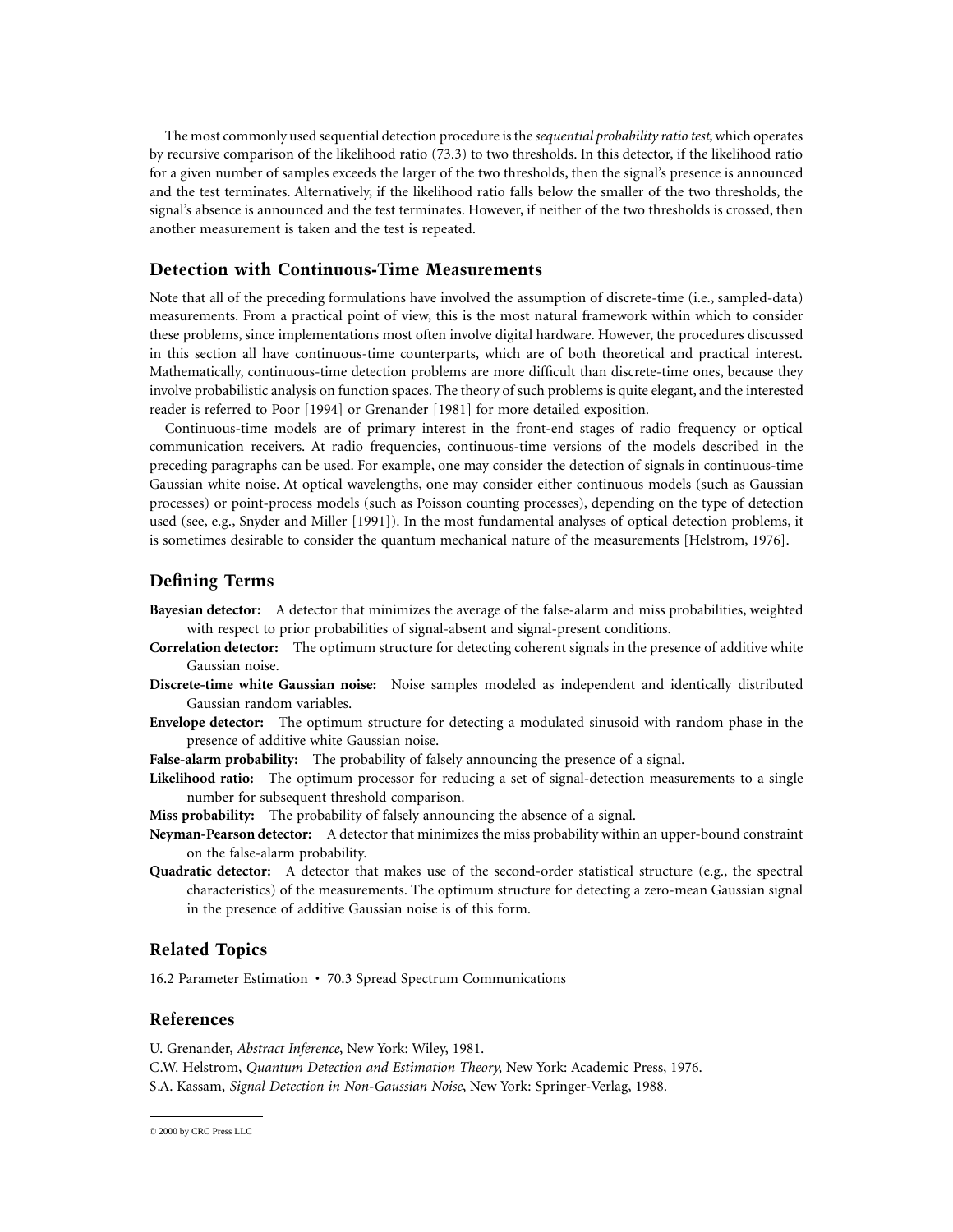The most commonly used sequential detection procedure is the *sequential probability ratio test,* which operates by recursive comparison of the likelihood ratio (73.3) to two thresholds. In this detector, if the likelihood ratio for a given number of samples exceeds the larger of the two thresholds, then the signal's presence is announced and the test terminates. Alternatively, if the likelihood ratio falls below the smaller of the two thresholds, the signal's absence is announced and the test terminates. However, if neither of the two thresholds is crossed, then another measurement is taken and the test is repeated.

## Detection with Continuous-Time Measurements

Note that all of the preceding formulations have involved the assumption of discrete-time (i.e., sampled-data) measurements. From a practical point of view, this is the most natural framework within which to consider these problems, since implementations most often involve digital hardware. However, the procedures discussed in this section all have continuous-time counterparts, which are of both theoretical and practical interest. Mathematically, continuous-time detection problems are more difficult than discrete-time ones, because they involve probabilistic analysis on function spaces. The theory of such problems is quite elegant, and the interested reader is referred to Poor [1994] or Grenander [1981] for more detailed exposition.

Continuous-time models are of primary interest in the front-end stages of radio frequency or optical communication receivers. At radio frequencies, continuous-time versions of the models described in the preceding paragraphs can be used. For example, one may consider the detection of signals in continuous-time Gaussian white noise. At optical wavelengths, one may consider either continuous models (such as Gaussian processes) or point-process models (such as Poisson counting processes), depending on the type of detection used (see, e.g., Snyder and Miller [1991]). In the most fundamental analyses of optical detection problems, it is sometimes desirable to consider the quantum mechanical nature of the measurements [Helstrom, 1976].

## Defining Terms

**Bayesian detector:** A detector that minimizes the average of the false-alarm and miss probabilities, weighted with respect to prior probabilities of signal-absent and signal-present conditions.

**Correlation detector:** The optimum structure for detecting coherent signals in the presence of additive white Gaussian noise.

**Discrete-time white Gaussian noise:** Noise samples modeled as independent and identically distributed Gaussian random variables.

**Envelope detector:** The optimum structure for detecting a modulated sinusoid with random phase in the presence of additive white Gaussian noise.

**False-alarm probability:** The probability of falsely announcing the presence of a signal.

**Likelihood ratio:** The optimum processor for reducing a set of signal-detection measurements to a single number for subsequent threshold comparison.

**Miss probability:** The probability of falsely announcing the absence of a signal.

**Neyman-Pearson detector:** A detector that minimizes the miss probability within an upper-bound constraint on the false-alarm probability.

**Quadratic detector:** A detector that makes use of the second-order statistical structure (e.g., the spectral characteristics) of the measurements. The optimum structure for detecting a zero-mean Gaussian signal in the presence of additive Gaussian noise is of this form.

## Related Topics

16.2 Parameter Estimation • 70.3 Spread Spectrum Communications

## References

U. Grenander, *Abstract Inference*, New York: Wiley, 1981.

C.W. Helstrom, *Quantum Detection and Estimation Theory*, New York: Academic Press, 1976.

S.A. Kassam, *Signal Detection in Non-Gaussian Noise*, New York: Springer-Verlag, 1988.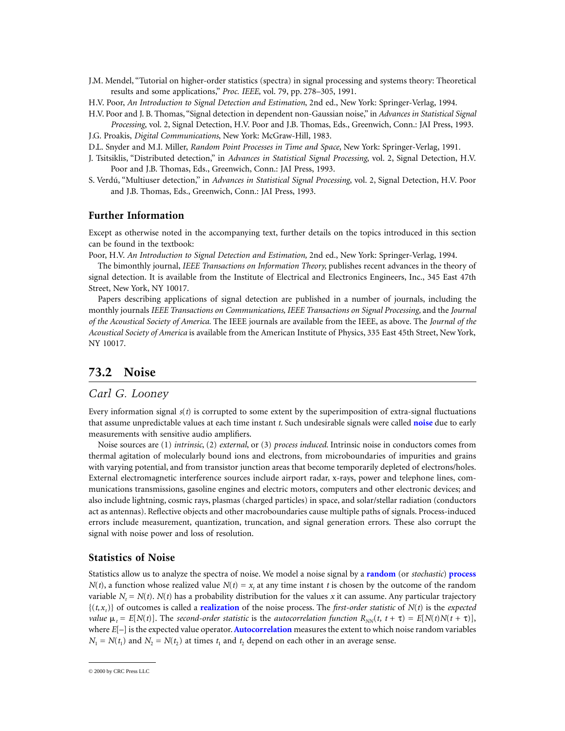J.M. Mendel, "Tutorial on higher-order statistics (spectra) in signal processing and systems theory: Theoretical results and some applications," *Proc. IEEE,* vol. 79, pp. 278–305, 1991.

H.V. Poor, *An Introduction to Signal Detection and Estimation*, 2nd ed., New York: Springer-Verlag, 1994.

H.V. Poor and J. B. Thomas, "Signal detection in dependent non-Gaussian noise," in *Advances in Statistical Signal Processing*, vol. 2, Signal Detection, H.V. Poor and J.B. Thomas, Eds., Greenwich, Conn.: JAI Press, 1993.

J.G. Proakis, *Digital Communications*, New York: McGraw-Hill, 1983.

D.L. Snyder and M.I. Miller, *Random Point Processes in Time and Space*, New York: Springer-Verlag, 1991.

J. Tsitsiklis, "Distributed detection," in *Advances in Statistical Signal Processing*, vol. 2, Signal Detection, H.V. Poor and J.B. Thomas, Eds., Greenwich, Conn.: JAI Press, 1993.

S. Verdú, "Multiuser detection," in *Advances in Statistical Signal Processing*, vol. 2, Signal Detection, H.V. Poor and J.B. Thomas, Eds., Greenwich, Conn.: JAI Press, 1993.

### Further Information

Except as otherwise noted in the accompanying text, further details on the topics introduced in this section can be found in the textbook:

Poor, H.V. *An Introduction to Signal Detection and Estimation,* 2nd ed., New York: Springer-Verlag, 1994.

The bimonthly journal, *IEEE Transactions on Information Theory,* publishes recent advances in the theory of signal detection. It is available from the Institute of Electrical and Electronics Engineers, Inc., 345 East 47th Street, New York, NY 10017.

Papers describing applications of signal detection are published in a number of journals, including the monthly journals *IEEE Transactions on Communications, IEEE Transactions on Signal Processing,* and the *Journal of the Acoustical Society of America.* The IEEE journals are available from the IEEE, as above. The *Journal of the Acoustical Society of America* is available from the American Institute of Physics, 335 East 45th Street, New York, NY 10017.

## 73.2 Noise

*Carl G. Looney*

Every information signal $s(t)$ is corrupted to some extent by the superimposition of extra-signal fluctuations that assume unpredictable values at each time instant $t$. Such undesirable signals were called **noise** due to early measurements with sensitive audio amplifiers.

Noise sources are (1) *intrinsic*, (2) *external*, or (3) *process induced.* Intrinsic noise in conductors comes from thermal agitation of molecularly bound ions and electrons, from microboundaries of impurities and grains with varying potential, and from transistor junction areas that become temporarily depleted of electrons/holes. External electromagnetic interference sources include airport radar, x-rays, power and telephone lines, communications transmissions, gasoline engines and electric motors, computers and other electronic devices; and also include lightning, cosmic rays, plasmas (charged particles) in space, and solar/stellar radiation (conductors act as antennas). Reflective objects and other macroboundaries cause multiple paths of signals. Process-induced errors include measurement, quantization, truncation, and signal generation errors. These also corrupt the signal with noise power and loss of resolution.

### Statistics of Noise

Statistics allow us to analyze the spectra of noise. We model a noise signal by a **random** (or *stochastic*) **process** $N(t)$, a function whose realized value $N(t) = x_t$ at any time instant $t$ is chosen by the outcome of the random variable $N_t = N(t)$. $N(t)$ has a probability distribution for the values $x$ it can assume. Any particular trajectory $\{(t, x_t)\}$ of outcomes is called a **realization** of the noise process. The *first-order statistic* of $N(t)$ is the *expected value* $\mu_t = E[N(t)]$. The *second-order statistic* is the *autocorrelation function* $R_{NN}(t, t + \tau) = E[N(t)N(t + \tau)]$, where $E[-]$ is the expected value operator. **Autocorrelation** measures the extent to which noise random variables $N_1 = N(t_1)$ and $N_2 = N(t_2)$ at times $t_1$ and $t_2$ depend on each other in an average sense.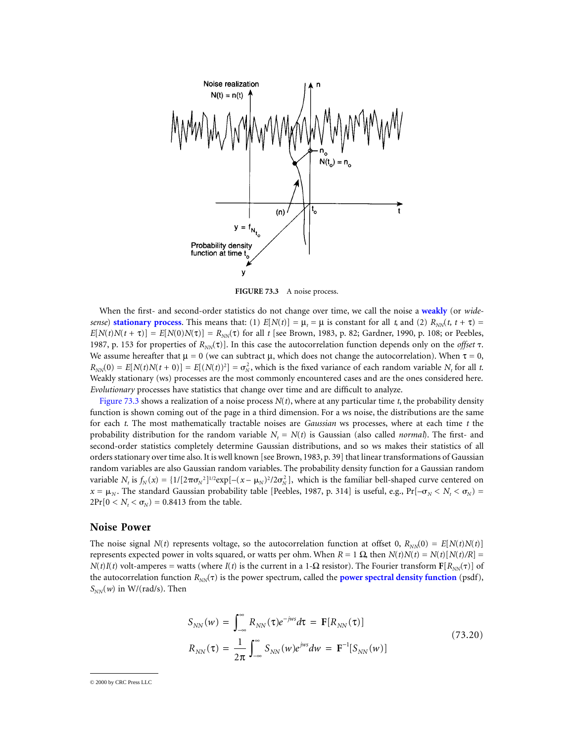FIGURE 73.3 A noise process.

When the first- and second-order statistics do not change over time, we call the noise a **weakly** (or *wide-sense*) **stationary process**. This means that: (1) $E[N(t)] = \mu_t = \mu$ is constant for all $t$, and (2) $R_{NN}(t, t + \tau) = E[N(t)N(t + \tau)] = E[N(0)N(\tau)] = R_{NN}(\tau)$ for all $t$ [see Brown, 1983, p. 82; Gardner, 1990, p. 108; or Peebles, 1987, p. 153 for properties of $R_{NN}(\tau)$]. In this case the autocorrelation function depends only on the *offset* $\tau$. We assume hereafter that $\mu = 0$ (we can subtract $\mu$, which does not change the autocorrelation). When $\tau = 0$, $R_{NN}(0) = E[N(t)N(t + 0)] = E[(N(t))^2] = \sigma_N^2$, which is the fixed variance of each random variable $N_t$ for all $t$. Weakly stationary (ws) processes are the most commonly encountered cases and are the ones considered here. *Evolutionary* processes have statistics that change over time and are difficult to analyze.

Figure 73.3 shows a realization of a noise process $N(t)$, where at any particular time $t$, the probability density function is shown coming out of the page in a third dimension. For a ws noise, the distributions are the same for each $t$. The most mathematically tractable noises are *Gaussian* ws processes, where at each time $t$ the probability distribution for the random variable $N_t = N(t)$ is Gaussian (also called *normal*). The first- and second-order statistics completely determine Gaussian distributions, and so ws makes their statistics of all orders stationary over time also. It is well known [see Brown, 1983, p. 39] that linear transformations of Gaussian random variables are also Gaussian random variables. The probability density function for a Gaussian random variable $N_t$ is $f_N(x) = \{1/[2\pi\sigma_N{}^2]^{1/2}\exp[-(x - \mu_N)^2/2\sigma_N^2]$, which is the familiar bell-shaped curve centered on $x = \mu_N$. The standard Gaussian probability table [Peebles, 1987, p. 314] is useful, e.g., $\Pr[-\sigma_N < N_t < \sigma_N) = 2\Pr[0 < N_t < \sigma_N) = 0.8413$ from the table.

## Noise Power

The noise signal $N(t)$ represents voltage, so the autocorrelation function at offset 0, $R_{NN}(0) = E[N(t)N(t)]$ represents expected power in volts squared, or watts per ohm. When $R = 1\ \Omega$, then $N(t)N(t) = N(t)[N(t)/R] = N(t)I(t)$ volt-amperes = watts (where $I(t)$ is the current in a 1-$\Omega$ resistor). The Fourier transform $\mathbf{F}[R_{NN}(\tau)]$ of the autocorrelation function $R_{NN}(\tau)$ is the power spectrum, called the **power spectral density function** (psdf), $S_{NN}(w)$ in W/(rad/s). Then

$$
\begin{aligned}
S_{NN}(w) &= \int_{-\infty}^{\infty} R_{NN}(\tau)e^{-jws}d\tau \;=\; \mathbf{F}[R_{NN}(\tau)] \\
R_{NN}(\tau) &= \frac{1}{2\pi}\int_{-\infty}^{\infty} S_{NN}(w)e^{jws}dw \;=\; \mathbf{F}^{-1}[S_{NN}(w)]
\end{aligned}
\tag{73.20}
$$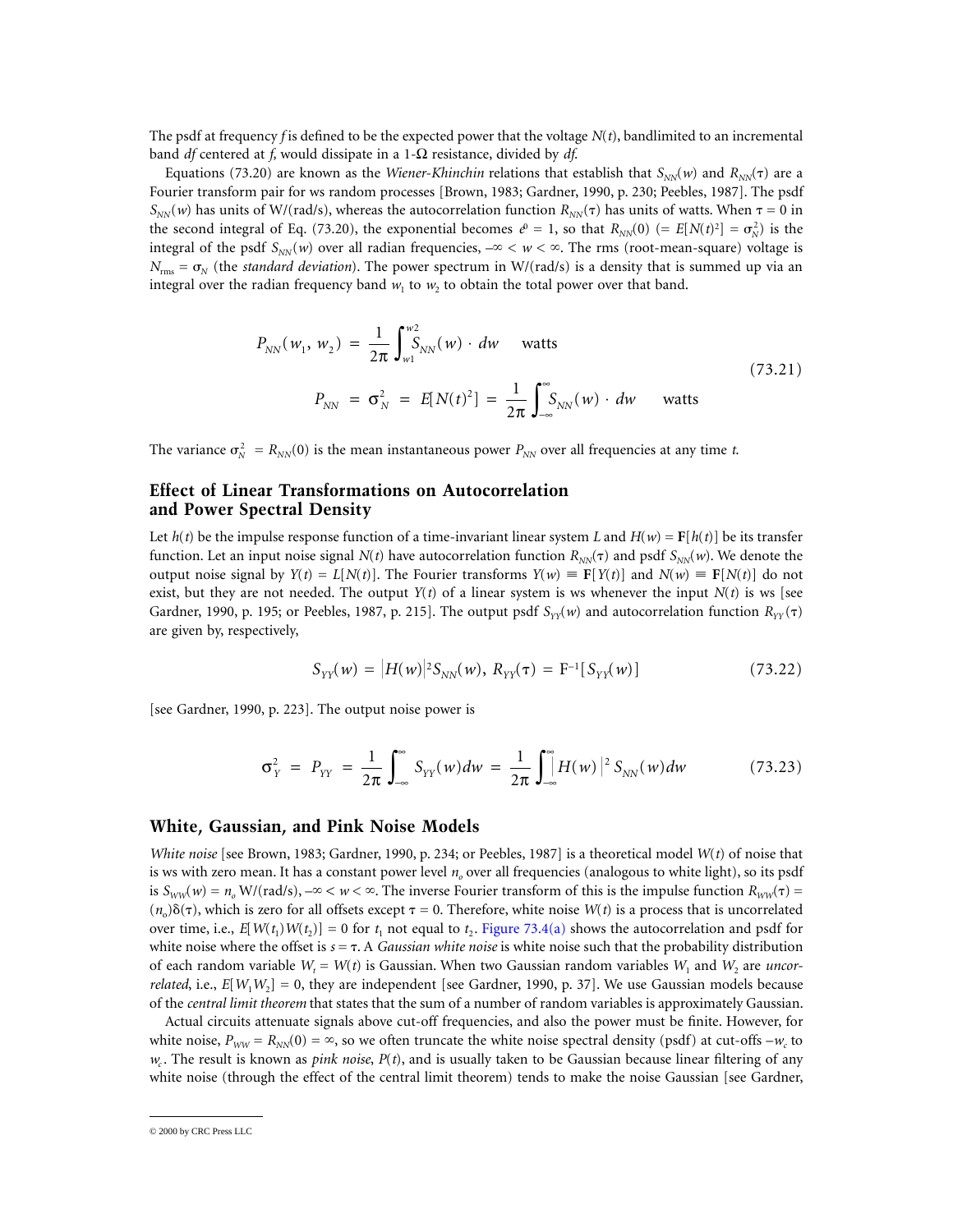The psdf at frequency $f$ is defined to be the expected power that the voltage $N(t)$, bandlimited to an incremental band $df$ centered at $f$, would dissipate in a 1-Ω resistance, divided by $df$.

Equations (73.20) are known as the *Wiener-Khinchin* relations that establish that $S_{NN}(w)$ and $R_{NN}(\tau)$ are a Fourier transform pair for ws random processes [Brown, 1983; Gardner, 1990, p. 230; Peebles, 1987]. The psdf $S_{NN}(w)$ has units of W/(rad/s), whereas the autocorrelation function $R_{NN}(\tau)$ has units of watts. When $\tau = 0$ in the second integral of Eq. (73.20), the exponential becomes $e^0 = 1$, so that $R_{NN}(0)$ $(= E[N(t)^2] = \sigma_N^2)$ is the integral of the psdf $S_{NN}(w)$ over all radian frequencies, $-\infty < w < \infty$. The rms (root-mean-square) voltage is $N_{\text{rms}} = \sigma_N$ (the *standard deviation*). The power spectrum in W/(rad/s) is a density that is summed up via an integral over the radian frequency band $w_1$ to $w_2$ to obtain the total power over that band.

$$
\begin{aligned}
P_{NN}(w_1, w_2) &= \frac{1}{2\pi}\int_{w1}^{w2} S_{NN}(w)\cdot dw \qquad \text{watts} \\
P_{NN} = \sigma_N^2 &= E[N(t)^2] = \frac{1}{2\pi}\int_{-\infty}^{\infty} S_{NN}(w)\cdot dw \qquad \text{watts}
\end{aligned}
\tag{73.21}
$$

The variance $\sigma_N^2 = R_{NN}(0)$ is the mean instantaneous power $P_{NN}$ over all frequencies at any time $t$.

## Effect of Linear Transformations on Autocorrelation and Power Spectral Density

Let $h(t)$ be the impulse response function of a time-invariant linear system $L$ and $H(w) = \mathbf{F}[h(t)]$ be its transfer function. Let an input noise signal $N(t)$ have autocorrelation function $R_{NN}(\tau)$ and psdf $S_{NN}(w)$. We denote the output noise signal by $Y(t) = L[N(t)]$. The Fourier transforms $Y(w) \equiv \mathbf{F}[Y(t)]$ and $N(w) \equiv \mathbf{F}[N(t)]$ do not exist, but they are not needed. The output $Y(t)$ of a linear system is ws whenever the input $N(t)$ is ws [see Gardner, 1990, p. 195; or Peebles, 1987, p. 215]. The output psdf $S_{YY}(w)$ and autocorrelation function $R_{YY}(\tau)$ are given by, respectively,

$$
S_{YY}(w) = |H(w)|^2 S_{NN}(w),\; R_{YY}(\tau) = \mathrm{F}^{-1}[S_{YY}(w)] \tag{73.22}
$$

[see Gardner, 1990, p. 223]. The output noise power is

$$
\sigma_Y^2 = P_{YY} = \frac{1}{2\pi}\int_{-\infty}^{\infty} S_{YY}(w)dw = \frac{1}{2\pi}\int_{-\infty}^{\infty} |H(w)|^2 S_{NN}(w)dw \tag{73.23}
$$

## White, Gaussian, and Pink Noise Models

*White noise* [see Brown, 1983; Gardner, 1990, p. 234; or Peebles, 1987] is a theoretical model $W(t)$ of noise that is ws with zero mean. It has a constant power level $n_o$ over all frequencies (analogous to white light), so its psdf is $S_{WW}(w) = n_o$ W/(rad/s), $-\infty < w < \infty$. The inverse Fourier transform of this is the impulse function $R_{WW}(\tau) = (n_o)\delta(\tau)$, which is zero for all offsets except $\tau = 0$. Therefore, white noise $W(t)$ is a process that is uncorrelated over time, i.e., $E[W(t_1)W(t_2)] = 0$ for $t_1$ not equal to $t_2$. Figure 73.4(a) shows the autocorrelation and psdf for white noise where the offset is $s = \tau$. A *Gaussian white noise* is white noise such that the probability distribution of each random variable $W_t = W(t)$ is Gaussian. When two Gaussian random variables $W_1$ and $W_2$ are *uncorrelated*, i.e., $E[W_1W_2] = 0$, they are independent [see Gardner, 1990, p. 37]. We use Gaussian models because of the *central limit theorem* that states that the sum of a number of random variables is approximately Gaussian.

Actual circuits attenuate signals above cut-off frequencies, and also the power must be finite. However, for white noise, $P_{WW} = R_{NN}(0) = \infty$, so we often truncate the white noise spectral density (psdf) at cut-offs $-w_c$ to $w_c$. The result is known as *pink noise*, $P(t)$, and is usually taken to be Gaussian because linear filtering of any white noise (through the effect of the central limit theorem) tends to make the noise Gaussian [see Gardner,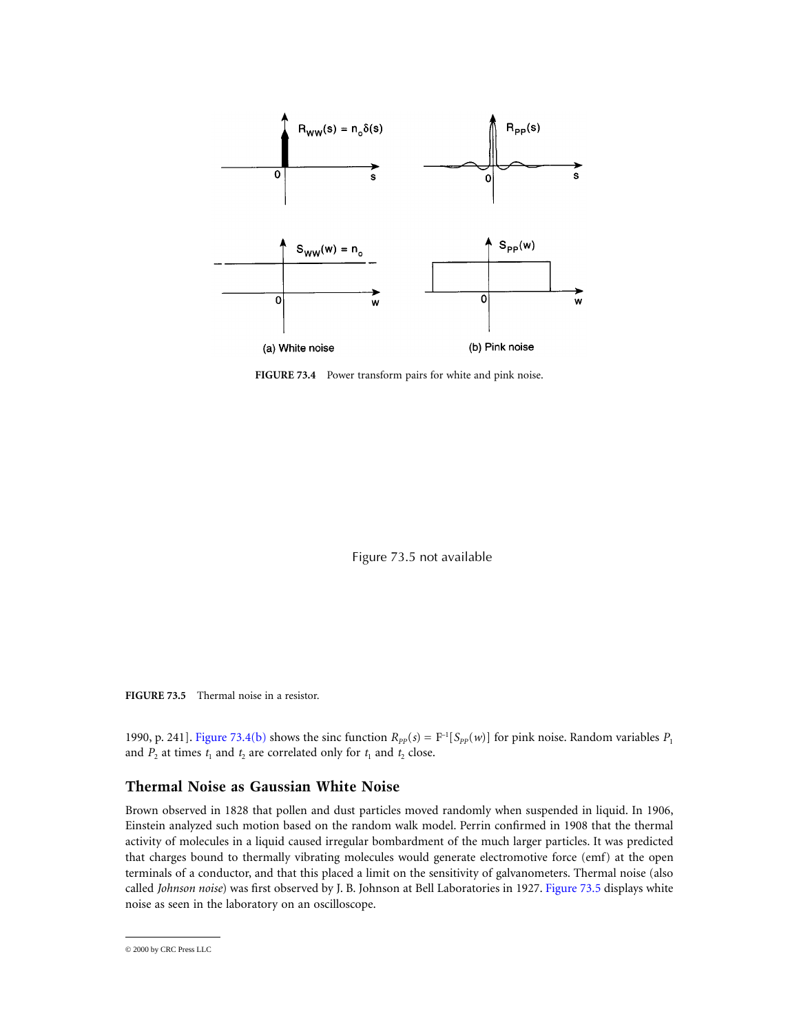FIGURE 73.4 Power transform pairs for white and pink noise.

Figure 73.5 not available

FIGURE 73.5 Thermal noise in a resistor.

1990, p. 241]. Figure 73.4(b) shows the sinc function $R_{PP}(s) = F^{-1}[S_{PP}(w)]$ for pink noise. Random variables $P_1$ and $P_2$ at times $t_1$ and $t_2$ are correlated only for $t_1$ and $t_2$ close.

## Thermal Noise as Gaussian White Noise

Brown observed in 1828 that pollen and dust particles moved randomly when suspended in liquid. In 1906, Einstein analyzed such motion based on the random walk model. Perrin confirmed in 1908 that the thermal activity of molecules in a liquid caused irregular bombardment of the much larger particles. It was predicted that charges bound to thermally vibrating molecules would generate electromotive force (emf) at the open terminals of a conductor, and that this placed a limit on the sensitivity of galvanometers. Thermal noise (also called *Johnson noise*) was first observed by J. B. Johnson at Bell Laboratories in 1927. Figure 73.5 displays white noise as seen in the laboratory on an oscilloscope.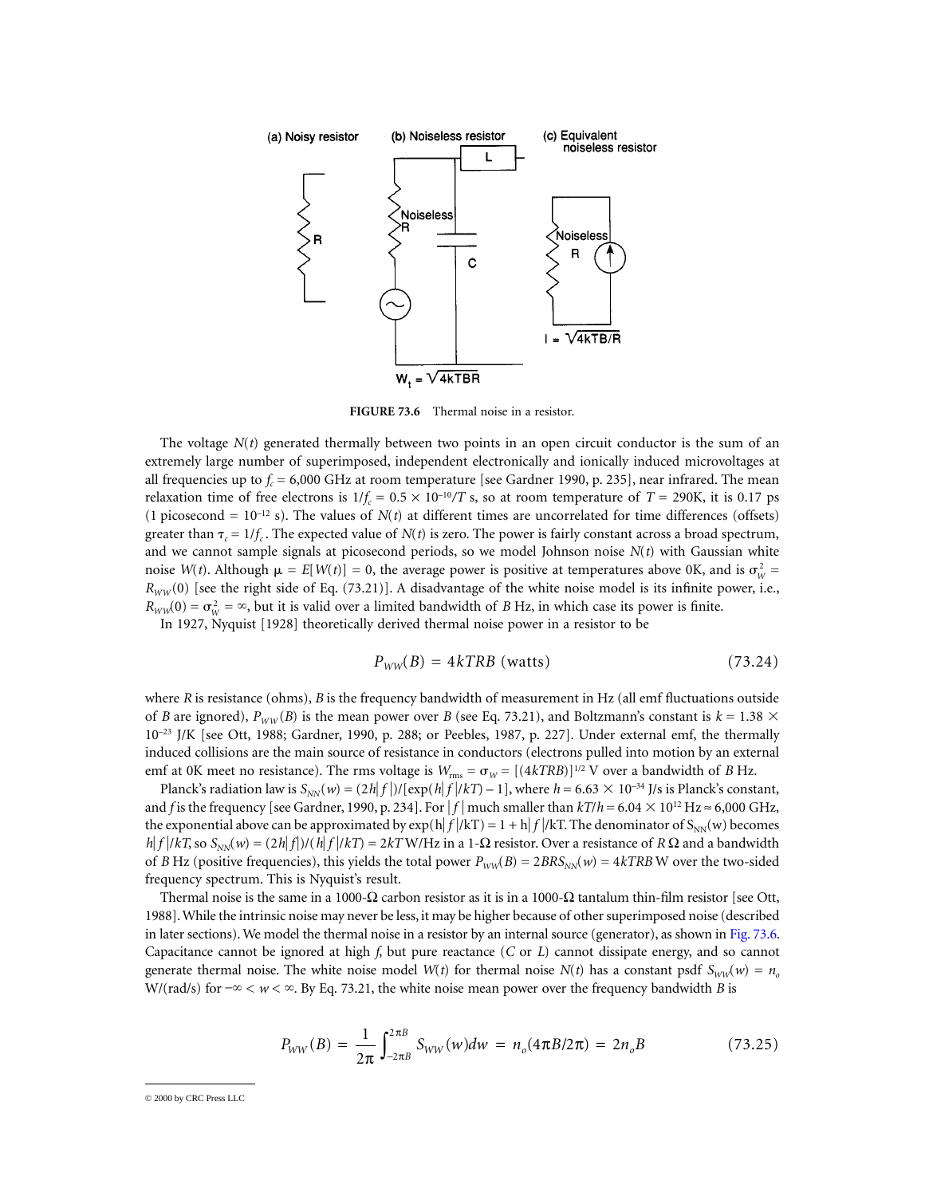**FIGURE 73.6** Thermal noise in a resistor.

The voltage $N(t)$ generated thermally between two points in an open circuit conductor is the sum of an extremely large number of superimposed, independent electronically and ionically induced microvoltages at all frequencies up to $f_c = 6{,}000$ GHz at room temperature [see Gardner 1990, p. 235], near infrared. The mean relaxation time of free electrons is $1/f_c = 0.5 \times 10^{-10}/T$ s, so at room temperature of $T = 290$K, it is 0.17 ps (1 picosecond $= 10^{-12}$ s). The values of $N(t)$ at different times are uncorrelated for time differences (offsets) greater than $\tau_c = 1/f_c$. The expected value of $N(t)$ is zero. The power is fairly constant across a broad spectrum, and we cannot sample signals at picosecond periods, so we model Johnson noise $N(t)$ with Gaussian white noise $W(t)$. Although $\mu = E[W(t)] = 0$, the average power is positive at temperatures above 0K, and is $\sigma_W^2 = R_{WW}(0)$ [see the right side of Eq. (73.21)]. A disadvantage of the white noise model is its infinite power, i.e., $R_{WW}(0) = \sigma_W^2 = \infty$, but it is valid over a limited bandwidth of $B$ Hz, in which case its power is finite.

In 1927, Nyquist [1928] theoretically derived thermal noise power in a resistor to be

$$P_{WW}(B) = 4kTRB \text{ (watts)} \tag{73.24}$$

where $R$ is resistance (ohms), $B$ is the frequency bandwidth of measurement in Hz (all emf fluctuations outside of $B$ are ignored), $P_{WW}(B)$ is the mean power over $B$ (see Eq. 73.21), and Boltzmann's constant is $k = 1.38 \times 10^{-23}$ J/K [see Ott, 1988; Gardner, 1990, p. 288; or Peebles, 1987, p. 227]. Under external emf, the thermally induced collisions are the main source of resistance in conductors (electrons pulled into motion by an external emf at 0K meet no resistance). The rms voltage is $W_{rms} = \sigma_W = [(4kTRB)]^{1/2}$ V over a bandwidth of $B$ Hz.

Planck's radiation law is $S_{NN}(w) = (2h|f|)/[\exp(h|f|/kT) - 1]$, where $h = 6.63 \times 10^{-34}$ J/s is Planck's constant, and $f$ is the frequency [see Gardner, 1990, p. 234]. For $|f|$ much smaller than $kT/h = 6.04 \times 10^{12}$ Hz $\approx 6{,}000$ GHz, the exponential above can be approximated by $\exp(h|f|/kT) = 1 + h|f|/kT$. The denominator of $S_{NN}(w)$ becomes $h|f|/kT$, so $S_{NN}(w) = (2h|f|)/(h|f|/kT) = 2kT$ W/Hz in a 1-Ω resistor. Over a resistance of $R$ Ω and a bandwidth of $B$ Hz (positive frequencies), this yields the total power $P_{WW}(B) = 2BRS_{NN}(w) = 4kTRB$ W over the two-sided frequency spectrum. This is Nyquist's result.

Thermal noise is the same in a 1000-Ω carbon resistor as it is in a 1000-Ω tantalum thin-film resistor [see Ott, 1988]. While the intrinsic noise may never be less, it may be higher because of other superimposed noise (described in later sections). We model the thermal noise in a resistor by an internal source (generator), as shown in Fig. 73.6. Capacitance cannot be ignored at high $f$, but pure reactance ($C$ or $L$) cannot dissipate energy, and so cannot generate thermal noise. The white noise model $W(t)$ for thermal noise $N(t)$ has a constant psdf $S_{WW}(w) = n_o$ W/(rad/s) for $-\infty < w < \infty$. By Eq. 73.21, the white noise mean power over the frequency bandwidth $B$ is

$$P_{WW}(B) = \frac{1}{2\pi}\int_{-2\pi B}^{2\pi B} S_{WW}(w)dw = n_o(4\pi B/2\pi) = 2n_oB \tag{73.25}$$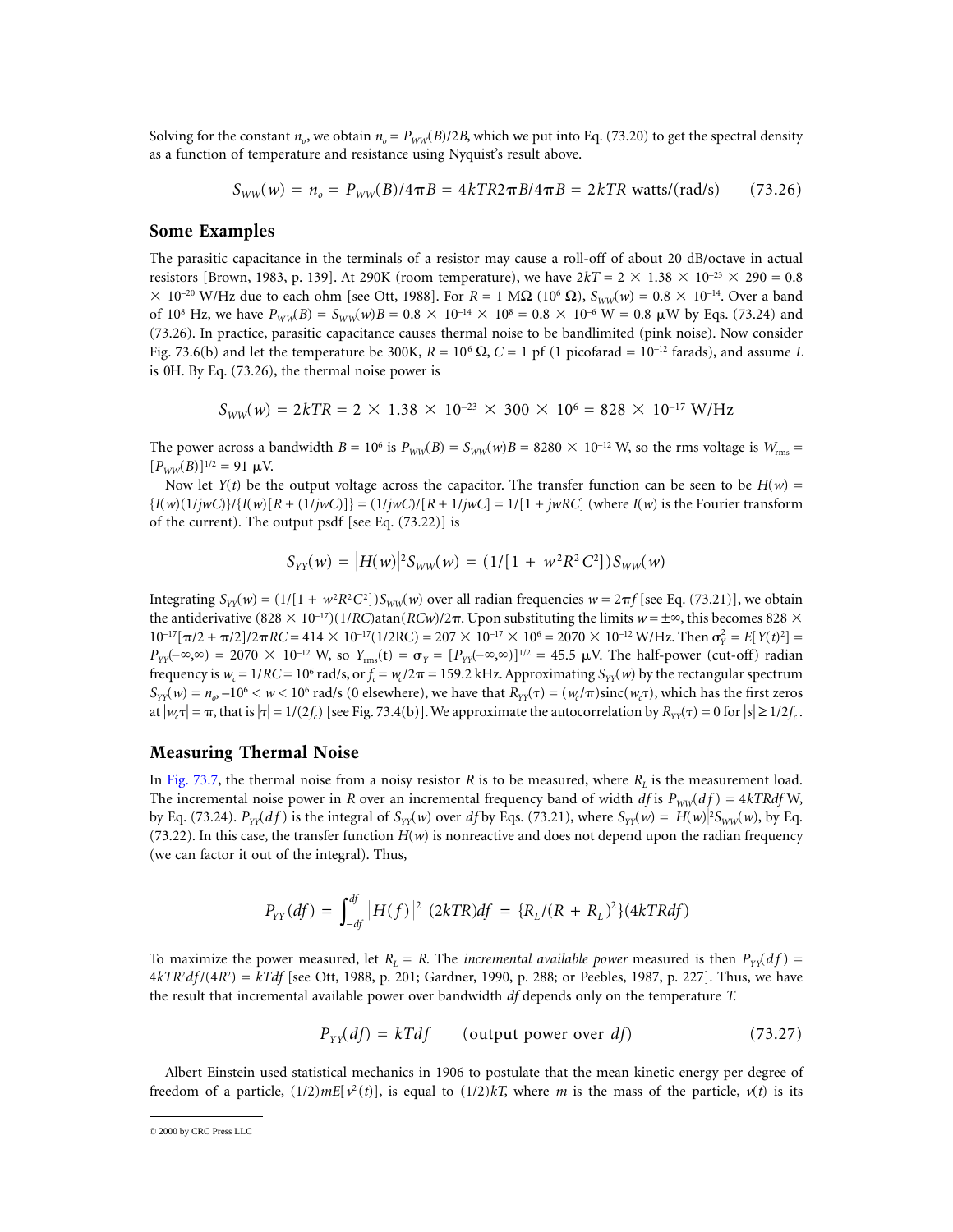Solving for the constant $n_o$, we obtain $n_o = P_{WW}(B)/2B$, which we put into Eq. (73.20) to get the spectral density as a function of temperature and resistance using Nyquist's result above.

$$S_{WW}(w) = n_o = P_{WW}(B)/4\pi B = 4kTR2\pi B/4\pi B = 2kTR \text{ watts/(rad/s)} \qquad (73.26)$$

## Some Examples

The parasitic capacitance in the terminals of a resistor may cause a roll-off of about 20 dB/octave in actual resistors [Brown, 1983, p. 139]. At 290K (room temperature), we have $2kT = 2 \times 1.38 \times 10^{-23} \times 290 = 0.8 \times 10^{-20}$ W/Hz due to each ohm [see Ott, 1988]. For $R = 1$ MΩ ($10^6$ Ω), $S_{WW}(w) = 0.8 \times 10^{-14}$. Over a band of $10^8$ Hz, we have $P_{WW}(B) = S_{WW}(w)B = 0.8 \times 10^{-14} \times 10^8 = 0.8 \times 10^{-6}$ W $= 0.8$ μW by Eqs. (73.24) and (73.26). In practice, parasitic capacitance causes thermal noise to be bandlimited (pink noise). Now consider Fig. 73.6(b) and let the temperature be 300K, $R = 10^6$ Ω, $C = 1$ pf (1 picofarad = $10^{-12}$ farads), and assume $L$ is 0H. By Eq. (73.26), the thermal noise power is

$$S_{WW}(w) = 2kTR = 2 \times 1.38 \times 10^{-23} \times 300 \times 10^6 = 828 \times 10^{-17} \text{ W/Hz}$$

The power across a bandwidth $B = 10^6$ is $P_{WW}(B) = S_{WW}(w)B = 8280 \times 10^{-12}$ W, so the rms voltage is $W_{\text{rms}} = [P_{WW}(B)]^{1/2} = 91$ μV.

Now let $Y(t)$ be the output voltage across the capacitor. The transfer function can be seen to be $H(w) = \{I(w)(1/jwC)\}/\{I(w)[R + (1/jwC)]\} = (1/jwC)/[R + 1/jwC] = 1/[1 + jwRC]$ (where $I(w)$ is the Fourier transform of the current). The output psdf [see Eq. (73.22)] is

$$S_{YY}(w) = |H(w)|^2 S_{WW}(w) = (1/[1 + w^2R^2C^2])S_{WW}(w)$$

Integrating $S_{YY}(w) = (1/[1 + w^2R^2C^2])S_{WW}(w)$ over all radian frequencies $w = 2\pi f$ [see Eq. (73.21)], we obtain the antiderivative $(828 \times 10^{-17})(1/RC)\text{atan}(RCw)/2\pi$. Upon substituting the limits $w = \pm\infty$, this becomes $828 \times 10^{-17}[\pi/2 + \pi/2]/2\pi RC = 414 \times 10^{-17}(1/2\text{RC}) = 207 \times 10^{-17} \times 10^6 = 2070 \times 10^{-12}$ W/Hz. Then $\sigma_Y^2 = E[Y(t)^2] = P_{YY}(-\infty,\infty) = 2070 \times 10^{-12}$ W, so $Y_{\text{rms}}(t) = \sigma_Y = [P_{YY}(-\infty,\infty)]^{1/2} = 45.5$ μV. The half-power (cut-off) radian frequency is $w_c = 1/RC = 10^6$ rad/s, or $f_c = w_c/2\pi = 159.2$ kHz. Approximating $S_{YY}(w)$ by the rectangular spectrum $S_{YY}(w) = n_o$, $-10^6 < w < 10^6$ rad/s (0 elsewhere), we have that $R_{YY}(\tau) = (w_c/\pi)\text{sinc}(w_c\tau)$, which has the first zeros at $|w_c\tau| = \pi$, that is $|\tau| = 1/(2f_c)$ [see Fig. 73.4(b)]. We approximate the autocorrelation by $R_{YY}(\tau) = 0$ for $|s| \geq 1/2f_c$.

## Measuring Thermal Noise

In Fig. 73.7, the thermal noise from a noisy resistor $R$ is to be measured, where $R_L$ is the measurement load. The incremental noise power in $R$ over an incremental frequency band of width $df$ is $P_{WW}(df) = 4kTRdf$ W, by Eq. (73.24). $P_{YY}(df)$ is the integral of $S_{YY}(w)$ over $df$ by Eqs. (73.21), where $S_{YY}(w) = |H(w)|^2 S_{WW}(w)$, by Eq. (73.22). In this case, the transfer function $H(w)$ is nonreactive and does not depend upon the radian frequency (we can factor it out of the integral). Thus,

$$P_{YY}(df) = \int_{-df}^{df} |H(f)|^2 \; (2kTR)df = \{R_L/(R + R_L)^2\}(4kTRdf)$$

To maximize the power measured, let $R_L = R$. The *incremental available power* measured is then $P_{YY}(df) = 4kTR^2df/(4R^2) = kTdf$ [see Ott, 1988, p. 201; Gardner, 1990, p. 288; or Peebles, 1987, p. 227]. Thus, we have the result that incremental available power over bandwidth $df$ depends only on the temperature $T$.

$$P_{YY}(df) = kTdf \qquad \text{(output power over } df\text{)} \qquad (73.27)$$

Albert Einstein used statistical mechanics in 1906 to postulate that the mean kinetic energy per degree of freedom of a particle, $(1/2)mE[v^2(t)]$, is equal to $(1/2)kT$, where $m$ is the mass of the particle, $v(t)$ is its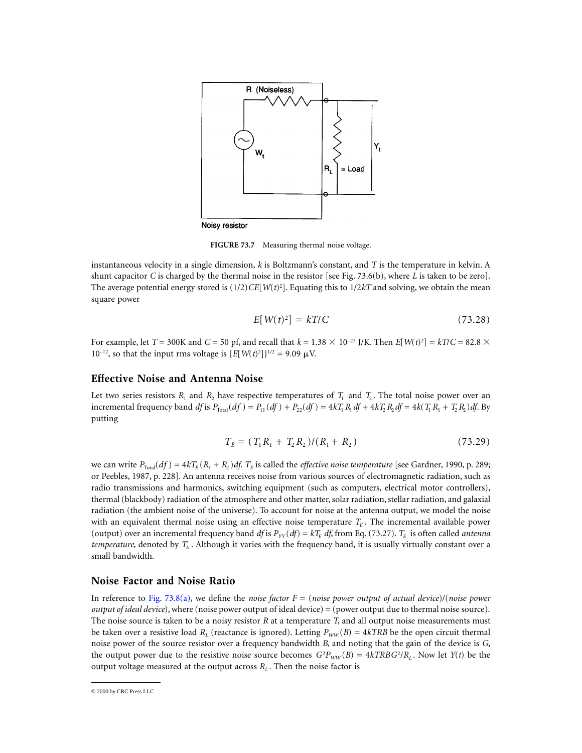FIGURE 73.7 Measuring thermal noise voltage.

instantaneous velocity in a single dimension, $k$ is Boltzmann's constant, and $T$ is the temperature in kelvin. A shunt capacitor $C$ is charged by the thermal noise in the resistor [see Fig. 73.6(b), where $L$ is taken to be zero]. The average potential energy stored is $(1/2)CE[W(t)^2]$. Equating this to $1/2kT$ and solving, we obtain the mean square power

$$E[W(t)^2] = kT/C \tag{73.28}$$

For example, let $T = 300\text{K}$ and $C = 50$ pf, and recall that $k = 1.38 \times 10^{-23}$ J/K. Then $E[W(t)^2] = kT/C = 82.8 \times 10^{-12}$, so that the input rms voltage is $\{E[W(t)^2]\}^{1/2} = 9.09\ \mu\text{V}$.

## Effective Noise and Antenna Noise

Let two series resistors $R_1$ and $R_2$ have respective temperatures of $T_1$ and $T_2$. The total noise power over an incremental frequency band $df$ is $P_{\text{Total}}(df) = P_{11}(df) + P_{22}(df) = 4kT_1R_1df + 4kT_2R_2df = 4k(T_1R_1 + T_2R_2)df$. By putting

$$T_E = (T_1R_1 + T_2R_2)/(R_1 + R_2) \tag{73.29}$$

we can write $P_{\text{Total}}(df) = 4kT_E(R_1 + R_2)df$. $T_E$ is called the *effective noise temperature* [see Gardner, 1990, p. 289; or Peebles, 1987, p. 228]. An antenna receives noise from various sources of electromagnetic radiation, such as radio transmissions and harmonics, switching equipment (such as computers, electrical motor controllers), thermal (blackbody) radiation of the atmosphere and other matter, solar radiation, stellar radiation, and galaxial radiation (the ambient noise of the universe). To account for noise at the antenna output, we model the noise with an equivalent thermal noise using an effective noise temperature $T_E$. The incremental available power (output) over an incremental frequency band $df$ is $P_{YY}(df) = kT_E\,df$, from Eq. (73.27). $T_E$ is often called *antenna temperature*, denoted by $T_A$. Although it varies with the frequency band, it is usually virtually constant over a small bandwidth.

## Noise Factor and Noise Ratio

In reference to Fig. 73.8(a), we define the *noise factor* $F$ = (*noise power output of actual device*)/(*noise power output of ideal device*), where (noise power output of ideal device) = (power output due to thermal noise source). The noise source is taken to be a noisy resistor $R$ at a temperature $T$, and all output noise measurements must be taken over a resistive load $R_L$ (reactance is ignored). Letting $P_{WW}(B) = 4kTRB$ be the open circuit thermal noise power of the source resistor over a frequency bandwidth $B$, and noting that the gain of the device is $G$, the output power due to the resistive noise source becomes $G^2P_{WW}(B) = 4kTRBG^2/R_L$. Now let $Y(t)$ be the output voltage measured at the output across $R_L$. Then the noise factor is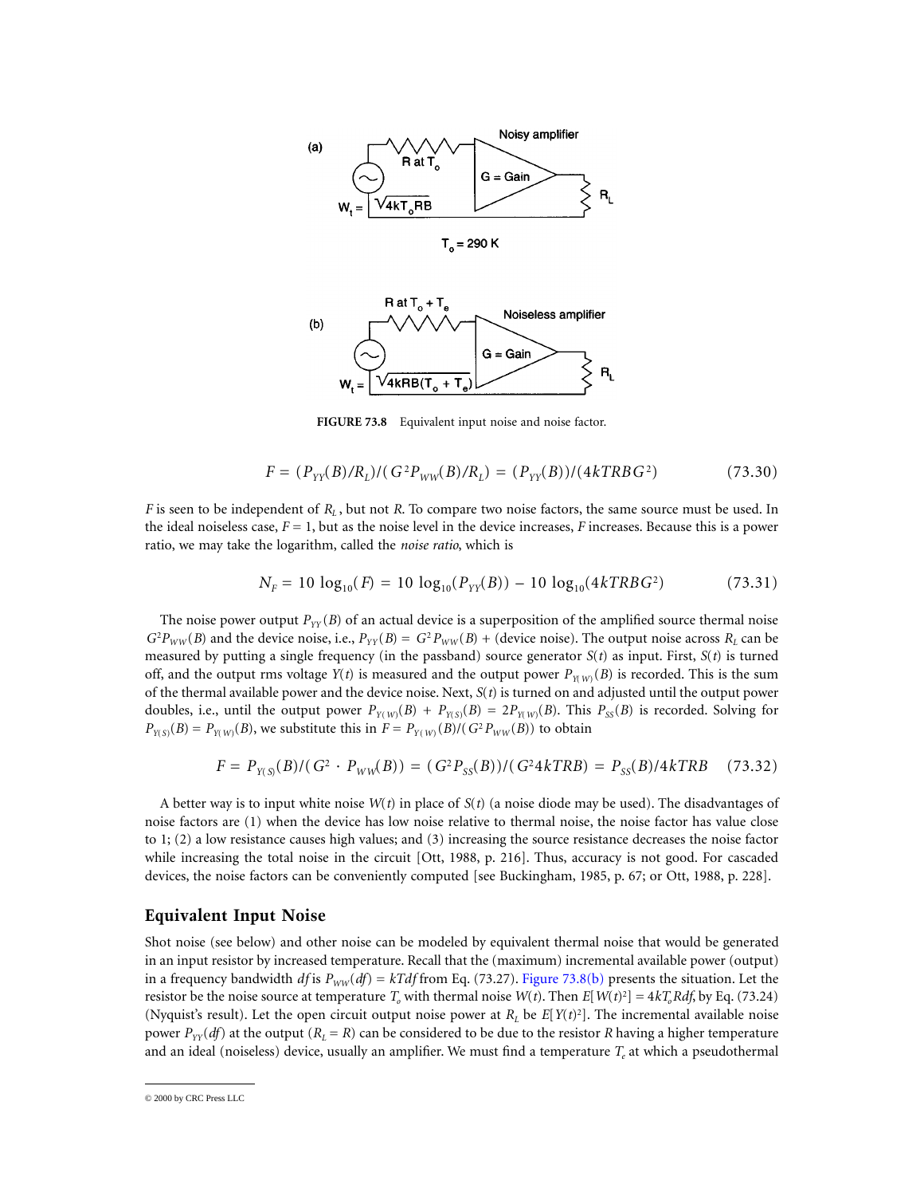FIGURE 73.8 Equivalent input noise and noise factor.

$$F = (P_{YY}(B)/R_L)/(G^2 P_{WW}(B)/R_L) = (P_{YY}(B))/(4kTRBG^2) \tag{73.30}$$

$F$ is seen to be independent of $R_L$, but not $R$. To compare two noise factors, the same source must be used. In the ideal noiseless case, $F = 1$, but as the noise level in the device increases, $F$ increases. Because this is a power ratio, we may take the logarithm, called the *noise ratio*, which is

$$N_F = 10 \log_{10}(F) = 10 \log_{10}(P_{YY}(B)) - 10 \log_{10}(4kTRBG^2) \tag{73.31}$$

The noise power output $P_{YY}(B)$ of an actual device is a superposition of the amplified source thermal noise $G^2 P_{WW}(B)$ and the device noise, i.e., $P_{YY}(B) = G^2 P_{WW}(B)$ + (device noise). The output noise across $R_L$ can be measured by putting a single frequency (in the passband) source generator $S(t)$ as input. First, $S(t)$ is turned off, and the output rms voltage $Y(t)$ is measured and the output power $P_{Y(W)}(B)$ is recorded. This is the sum of the thermal available power and the device noise. Next, $S(t)$ is turned on and adjusted until the output power doubles, i.e., until the output power $P_{Y(W)}(B) + P_{Y(S)}(B) = 2P_{Y(W)}(B)$. This $P_{SS}(B)$ is recorded. Solving for $P_{Y(S)}(B) = P_{Y(W)}(B)$, we substitute this in $F = P_{Y(W)}(B)/(G^2 P_{WW}(B))$ to obtain

$$F = P_{Y(S)}(B)/(G^2 \cdot P_{WW}(B)) = (G^2 P_{SS}(B))/(G^2 4kTRB) = P_{SS}(B)/4kTRB \tag{73.32}$$

A better way is to input white noise $W(t)$ in place of $S(t)$ (a noise diode may be used). The disadvantages of noise factors are (1) when the device has low noise relative to thermal noise, the noise factor has value close to 1; (2) a low resistance causes high values; and (3) increasing the source resistance decreases the noise factor while increasing the total noise in the circuit [Ott, 1988, p. 216]. Thus, accuracy is not good. For cascaded devices, the noise factors can be conveniently computed [see Buckingham, 1985, p. 67; or Ott, 1988, p. 228].

## Equivalent Input Noise

Shot noise (see below) and other noise can be modeled by equivalent thermal noise that would be generated in an input resistor by increased temperature. Recall that the (maximum) incremental available power (output) in a frequency bandwidth $df$ is $P_{WW}(df) = kTdf$ from Eq. (73.27). Figure 73.8(b) presents the situation. Let the resistor be the noise source at temperature $T_o$ with thermal noise $W(t)$. Then $E[W(t)^2] = 4kT_o Rdf$, by Eq. (73.24) (Nyquist's result). Let the open circuit output noise power at $R_L$ be $E[Y(t)^2]$. The incremental available noise power $P_{YY}(df)$ at the output ($R_L = R$) can be considered to be due to the resistor $R$ having a higher temperature and an ideal (noiseless) device, usually an amplifier. We must find a temperature $T_e$ at which a pseudothermal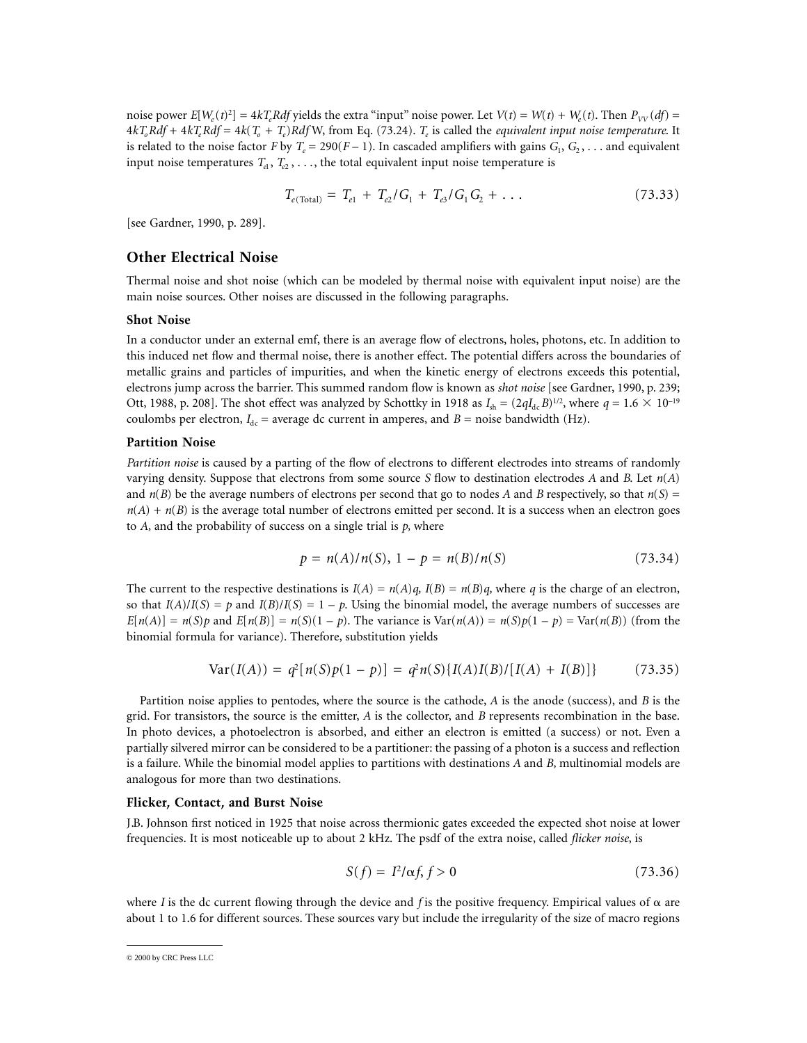noise power $E[W_e(t)^2] = 4kT_eRdf$ yields the extra "input" noise power. Let $V(t) = W(t) + W_e(t)$. Then $P_{VV}(df) = 4kT_oRdf + 4kT_eRdf = 4k(T_o + T_e)Rdf$ W, from Eq. (73.24). $T_e$ is called the *equivalent input noise temperature*. It is related to the noise factor $F$ by $T_e = 290(F - 1)$. In cascaded amplifiers with gains $G_1, G_2, \ldots$ and equivalent input noise temperatures $T_{e1}, T_{e2}, \ldots$, the total equivalent input noise temperature is

$$T_{e(\text{Total})} = T_{e1} + T_{e2}/G_1 + T_{e3}/G_1G_2 + \ldots \tag{73.33}$$

[see Gardner, 1990, p. 289].

## Other Electrical Noise

Thermal noise and shot noise (which can be modeled by thermal noise with equivalent input noise) are the main noise sources. Other noises are discussed in the following paragraphs.

### Shot Noise

In a conductor under an external emf, there is an average flow of electrons, holes, photons, etc. In addition to this induced net flow and thermal noise, there is another effect. The potential differs across the boundaries of metallic grains and particles of impurities, and when the kinetic energy of electrons exceeds this potential, electrons jump across the barrier. This summed random flow is known as *shot noise* [see Gardner, 1990, p. 239; Ott, 1988, p. 208]. The shot effect was analyzed by Schottky in 1918 as $I_{sh} = (2qI_{dc}B)^{1/2}$, where $q = 1.6 \times 10^{-19}$ coulombs per electron, $I_{dc}$ = average dc current in amperes, and $B$ = noise bandwidth (Hz).

### Partition Noise

*Partition noise* is caused by a parting of the flow of electrons to different electrodes into streams of randomly varying density. Suppose that electrons from some source $S$ flow to destination electrodes $A$ and $B$. Let $n(A)$ and $n(B)$ be the average numbers of electrons per second that go to nodes $A$ and $B$ respectively, so that $n(S) = n(A) + n(B)$ is the average total number of electrons emitted per second. It is a success when an electron goes to $A$, and the probability of success on a single trial is $p$, where

$$p = n(A)/n(S),\ 1 - p = n(B)/n(S) \tag{73.34}$$

The current to the respective destinations is $I(A) = n(A)q$, $I(B) = n(B)q$, where $q$ is the charge of an electron, so that $I(A)/I(S) = p$ and $I(B)/I(S) = 1 - p$. Using the binomial model, the average numbers of successes are $E[n(A)] = n(S)p$ and $E[n(B)] = n(S)(1 - p)$. The variance is $\text{Var}(n(A)) = n(S)p(1 - p) = \text{Var}(n(B))$ (from the binomial formula for variance). Therefore, substitution yields

$$\text{Var}(I(A)) = q^2[n(S)p(1 - p)] = q^2 n(S)\{I(A)I(B)/[I(A) + I(B)]\} \tag{73.35}$$

Partition noise applies to pentodes, where the source is the cathode, $A$ is the anode (success), and $B$ is the grid. For transistors, the source is the emitter, $A$ is the collector, and $B$ represents recombination in the base. In photo devices, a photoelectron is absorbed, and either an electron is emitted (a success) or not. Even a partially silvered mirror can be considered to be a partitioner: the passing of a photon is a success and reflection is a failure. While the binomial model applies to partitions with destinations $A$ and $B$, multinomial models are analogous for more than two destinations.

### Flicker, Contact, and Burst Noise

J.B. Johnson first noticed in 1925 that noise across thermionic gates exceeded the expected shot noise at lower frequencies. It is most noticeable up to about 2 kHz. The psdf of the extra noise, called *flicker noise*, is

$$S(f) = I^2/\alpha f,\ f > 0 \tag{73.36}$$

where $I$ is the dc current flowing through the device and $f$ is the positive frequency. Empirical values of $\alpha$ are about 1 to 1.6 for different sources. These sources vary but include the irregularity of the size of macro regions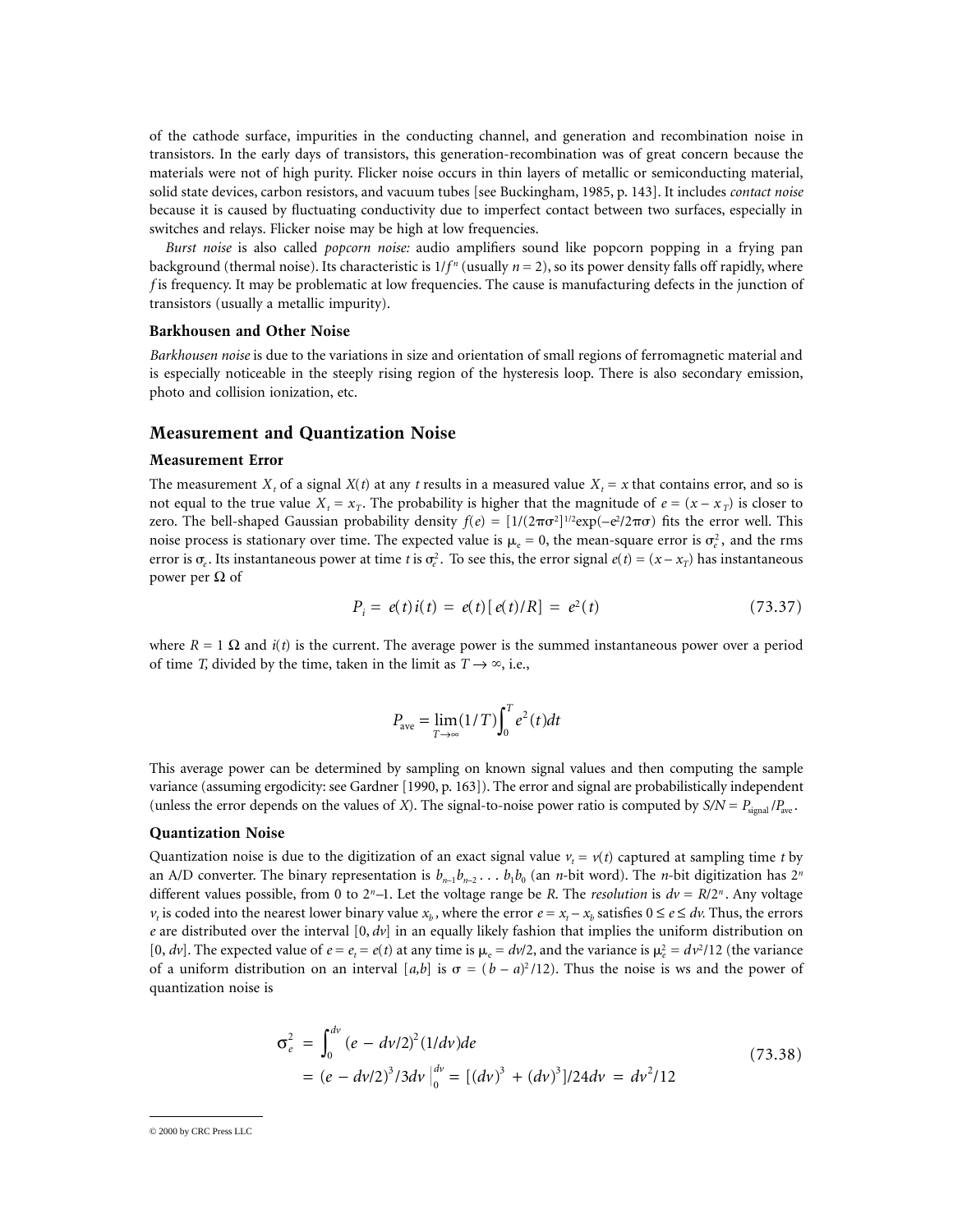of the cathode surface, impurities in the conducting channel, and generation and recombination noise in transistors. In the early days of transistors, this generation-recombination was of great concern because the materials were not of high purity. Flicker noise occurs in thin layers of metallic or semiconducting material, solid state devices, carbon resistors, and vacuum tubes [see Buckingham, 1985, p. 143]. It includes *contact noise* because it is caused by fluctuating conductivity due to imperfect contact between two surfaces, especially in switches and relays. Flicker noise may be high at low frequencies.

*Burst noise* is also called *popcorn noise:* audio amplifiers sound like popcorn popping in a frying pan background (thermal noise). Its characteristic is $1/f^n$ (usually $n = 2$), so its power density falls off rapidly, where $f$ is frequency. It may be problematic at low frequencies. The cause is manufacturing defects in the junction of transistors (usually a metallic impurity).

### Barkhousen and Other Noise

*Barkhousen noise* is due to the variations in size and orientation of small regions of ferromagnetic material and is especially noticeable in the steeply rising region of the hysteresis loop. There is also secondary emission, photo and collision ionization, etc.

## Measurement and Quantization Noise

### Measurement Error

The measurement $X_t$ of a signal $X(t)$ at any $t$ results in a measured value $X_t = x$ that contains error, and so is not equal to the true value $X_t = x_T$. The probability is higher that the magnitude of $e = (x - x_T)$ is closer to zero. The bell-shaped Gaussian probability density $f(e) = [1/(2\pi\sigma^2]^{1/2}\exp(-e^2/2\pi\sigma)$ fits the error well. This noise process is stationary over time. The expected value is $\mu_e = 0$, the mean-square error is $\sigma_e^2$, and the rms error is $\sigma_e$. Its instantaneous power at time $t$ is $\sigma_e^2$. To see this, the error signal $e(t) = (x - x_T)$ has instantaneous power per Ω of

$$P_i = e(t)i(t) = e(t)[e(t)/R] = e^2(t) \tag{73.37}$$

where $R = 1\ \Omega$ and $i(t)$ is the current. The average power is the summed instantaneous power over a period of time $T$, divided by the time, taken in the limit as $T \to \infty$, i.e.,

$$P_{\text{ave}} = \lim_{T\to\infty}(1/T)\int_0^T e^2(t)dt$$

This average power can be determined by sampling on known signal values and then computing the sample variance (assuming ergodicity: see Gardner [1990, p. 163]). The error and signal are probabilistically independent (unless the error depends on the values of $X$). The signal-to-noise power ratio is computed by $S/N = P_{\text{signal}}/P_{\text{ave}}$.

### Quantization Noise

Quantization noise is due to the digitization of an exact signal value $v_t = v(t)$ captured at sampling time $t$ by an A/D converter. The binary representation is $b_{n-1}b_{n-2}\ldots b_1b_0$ (an $n$-bit word). The $n$-bit digitization has $2^n$ different values possible, from 0 to $2^n$–1. Let the voltage range be $R$. The *resolution* is $dv = R/2^n$. Any voltage $v_t$ is coded into the nearest lower binary value $x_b$, where the error $e = x_t - x_b$ satisfies $0 \le e \le dv$. Thus, the errors $e$ are distributed over the interval $[0, dv]$ in an equally likely fashion that implies the uniform distribution on $[0, dv]$. The expected value of $e = e_t = e(t)$ at any time is $\mu_e = dv/2$, and the variance is $\mu_e^2 = dv^2/12$ (the variance of a uniform distribution on an interval $[a,b]$ is $\sigma = (b - a)^2/12$). Thus the noise is ws and the power of quantization noise is

$$\begin{aligned}\sigma_e^2 &= \int_0^{dv}(e - dv/2)^2(1/dv)de \\ &= (e - dv/2)^3/3dv\,\Big|_0^{dv} = [(dv)^3 + (dv)^3]/24dv = dv^2/12\end{aligned} \tag{73.38}$$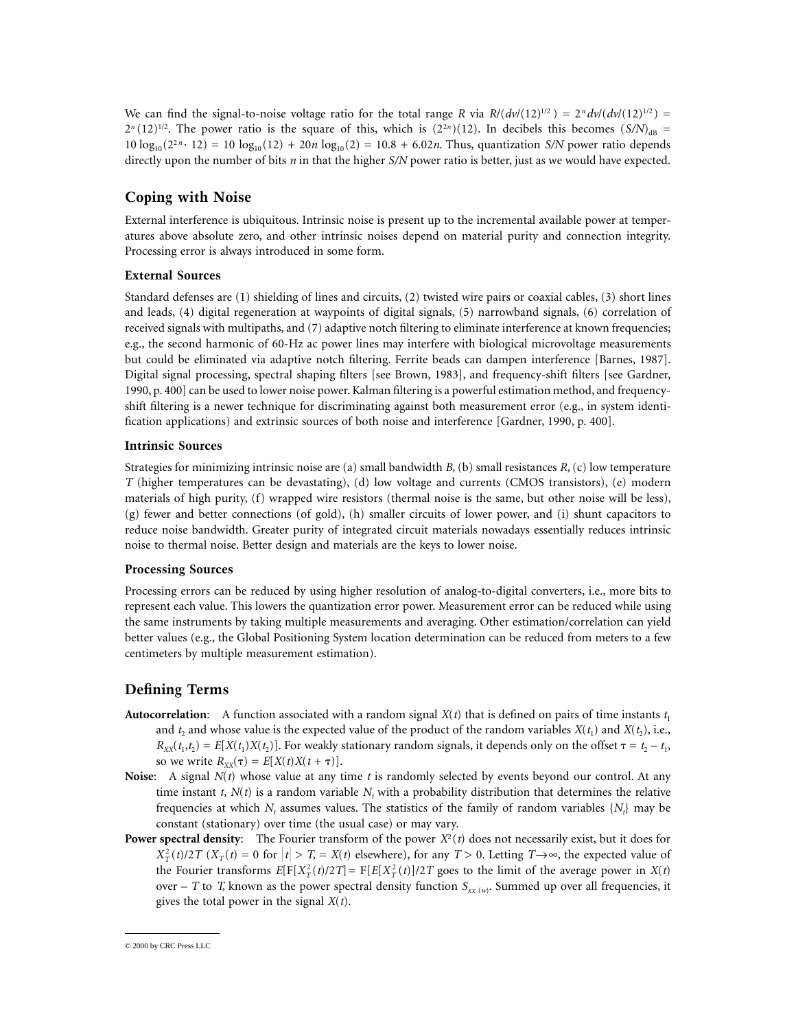We can find the signal-to-noise voltage ratio for the total range $R$ via $R/(dv/(12)^{1/2}) = 2^n dv/(dv/(12)^{1/2}) = 2^n(12)^{1/2}$. The power ratio is the square of this, which is $(2^{2n})(12)$. In decibels this becomes $(S/N)_{\text{dB}} = 10\log_{10}(2^{2n} \cdot 12) = 10\log_{10}(12) + 20n\log_{10}(2) = 10.8 + 6.02n$. Thus, quantization $S/N$ power ratio depends directly upon the number of bits $n$ in that the higher $S/N$ power ratio is better, just as we would have expected.

## Coping with Noise

External interference is ubiquitous. Intrinsic noise is present up to the incremental available power at temperatures above absolute zero, and other intrinsic noises depend on material purity and connection integrity. Processing error is always introduced in some form.

### External Sources

Standard defenses are (1) shielding of lines and circuits, (2) twisted wire pairs or coaxial cables, (3) short lines and leads, (4) digital regeneration at waypoints of digital signals, (5) narrowband signals, (6) correlation of received signals with multipaths, and (7) adaptive notch filtering to eliminate interference at known frequencies; e.g., the second harmonic of 60-Hz ac power lines may interfere with biological microvoltage measurements but could be eliminated via adaptive notch filtering. Ferrite beads can dampen interference [Barnes, 1987]. Digital signal processing, spectral shaping filters [see Brown, 1983], and frequency-shift filters [see Gardner, 1990, p. 400] can be used to lower noise power. Kalman filtering is a powerful estimation method, and frequency-shift filtering is a newer technique for discriminating against both measurement error (e.g., in system identification applications) and extrinsic sources of both noise and interference [Gardner, 1990, p. 400].

### Intrinsic Sources

Strategies for minimizing intrinsic noise are (a) small bandwidth $B$, (b) small resistances $R$, (c) low temperature $T$ (higher temperatures can be devastating), (d) low voltage and currents (CMOS transistors), (e) modern materials of high purity, (f) wrapped wire resistors (thermal noise is the same, but other noise will be less), (g) fewer and better connections (of gold), (h) smaller circuits of lower power, and (i) shunt capacitors to reduce noise bandwidth. Greater purity of integrated circuit materials nowadays essentially reduces intrinsic noise to thermal noise. Better design and materials are the keys to lower noise.

### Processing Sources

Processing errors can be reduced by using higher resolution of analog-to-digital converters, i.e., more bits to represent each value. This lowers the quantization error power. Measurement error can be reduced while using the same instruments by taking multiple measurements and averaging. Other estimation/correlation can yield better values (e.g., the Global Positioning System location determination can be reduced from meters to a few centimeters by multiple measurement estimation).

## Defining Terms

**Autocorrelation**: A function associated with a random signal $X(t)$ that is defined on pairs of time instants $t_1$ and $t_2$ and whose value is the expected value of the product of the random variables $X(t_1)$ and $X(t_2)$, i.e., $R_{XX}(t_1,t_2) = E[X(t_1)X(t_2)]$. For weakly stationary random signals, it depends only on the offset $\tau = t_2 - t_1$, so we write $R_{XX}(\tau) = E[X(t)X(t+\tau)]$.

**Noise**: A signal $N(t)$ whose value at any time $t$ is randomly selected by events beyond our control. At any time instant $t$, $N(t)$ is a random variable $N_t$ with a probability distribution that determines the relative frequencies at which $N_t$ assumes values. The statistics of the family of random variables $\{N_t\}$ may be constant (stationary) over time (the usual case) or may vary.

**Power spectral density**: The Fourier transform of the power $X^2(t)$ does not necessarily exist, but it does for $X_T^2(t)/2T$ ($X_T(t) = 0$ for $|t| > T$, $= X(t)$ elsewhere), for any $T > 0$. Letting $T \to \infty$, the expected value of the Fourier transforms $E[\mathrm{F}[X_T^2(t)/2T] = \mathrm{F}[E[X_T^2(t)]/2T$ goes to the limit of the average power in $X(t)$ over $-T$ to $T$, known as the power spectral density function $S_{xx\,(w)}$. Summed up over all frequencies, it gives the total power in the signal $X(t)$.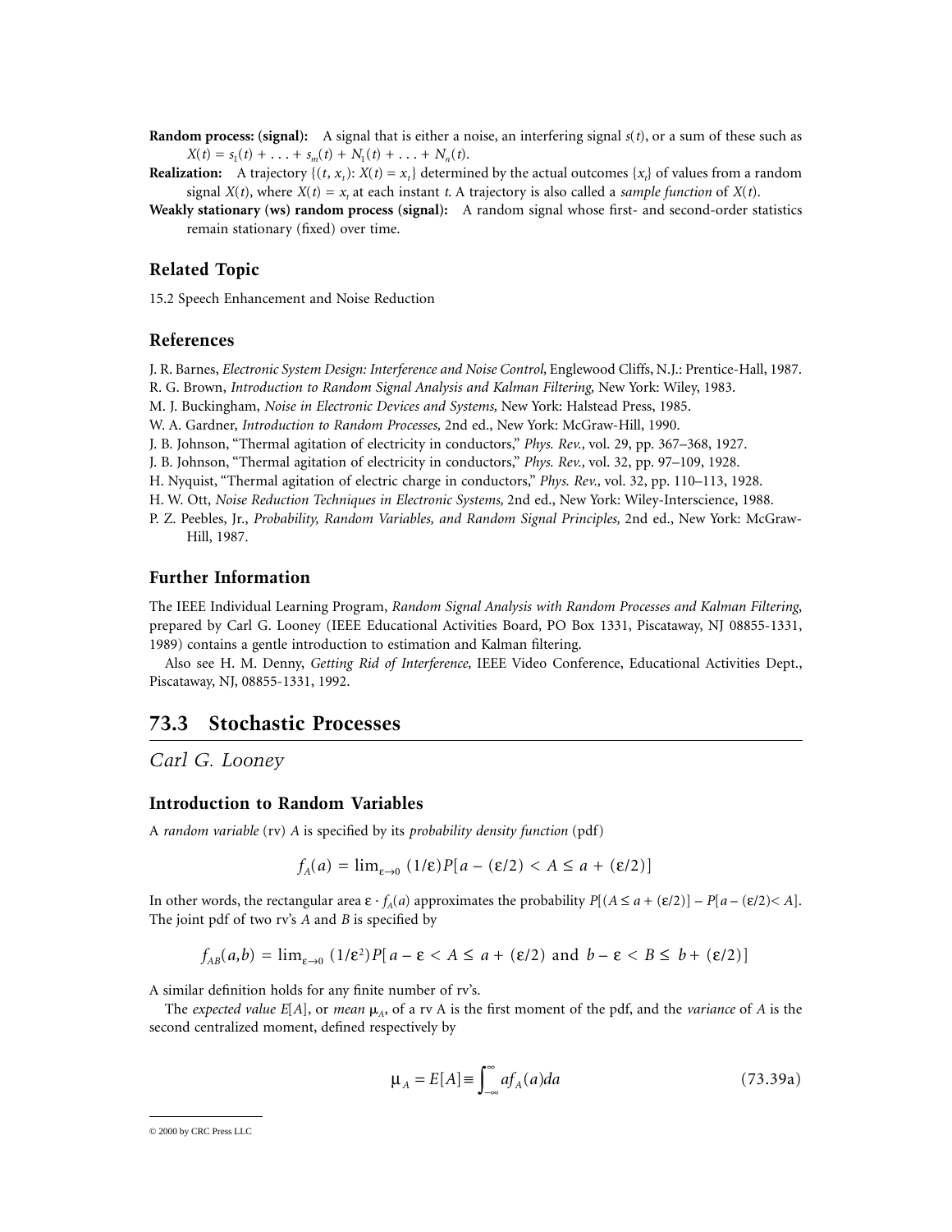**Random process: (signal):** A signal that is either a noise, an interfering signal $s(t)$, or a sum of these such as $X(t) = s_1(t) + \ldots + s_m(t) + N_1(t) + \ldots + N_n(t)$.

**Realization:** A trajectory $\{(t, x_t): X(t) = x_t\}$ determined by the actual outcomes $\{x_t\}$ of values from a random signal $X(t)$, where $X(t) = x_t$ at each instant $t$. A trajectory is also called a *sample function* of $X(t)$.

**Weakly stationary (ws) random process (signal):** A random signal whose first- and second-order statistics remain stationary (fixed) over time.

## Related Topic

15.2 Speech Enhancement and Noise Reduction

## References

J. R. Barnes, *Electronic System Design: Interference and Noise Control,* Englewood Cliffs, N.J.: Prentice-Hall, 1987.

R. G. Brown, *Introduction to Random Signal Analysis and Kalman Filtering,* New York: Wiley, 1983.

M. J. Buckingham, *Noise in Electronic Devices and Systems,* New York: Halstead Press, 1985.

W. A. Gardner, *Introduction to Random Processes,* 2nd ed., New York: McGraw-Hill, 1990.

J. B. Johnson, "Thermal agitation of electricity in conductors," *Phys. Rev.,* vol. 29, pp. 367–368, 1927.

J. B. Johnson, "Thermal agitation of electricity in conductors," *Phys. Rev.,* vol. 32, pp. 97–109, 1928.

H. Nyquist, "Thermal agitation of electric charge in conductors," *Phys. Rev.,* vol. 32, pp. 110–113, 1928.

H. W. Ott, *Noise Reduction Techniques in Electronic Systems,* 2nd ed., New York: Wiley-Interscience, 1988.

P. Z. Peebles, Jr., *Probability, Random Variables, and Random Signal Principles,* 2nd ed., New York: McGraw-Hill, 1987.

## Further Information

The IEEE Individual Learning Program, *Random Signal Analysis with Random Processes and Kalman Filtering,* prepared by Carl G. Looney (IEEE Educational Activities Board, PO Box 1331, Piscataway, NJ 08855-1331, 1989) contains a gentle introduction to estimation and Kalman filtering.

Also see H. M. Denny, *Getting Rid of Interference,* IEEE Video Conference, Educational Activities Dept., Piscataway, NJ, 08855-1331, 1992.

# 73.3 Stochastic Processes

*Carl G. Looney*

## Introduction to Random Variables

A *random variable* (rv) $A$ is specified by its *probability density function* (pdf)

$$f_A(a) = \lim_{\varepsilon \to 0} (1/\varepsilon) P[a - (\varepsilon/2) < A \le a + (\varepsilon/2)]$$

In other words, the rectangular area $\varepsilon \cdot f_A(a)$ approximates the probability $P[(A \le a + (\varepsilon/2)] - P[a - (\varepsilon/2) < A]$. The joint pdf of two rv's $A$ and $B$ is specified by

$$f_{AB}(a,b) = \lim_{\varepsilon \to 0} (1/\varepsilon^2) P[a - \varepsilon < A \le a + (\varepsilon/2) \text{ and } b - \varepsilon < B \le b + (\varepsilon/2)]$$

A similar definition holds for any finite number of rv's.

The *expected value* $E[A]$, or *mean* $\mu_A$, of a rv A is the first moment of the pdf, and the *variance* of $A$ is the second centralized moment, defined respectively by

$$\mu_A = E[A] \equiv \int_{-\infty}^{\infty} a f_A(a) da \tag{73.39a}$$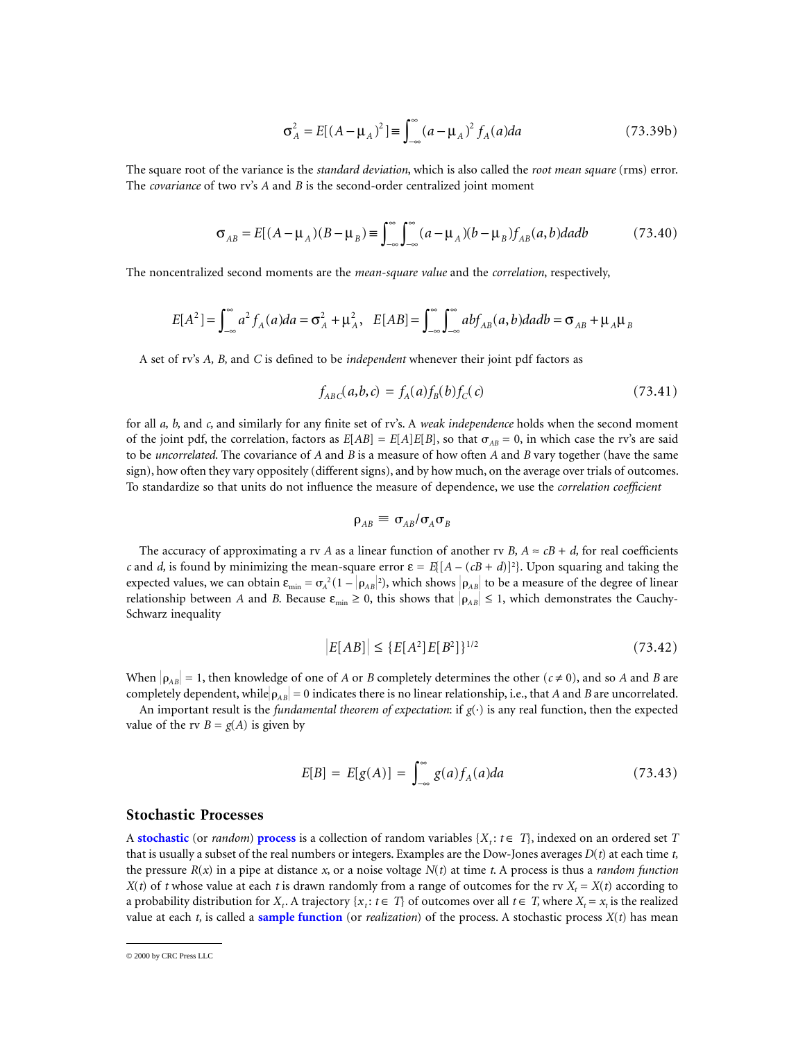$$\sigma_A^2 = E[(A - \mu_A)^2] \equiv \int_{-\infty}^{\infty} (a - \mu_A)^2 f_A(a)da \tag{73.39b}$$

The square root of the variance is the *standard deviation*, which is also called the *root mean square* (rms) error. The *covariance* of two rv's $A$ and $B$ is the second-order centralized joint moment

$$\sigma_{AB} = E[(A - \mu_A)(B - \mu_B) \equiv \int_{-\infty}^{\infty}\int_{-\infty}^{\infty} (a - \mu_A)(b - \mu_B) f_{AB}(a,b)dadb \tag{73.40}$$

The noncentralized second moments are the *mean-square value* and the *correlation*, respectively,

$$E[A^2] = \int_{-\infty}^{\infty} a^2 f_A(a)da = \sigma_A^2 + \mu_A^2, \quad E[AB] = \int_{-\infty}^{\infty}\int_{-\infty}^{\infty} abf_{AB}(a,b)dadb = \sigma_{AB} + \mu_A\mu_B$$

A set of rv's $A$, $B$, and $C$ is defined to be *independent* whenever their joint pdf factors as

$$f_{ABC}(a,b,c) = f_A(a)f_B(b)f_C(c) \tag{73.41}$$

for all $a$, $b$, and $c$, and similarly for any finite set of rv's. A *weak independence* holds when the second moment of the joint pdf, the correlation, factors as $E[AB] = E[A]E[B]$, so that $\sigma_{AB} = 0$, in which case the rv's are said to be *uncorrelated*. The covariance of $A$ and $B$ is a measure of how often $A$ and $B$ vary together (have the same sign), how often they vary oppositely (different signs), and by how much, on the average over trials of outcomes. To standardize so that units do not influence the measure of dependence, we use the *correlation coefficient*

$$\rho_{AB} \equiv \sigma_{AB}/\sigma_A\sigma_B$$

The accuracy of approximating a rv $A$ as a linear function of another rv $B$, $A \approx cB + d$, for real coefficients $c$ and $d$, is found by minimizing the mean-square error $\varepsilon = E\{[A - (cB + d)]^2\}$. Upon squaring and taking the expected values, we can obtain $\varepsilon_{\min} = \sigma_A^{\,2}(1 - |\rho_{AB}|^2)$, which shows $|\rho_{AB}|$ to be a measure of the degree of linear relationship between $A$ and $B$. Because $\varepsilon_{\min} \geq 0$, this shows that $|\rho_{AB}| \leq 1$, which demonstrates the Cauchy-Schwarz inequality

$$|E[AB]| \leq \{E[A^2]E[B^2]\}^{1/2} \tag{73.42}$$

When $|\rho_{AB}| = 1$, then knowledge of one of $A$ or $B$ completely determines the other ($c \neq 0$), and so $A$ and $B$ are completely dependent, while $|\rho_{AB}| = 0$ indicates there is no linear relationship, i.e., that $A$ and $B$ are uncorrelated.

An important result is the *fundamental theorem of expectation*: if $g(\cdot)$ is any real function, then the expected value of the rv $B = g(A)$ is given by

$$E[B] = E[g(A)] = \int_{-\infty}^{\infty} g(a)f_A(a)da \tag{73.43}$$

## Stochastic Processes

A **stochastic** (or *random*) **process** is a collection of random variables $\{X_t : t \in T\}$, indexed on an ordered set $T$ that is usually a subset of the real numbers or integers. Examples are the Dow-Jones averages $D(t)$ at each time $t$, the pressure $R(x)$ in a pipe at distance $x$, or a noise voltage $N(t)$ at time $t$. A process is thus a *random function* $X(t)$ of $t$ whose value at each $t$ is drawn randomly from a range of outcomes for the rv $X_t = X(t)$ according to a probability distribution for $X_t$. A trajectory $\{x_t : t \in T\}$ of outcomes over all $t \in T$, where $X_t = x_t$ is the realized value at each $t$, is called a **sample function** (or *realization*) of the process. A stochastic process $X(t)$ has mean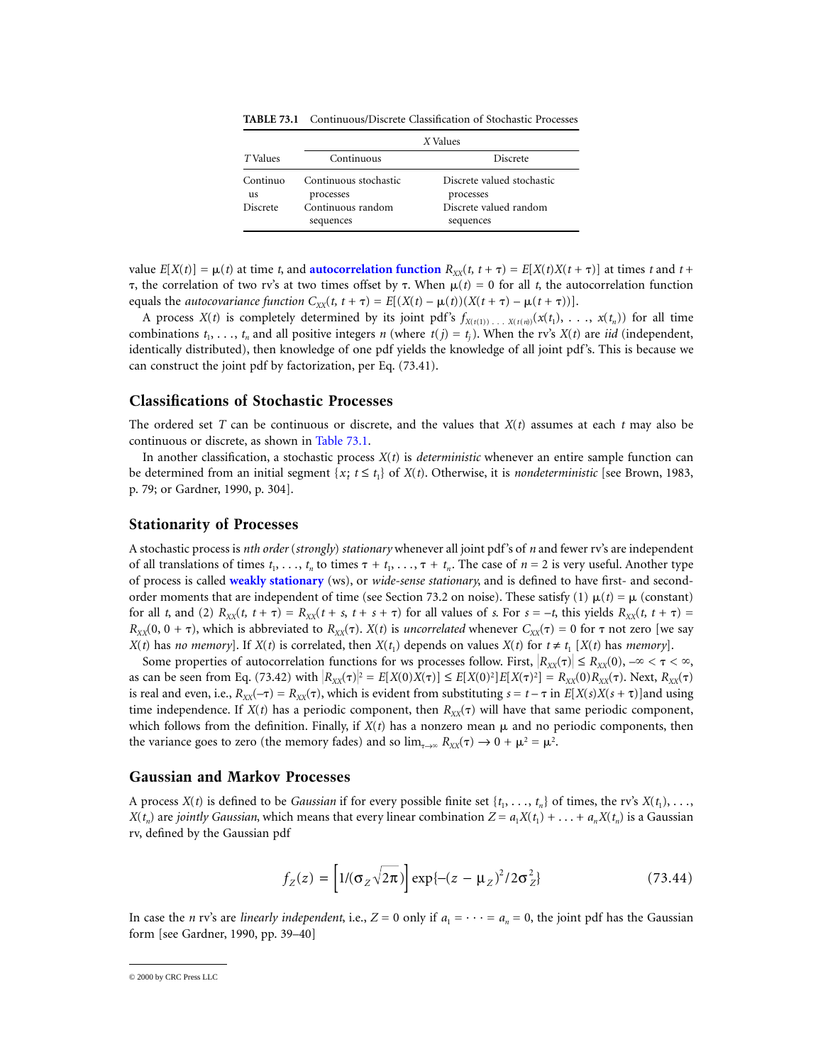**TABLE 73.1** Continuous/Discrete Classification of Stochastic Processes

| | X Values | |
|---|---|---|
| T Values | Continuous | Discrete |
| Continuous | Continuous stochastic processes | Discrete valued stochastic processes |
| Discrete | Continuous random sequences | Discrete valued random sequences |

value $E[X(t)] = \mu(t)$ at time $t$, and **autocorrelation function** $R_{XX}(t, t + \tau) = E[X(t)X(t + \tau)]$ at times $t$ and $t + \tau$, the correlation of two rv's at two times offset by $\tau$. When $\mu(t) = 0$ for all $t$, the autocorrelation function equals the *autocovariance function* $C_{XX}(t, t + \tau) = E[(X(t) - \mu(t))(X(t + \tau) - \mu(t + \tau))]$.

A process $X(t)$ is completely determined by its joint pdf's $f_{X(t(1)) \ldots X(t(n))}(x(t_1), \ldots, x(t_n))$ for all time combinations $t_1, \ldots, t_n$ and all positive integers $n$ (where $t(j) = t_j$). When the rv's $X(t)$ are *iid* (independent, identically distributed), then knowledge of one pdf yields the knowledge of all joint pdf's. This is because we can construct the joint pdf by factorization, per Eq. (73.41).

## Classifications of Stochastic Processes

The ordered set $T$ can be continuous or discrete, and the values that $X(t)$ assumes at each $t$ may also be continuous or discrete, as shown in Table 73.1.

In another classification, a stochastic process $X(t)$ is *deterministic* whenever an entire sample function can be determined from an initial segment $\{x; t \le t_1\}$ of $X(t)$. Otherwise, it is *nondeterministic* [see Brown, 1983, p. 79; or Gardner, 1990, p. 304].

## Stationarity of Processes

A stochastic process is *nth order* (*strongly*) *stationary* whenever all joint pdf's of $n$ and fewer rv's are independent of all translations of times $t_1, \ldots, t_n$ to times $\tau + t_1, \ldots, \tau + t_n$. The case of $n = 2$ is very useful. Another type of process is called **weakly stationary** (ws), or *wide-sense stationary*, and is defined to have first- and second-order moments that are independent of time (see Section 73.2 on noise). These satisfy (1) $\mu(t) = \mu$ (constant) for all $t$, and (2) $R_{XX}(t, t + \tau) = R_{XX}(t + s, t + s + \tau)$ for all values of $s$. For $s = -t$, this yields $R_{XX}(t, t + \tau) = R_{XX}(0, 0 + \tau)$, which is abbreviated to $R_{XX}(\tau)$. $X(t)$ is *uncorrelated* whenever $C_{XX}(\tau) = 0$ for $\tau$ not zero [we say $X(t)$ has *no memory*]. If $X(t)$ is correlated, then $X(t_1)$ depends on values $X(t)$ for $t \ne t_1$ [$X(t)$ has *memory*].

Some properties of autocorrelation functions for ws processes follow. First, $|R_{XX}(\tau)| \le R_{XX}(0)$, $-\infty < \tau < \infty$, as can be seen from Eq. (73.42) with $|R_{XX}(\tau)|^2 = E[X(0)X(\tau)] \le E[X(0)^2]E[X(\tau)^2] = R_{XX}(0)R_{XX}(\tau)$. Next, $R_{XX}(\tau)$ is real and even, i.e., $R_{XX}(-\tau) = R_{XX}(\tau)$, which is evident from substituting $s = t - \tau$ in $E[X(s)X(s + \tau)]$and using time independence. If $X(t)$ has a periodic component, then $R_{XX}(\tau)$ will have that same periodic component, which follows from the definition. Finally, if $X(t)$ has a nonzero mean $\mu$ and no periodic components, then the variance goes to zero (the memory fades) and so $\lim_{\tau\to\infty} R_{XX}(\tau) \to 0 + \mu^2 = \mu^2$.

## Gaussian and Markov Processes

A process $X(t)$ is defined to be *Gaussian* if for every possible finite set $\{t_1, \ldots, t_n\}$ of times, the rv's $X(t_1), \ldots, X(t_n)$ are *jointly Gaussian*, which means that every linear combination $Z = a_1X(t_1) + \ldots + a_nX(t_n)$ is a Gaussian rv, defined by the Gaussian pdf

$$f_Z(z) = \left[1/(\sigma_Z\sqrt{2\pi})\right]\exp\{-(z - \mu_Z)^2/2\sigma_Z^2\} \tag{73.44}$$

In case the $n$ rv's are *linearly independent*, i.e., $Z = 0$ only if $a_1 = \cdots = a_n = 0$, the joint pdf has the Gaussian form [see Gardner, 1990, pp. 39–40]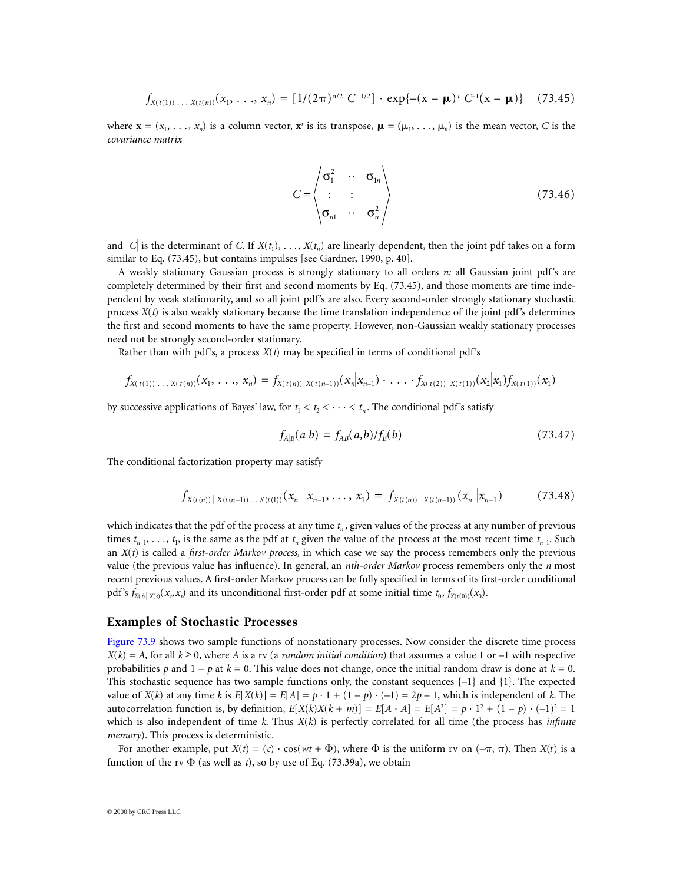$$f_{X(t(1))\,...\,X(t(n))}(x_1, \ldots, x_n) = [1/(2\pi)^{n/2}|C|^{1/2}] \cdot \exp\{-(\mathbf{x} - \boldsymbol{\mu})^t\, C^{-1}(\mathbf{x} - \boldsymbol{\mu})\} \quad (73.45)$$

where $\mathbf{x} = (x_1, \ldots, x_n)$ is a column vector, $\mathbf{x}^t$ is its transpose, $\boldsymbol{\mu} = (\mu_1, \ldots, \mu_n)$ is the mean vector, $C$ is the *covariance matrix*

$$C = \begin{pmatrix} \sigma_1^2 & \cdots & \sigma_{1n} \\ \vdots & \vdots & \\ \sigma_{n1} & \cdots & \sigma_n^2 \end{pmatrix} \quad (73.46)$$

and $|C|$ is the determinant of $C$. If $X(t_1), \ldots, X(t_n)$ are linearly dependent, then the joint pdf takes on a form similar to Eq. (73.45), but contains impulses [see Gardner, 1990, p. 40].

A weakly stationary Gaussian process is strongly stationary to all orders *n:* all Gaussian joint pdf's are completely determined by their first and second moments by Eq. (73.45), and those moments are time independent by weak stationarity, and so all joint pdf's are also. Every second-order strongly stationary stochastic process $X(t)$ is also weakly stationary because the time translation independence of the joint pdf's determines the first and second moments to have the same property. However, non-Gaussian weakly stationary processes need not be strongly second-order stationary.

Rather than with pdf's, a process $X(t)$ may be specified in terms of conditional pdf's

$$f_{X(t(1))\,...\,X(t(n))}(x_1, \ldots, x_n) = f_{X(t(n))|X(t(n-1))}(x_n|x_{n-1}) \cdot \ldots \cdot f_{X(t(2))|X(t(1))}(x_2|x_1) f_{X(t(1))}(x_1)$$

by successive applications of Bayes' law, for $t_1 < t_2 < \cdots < t_n$. The conditional pdf's satisfy

$$f_{A|B}(a|b) = f_{AB}(a,b)/f_B(b) \quad (73.47)$$

The conditional factorization property may satisfy

$$f_{X(t(n))\,|\,X(t(n-1))\ldots X(t(1))}(x_n\,|x_{n-1}, \ldots, x_1) = f_{X(t(n))\,|\,X(t(n-1))}(x_n\,|x_{n-1}) \quad (73.48)$$

which indicates that the pdf of the process at any time $t_n$, given values of the process at any number of previous times $t_{n-1}, \ldots, t_1$, is the same as the pdf at $t_n$ given the value of the process at the most recent time $t_{n-1}$. Such an $X(t)$ is called a *first-order Markov process*, in which case we say the process remembers only the previous value (the previous value has influence). In general, an *nth-order Markov* process remembers only the *n* most recent previous values. A first-order Markov process can be fully specified in terms of its first-order conditional pdf's $f_{X(t)|X(s)}(x_t, x_s)$ and its unconditional first-order pdf at some initial time $t_0$, $f_{X(t(0))}(x_0)$.

## Examples of Stochastic Processes

Figure 73.9 shows two sample functions of nonstationary processes. Now consider the discrete time process $X(k) = A$, for all $k \geq 0$, where $A$ is a rv (a *random initial condition*) that assumes a value 1 or –1 with respective probabilities $p$ and $1 - p$ at $k = 0$. This value does not change, once the initial random draw is done at $k = 0$. This stochastic sequence has two sample functions only, the constant sequences {–1} and {1}. The expected value of $X(k)$ at any time $k$ is $E[X(k)] = E[A] = p \cdot 1 + (1 - p) \cdot (-1) = 2p - 1$, which is independent of $k$. The autocorrelation function is, by definition, $E[X(k)X(k + m)] = E[A \cdot A] = E[A^2] = p \cdot 1^2 + (1 - p) \cdot (-1)^2 = 1$ which is also independent of time $k$. Thus $X(k)$ is perfectly correlated for all time (the process has *infinite memory*). This process is deterministic.

For another example, put $X(t) = (c) \cdot \cos(wt + \Phi)$, where $\Phi$ is the uniform rv on $(-\pi, \pi)$. Then $X(t)$ is a function of the rv $\Phi$ (as well as $t$), so by use of Eq. (73.39a), we obtain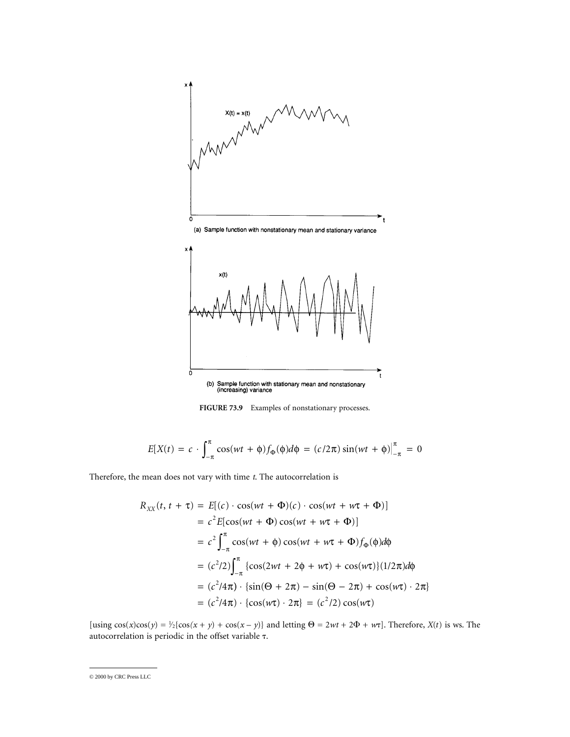(a) Sample function with nonstationary mean and stationary variance

(b) Sample function with stationary mean and nonstationary (increasing) variance

**FIGURE 73.9** Examples of nonstationary processes.

$$E[X(t) = c \cdot \int_{-\pi}^{\pi} \cos(wt + \phi) f_\Phi(\phi) d\phi = (c/2\pi) \sin(wt + \phi)\Big|_{-\pi}^{\pi} = 0$$

Therefore, the mean does not vary with time *t*. The autocorrelation is

$$\begin{aligned}
R_{XX}(t, t + \tau) &= E[(c) \cdot \cos(wt + \Phi)(c) \cdot \cos(wt + w\tau + \Phi)] \\
&= c^2 E[\cos(wt + \Phi) \cos(wt + w\tau + \Phi)] \\
&= c^2 \int_{-\pi}^{\pi} \cos(wt + \phi) \cos(wt + w\tau + \Phi) f_\Phi(\phi) d\phi \\
&= (c^2/2) \int_{-\pi}^{\pi} \{\cos(2wt + 2\phi + w\tau) + \cos(w\tau)\}(1/2\pi) d\phi \\
&= (c^2/4\pi) \cdot \{\sin(\Theta + 2\pi) - \sin(\Theta - 2\pi) + \cos(w\tau) \cdot 2\pi\} \\
&= (c^2/4\pi) \cdot \{\cos(w\tau) \cdot 2\pi\} = (c^2/2) \cos(w\tau)
\end{aligned}$$

[using $\cos(x)\cos(y) = \frac{1}{2}\{\cos(x + y) + \cos(x - y)\}$ and letting $\Theta = 2wt + 2\Phi + w\tau$]. Therefore, $X(t)$ is ws. The autocorrelation is periodic in the offset variable $\tau$.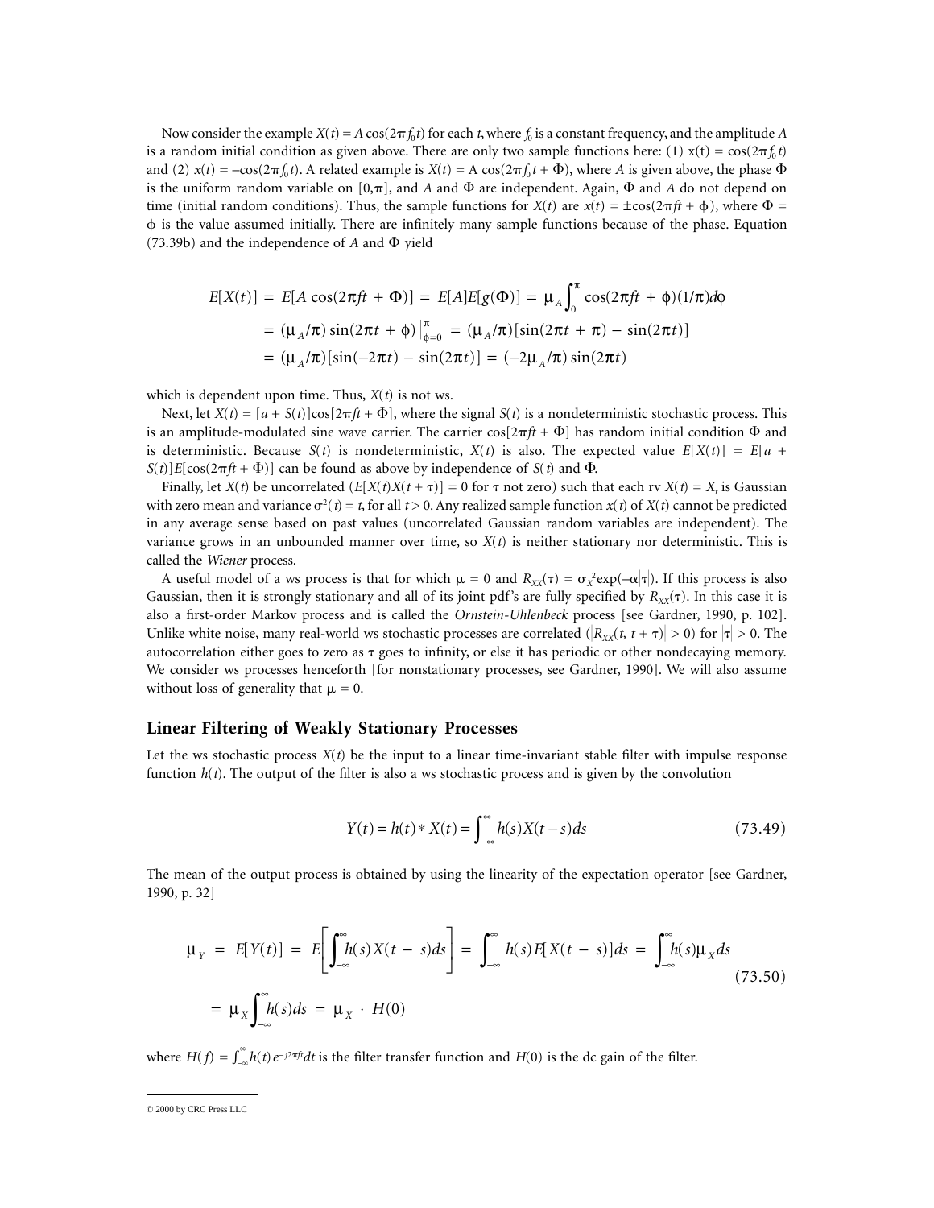Now consider the example $X(t) = A\cos(2\pi f_0 t)$ for each $t$, where $f_0$ is a constant frequency, and the amplitude $A$ is a random initial condition as given above. There are only two sample functions here: (1) $x(t) = \cos(2\pi f_0 t)$ and (2) $x(t) = -\cos(2\pi f_0 t)$. A related example is $X(t) = A\cos(2\pi f_0 t + \Phi)$, where $A$ is given above, the phase $\Phi$ is the uniform random variable on $[0,\pi]$, and $A$ and $\Phi$ are independent. Again, $\Phi$ and $A$ do not depend on time (initial random conditions). Thus, the sample functions for $X(t)$ are $x(t) = \pm\cos(2\pi ft + \phi)$, where $\Phi = \phi$ is the value assumed initially. There are infinitely many sample functions because of the phase. Equation (73.39b) and the independence of $A$ and $\Phi$ yield

$$
\begin{aligned}
E[X(t)] &= E[A\cos(2\pi ft + \Phi)] = E[A]E[g(\Phi)] = \mu_A \int_0^{\pi} \cos(2\pi ft + \phi)(1/\pi)d\phi \\
&= (\mu_A/\pi)\sin(2\pi t + \phi)\big|_{\phi=0}^{\pi} = (\mu_A/\pi)[\sin(2\pi t + \pi) - \sin(2\pi t)] \\
&= (\mu_A/\pi)[\sin(-2\pi t) - \sin(2\pi t)] = (-2\mu_A/\pi)\sin(2\pi t)
\end{aligned}
$$

which is dependent upon time. Thus, $X(t)$ is not ws.

Next, let $X(t) = [a + S(t)]\cos[2\pi ft + \Phi]$, where the signal $S(t)$ is a nondeterministic stochastic process. This is an amplitude-modulated sine wave carrier. The carrier $\cos[2\pi ft + \Phi]$ has random initial condition $\Phi$ and is deterministic. Because $S(t)$ is nondeterministic, $X(t)$ is also. The expected value $E[X(t)] = E[a + S(t)]E[\cos(2\pi ft + \Phi)]$ can be found as above by independence of $S(t)$ and $\Phi$.

Finally, let $X(t)$ be uncorrelated ($E[X(t)X(t + \tau)] = 0$ for $\tau$ not zero) such that each rv $X(t) = X_t$ is Gaussian with zero mean and variance $\sigma^2(t) = t$, for all $t > 0$. Any realized sample function $x(t)$ of $X(t)$ cannot be predicted in any average sense based on past values (uncorrelated Gaussian random variables are independent). The variance grows in an unbounded manner over time, so $X(t)$ is neither stationary nor deterministic. This is called the *Wiener* process.

A useful model of a ws process is that for which $\mu = 0$ and $R_{XX}(\tau) = \sigma_X^2\exp(-\alpha|\tau|)$. If this process is also Gaussian, then it is strongly stationary and all of its joint pdf's are fully specified by $R_{XX}(\tau)$. In this case it is also a first-order Markov process and is called the *Ornstein-Uhlenbeck* process [see Gardner, 1990, p. 102]. Unlike white noise, many real-world ws stochastic processes are correlated ($|R_{XX}(t, t + \tau)| > 0$) for $|\tau| > 0$. The autocorrelation either goes to zero as $\tau$ goes to infinity, or else it has periodic or other nondecaying memory. We consider ws processes henceforth [for nonstationary processes, see Gardner, 1990]. We will also assume without loss of generality that $\mu = 0$.

## Linear Filtering of Weakly Stationary Processes

Let the ws stochastic process $X(t)$ be the input to a linear time-invariant stable filter with impulse response function $h(t)$. The output of the filter is also a ws stochastic process and is given by the convolution

$$
Y(t) = h(t) * X(t) = \int_{-\infty}^{\infty} h(s)X(t - s)ds \tag{73.49}
$$

The mean of the output process is obtained by using the linearity of the expectation operator [see Gardner, 1990, p. 32]

$$
\begin{aligned}
\mu_Y &= E[Y(t)] = E\left[\int_{-\infty}^{\infty} h(s)X(t - s)ds\right] = \int_{-\infty}^{\infty} h(s)E[X(t - s)]ds = \int_{-\infty}^{\infty} h(s)\mu_X ds \\
&= \mu_X \int_{-\infty}^{\infty} h(s)ds = \mu_X \cdot H(0)
\end{aligned} \tag{73.50}
$$

where $H(f) = \int_{-\infty}^{\infty} h(t)e^{-j2\pi ft}dt$ is the filter transfer function and $H(0)$ is the dc gain of the filter.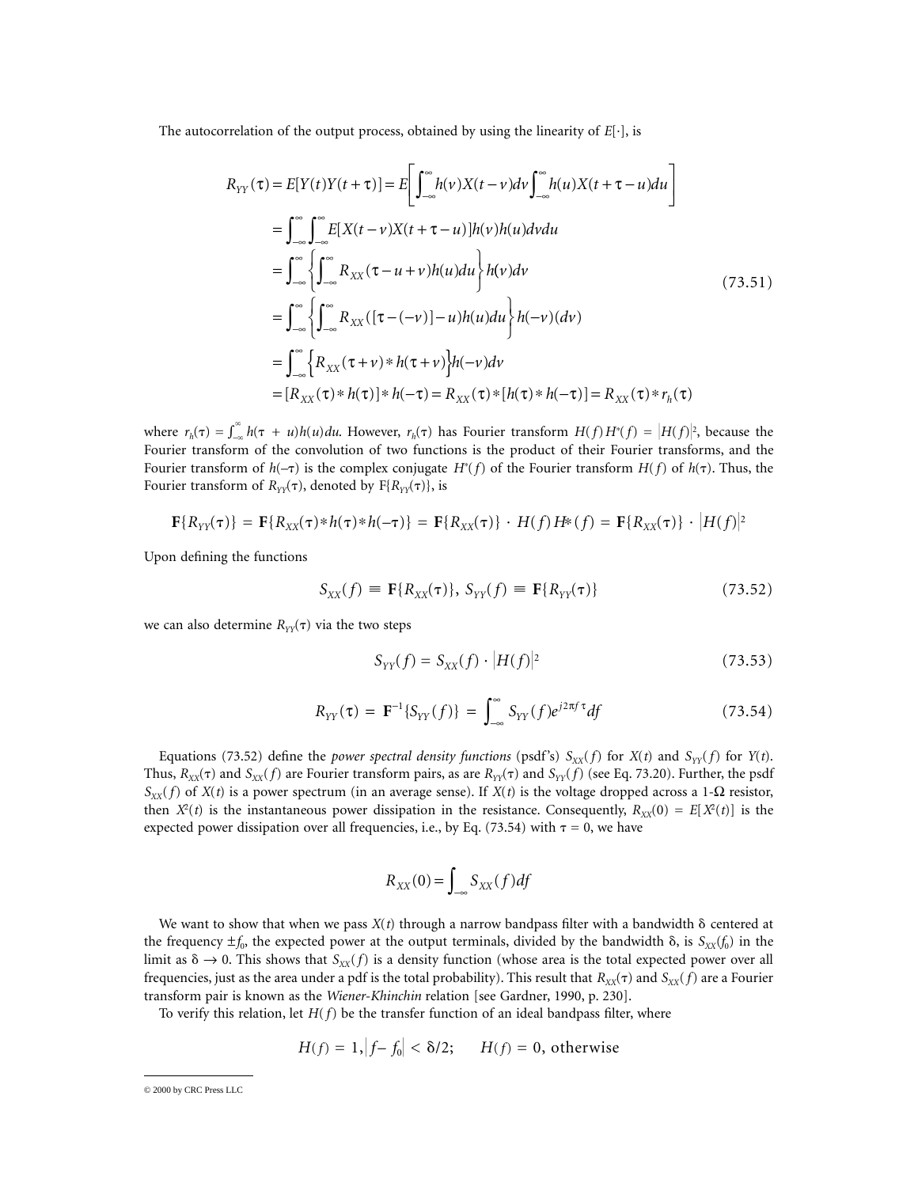The autocorrelation of the output process, obtained by using the linearity of $E[\cdot]$, is

$$
\begin{aligned}
R_{YY}(\tau) &= E[Y(t)Y(t+\tau)] = E\left[\int_{-\infty}^{\infty} h(v)X(t-v)dv \int_{-\infty}^{\infty} h(u)X(t+\tau-u)du\right] \\
&= \int_{-\infty}^{\infty}\int_{-\infty}^{\infty} E[X(t-v)X(t+\tau-u)]h(v)h(u)dvdu \\
&= \int_{-\infty}^{\infty}\left\{\int_{-\infty}^{\infty} R_{XX}(\tau-u+v)h(u)du\right\}h(v)dv \\
&= \int_{-\infty}^{\infty}\left\{\int_{-\infty}^{\infty} R_{XX}([\tau-(-v)]-u)h(u)du\right\}h(-v)(dv) \\
&= \int_{-\infty}^{\infty}\left\{R_{XX}(\tau+v)*h(\tau+v)\right\}h(-v)dv \\
&= [R_{XX}(\tau)*h(\tau)]*h(-\tau) = R_{XX}(\tau)*[h(\tau)*h(-\tau)] = R_{XX}(\tau)*r_h(\tau)
\end{aligned}
\tag{73.51}
$$

where $r_h(\tau) = \int_{-\infty}^{\infty} h(\tau + u)h(u)du$. However, $r_h(\tau)$ has Fourier transform $H(f)H^*(f) = |H(f)|^2$, because the Fourier transform of the convolution of two functions is the product of their Fourier transforms, and the Fourier transform of $h(-\tau)$ is the complex conjugate $H^*(f)$ of the Fourier transform $H(f)$ of $h(\tau)$. Thus, the Fourier transform of $R_{YY}(\tau)$, denoted by $F\{R_{YY}(\tau)\}$, is

$$
\mathbf{F}\{R_{YY}(\tau)\} = \mathbf{F}\{R_{XX}(\tau)*h(\tau)*h(-\tau)\} = \mathbf{F}\{R_{XX}(\tau)\}\cdot H(f)H^*(f) = \mathbf{F}\{R_{XX}(\tau)\}\cdot |H(f)|^2
$$

Upon defining the functions

$$
S_{XX}(f) \equiv \mathbf{F}\{R_{XX}(\tau)\},\ S_{YY}(f) \equiv \mathbf{F}\{R_{YY}(\tau)\}
\tag{73.52}
$$

we can also determine $R_{YY}(\tau)$ via the two steps

$$
S_{YY}(f) = S_{XX}(f)\cdot |H(f)|^2
\tag{73.53}
$$

$$
R_{YY}(\tau) = \mathbf{F}^{-1}\{S_{YY}(f)\} = \int_{-\infty}^{\infty} S_{YY}(f)e^{j2\pi f\tau}df
\tag{73.54}
$$

Equations (73.52) define the *power spectral density functions* (psdf's) $S_{XX}(f)$ for $X(t)$ and $S_{YY}(f)$ for $Y(t)$. Thus, $R_{XX}(\tau)$ and $S_{XX}(f)$ are Fourier transform pairs, as are $R_{YY}(\tau)$ and $S_{YY}(f)$ (see Eq. 73.20). Further, the psdf $S_{XX}(f)$ of $X(t)$ is a power spectrum (in an average sense). If $X(t)$ is the voltage dropped across a 1-$\Omega$ resistor, then $X^2(t)$ is the instantaneous power dissipation in the resistance. Consequently, $R_{XX}(0) = E[X^2(t)]$ is the expected power dissipation over all frequencies, i.e., by Eq. (73.54) with $\tau = 0$, we have

$$
R_{XX}(0) = \int_{-\infty} S_{XX}(f)df
$$

We want to show that when we pass $X(t)$ through a narrow bandpass filter with a bandwidth $\delta$ centered at the frequency $\pm f_0$, the expected power at the output terminals, divided by the bandwidth $\delta$, is $S_{XX}(f_0)$ in the limit as $\delta \to 0$. This shows that $S_{XX}(f)$ is a density function (whose area is the total expected power over all frequencies, just as the area under a pdf is the total probability). This result that $R_{XX}(\tau)$ and $S_{XX}(f)$ are a Fourier transform pair is known as the *Wiener-Khinchin* relation [see Gardner, 1990, p. 230].

To verify this relation, let $H(f)$ be the transfer function of an ideal bandpass filter, where

$$
H(f) = 1, |f - f_0| < \delta/2; \qquad H(f) = 0, \text{ otherwise}
$$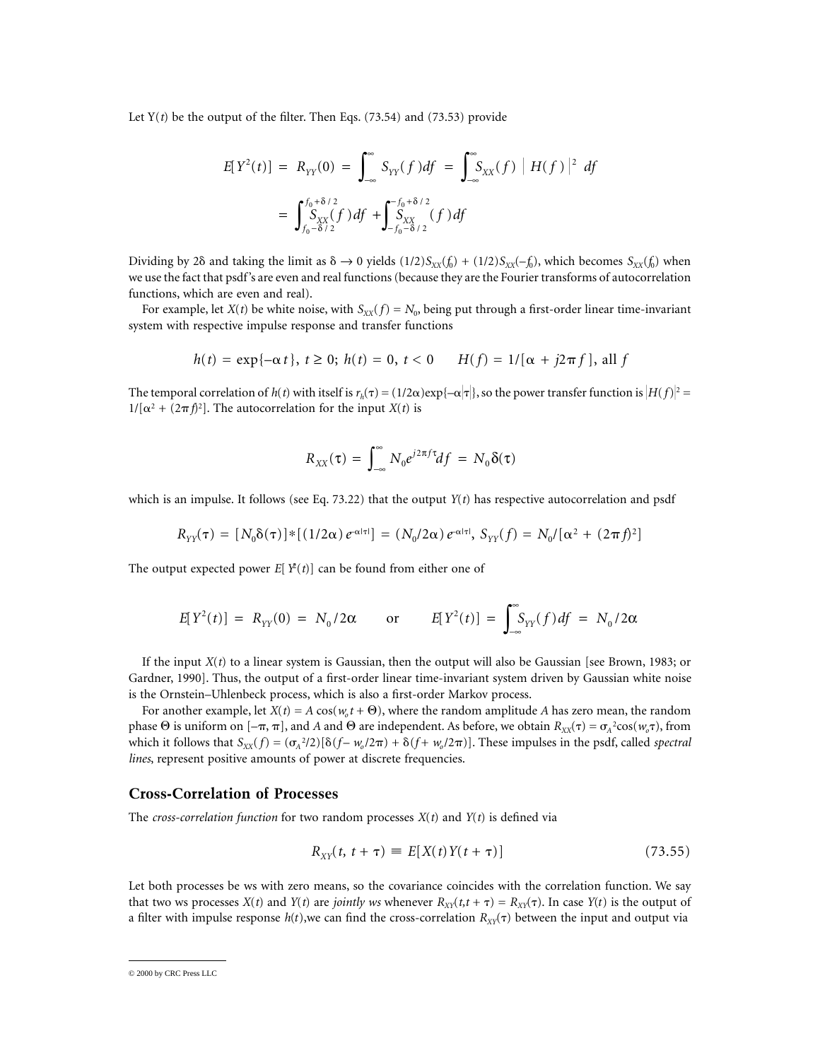Let Y($t$) be the output of the filter. Then Eqs. (73.54) and (73.53) provide

$$E[Y^2(t)] = R_{YY}(0) = \int_{-\infty}^{\infty} S_{YY}(f)df = \int_{-\infty}^{\infty} S_{XX}(f) \mid H(f) \mid^2 df$$

$$= \int_{f_0-\delta/2}^{f_0+\delta/2} S_{XX}(f)df + \int_{-f_0-\delta/2}^{-f_0+\delta/2} S_{XX}(f)df$$

Dividing by $2\delta$ and taking the limit as $\delta \to 0$ yields $(1/2)S_{XX}(f_0) + (1/2)S_{XX}(-f_0)$, which becomes $S_{XX}(f_0)$ when we use the fact that psdf's are even and real functions (because they are the Fourier transforms of autocorrelation functions, which are even and real).

For example, let $X(t)$ be white noise, with $S_{XX}(f) = N_0$, being put through a first-order linear time-invariant system with respective impulse response and transfer functions

$$h(t) = \exp\{-\alpha t\},\ t \geq 0;\ h(t) = 0,\ t < 0 \qquad H(f) = 1/[\alpha + j2\pi f],\ \text{all } f$$

The temporal correlation of $h(t)$ with itself is $r_h(\tau) = (1/2\alpha)\exp\{-\alpha|\tau|\}$, so the power transfer function is $|H(f)|^2 = 1/[\alpha^2 + (2\pi f)^2]$. The autocorrelation for the input $X(t)$ is

$$R_{XX}(\tau) = \int_{-\infty}^{\infty} N_0 e^{j2\pi f\tau} df = N_0\delta(\tau)$$

which is an impulse. It follows (see Eq. 73.22) that the output $Y(t)$ has respective autocorrelation and psdf

$$R_{YY}(\tau) = [N_0\delta(\tau)]*[(1/2\alpha)\, e^{-\alpha|\tau|}] = (N_0/2\alpha)\, e^{-\alpha|\tau|},\ S_{YY}(f) = N_0/[\alpha^2 + (2\pi f)^2]$$

The output expected power $E[Y^2(t)]$ can be found from either one of

$$E[Y^2(t)] = R_{YY}(0) = N_0/2\alpha \qquad \text{or} \qquad E[Y^2(t)] = \int_{-\infty}^{\infty} S_{YY}(f)df = N_0/2\alpha$$

If the input $X(t)$ to a linear system is Gaussian, then the output will also be Gaussian [see Brown, 1983; or Gardner, 1990]. Thus, the output of a first-order linear time-invariant system driven by Gaussian white noise is the Ornstein–Uhlenbeck process, which is also a first-order Markov process.

For another example, let $X(t) = A\cos(w_o t + \Theta)$, where the random amplitude $A$ has zero mean, the random phase $\Theta$ is uniform on $[-\pi, \pi]$, and $A$ and $\Theta$ are independent. As before, we obtain $R_{XX}(\tau) = \sigma_A^2\cos(w_o\tau)$, from which it follows that $S_{XX}(f) = (\sigma_A^2/2)[\delta(f - w_o/2\pi) + \delta(f + w_o/2\pi)]$. These impulses in the psdf, called *spectral lines*, represent positive amounts of power at discrete frequencies.

## Cross-Correlation of Processes

The *cross-correlation function* for two random processes $X(t)$ and $Y(t)$ is defined via

$$R_{XY}(t, t + \tau) \equiv E[X(t)Y(t + \tau)] \tag{73.55}$$

Let both processes be ws with zero means, so the covariance coincides with the correlation function. We say that two ws processes $X(t)$ and $Y(t)$ are *jointly ws* whenever $R_{XY}(t, t + \tau) = R_{XY}(\tau)$. In case $Y(t)$ is the output of a filter with impulse response $h(t)$, we can find the cross-correlation $R_{XY}(\tau)$ between the input and output via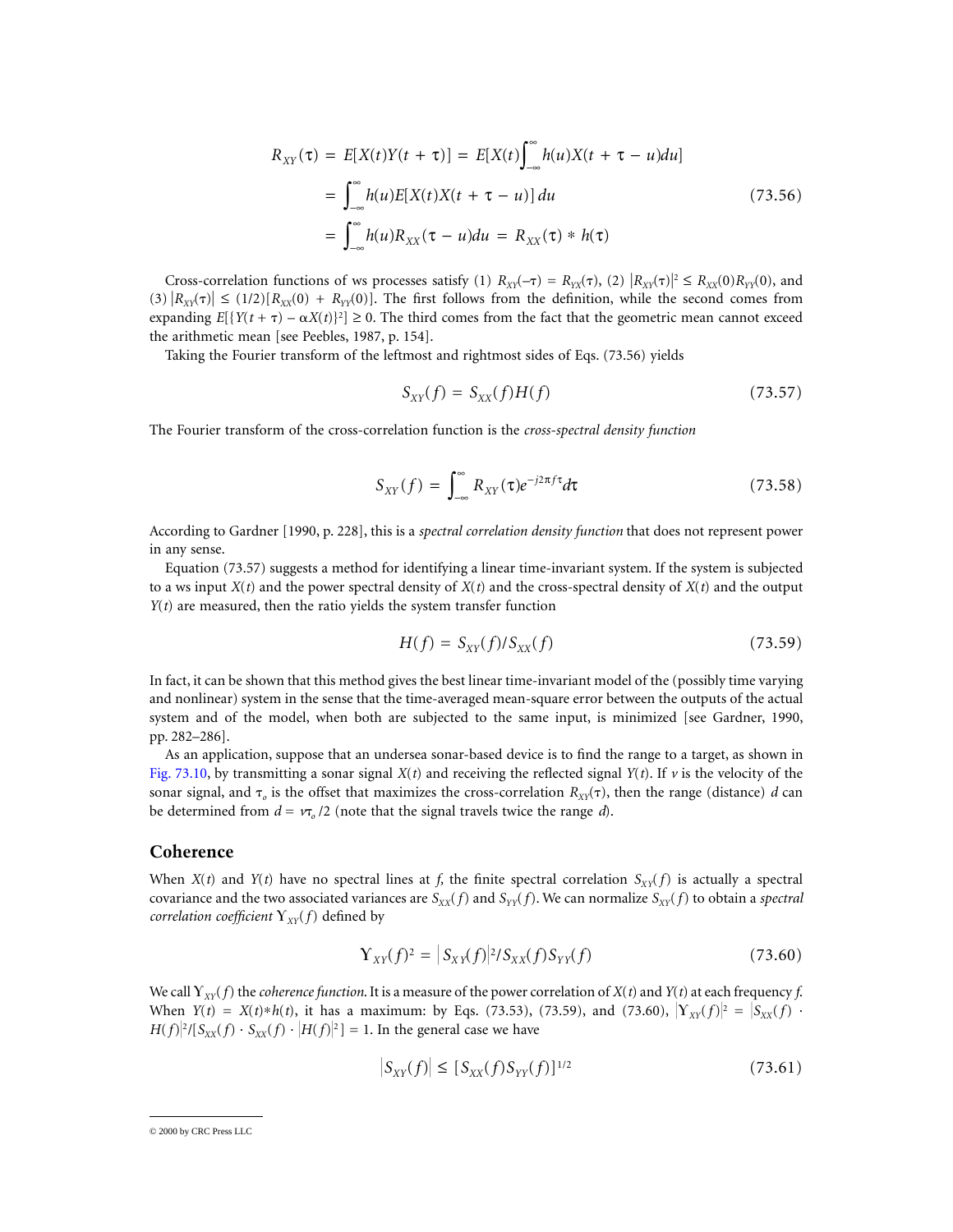$$
\begin{aligned}
R_{XY}(\tau) &= E[X(t)Y(t+\tau)] = E[X(t)\int_{-\infty}^{\infty} h(u)X(t+\tau-u)du] \\
&= \int_{-\infty}^{\infty} h(u)E[X(t)X(t+\tau-u)]\,du \\
&= \int_{-\infty}^{\infty} h(u)R_{XX}(\tau-u)du = R_{XX}(\tau) * h(\tau)
\end{aligned}
\tag{73.56}
$$

Cross-correlation functions of ws processes satisfy (1) $R_{XY}(-\tau) = R_{YX}(\tau)$, (2) $|R_{XY}(\tau)|^2 \le R_{XX}(0)R_{YY}(0)$, and (3) $|R_{XY}(\tau)| \le (1/2)[R_{XX}(0) + R_{YY}(0)]$. The first follows from the definition, while the second comes from expanding $E[\{Y(t+\tau) - \alpha X(t)\}^2] \ge 0$. The third comes from the fact that the geometric mean cannot exceed the arithmetic mean [see Peebles, 1987, p. 154].

Taking the Fourier transform of the leftmost and rightmost sides of Eqs. (73.56) yields

$$
S_{XY}(f) = S_{XX}(f)H(f) \tag{73.57}
$$

The Fourier transform of the cross-correlation function is the *cross-spectral density function*

$$
S_{XY}(f) = \int_{-\infty}^{\infty} R_{XY}(\tau)e^{-j2\pi f\tau}d\tau \tag{73.58}
$$

According to Gardner [1990, p. 228], this is a *spectral correlation density function* that does not represent power in any sense.

Equation (73.57) suggests a method for identifying a linear time-invariant system. If the system is subjected to a ws input $X(t)$ and the power spectral density of $X(t)$ and the cross-spectral density of $X(t)$ and the output $Y(t)$ are measured, then the ratio yields the system transfer function

$$
H(f) = S_{XY}(f)/S_{XX}(f) \tag{73.59}
$$

In fact, it can be shown that this method gives the best linear time-invariant model of the (possibly time varying and nonlinear) system in the sense that the time-averaged mean-square error between the outputs of the actual system and of the model, when both are subjected to the same input, is minimized [see Gardner, 1990, pp. 282–286].

As an application, suppose that an undersea sonar-based device is to find the range to a target, as shown in Fig. 73.10, by transmitting a sonar signal $X(t)$ and receiving the reflected signal $Y(t)$. If $v$ is the velocity of the sonar signal, and $\tau_o$ is the offset that maximizes the cross-correlation $R_{XY}(\tau)$, then the range (distance) $d$ can be determined from $d = v\tau_o/2$ (note that the signal travels twice the range $d$).

## Coherence

When $X(t)$ and $Y(t)$ have no spectral lines at $f$, the finite spectral correlation $S_{XY}(f)$ is actually a spectral covariance and the two associated variances are $S_{XX}(f)$ and $S_{YY}(f)$. We can normalize $S_{XY}(f)$ to obtain a *spectral correlation coefficient* $\Upsilon_{XY}(f)$ defined by

$$
\Upsilon_{XY}(f)^2 = |S_{XY}(f)|^2/S_{XX}(f)S_{YY}(f) \tag{73.60}
$$

We call $\Upsilon_{XY}(f)$ the *coherence function*. It is a measure of the power correlation of $X(t)$ and $Y(t)$ at each frequency $f$. When $Y(t) = X(t)*h(t)$, it has a maximum: by Eqs. (73.53), (73.59), and (73.60), $|\Upsilon_{XY}(f)|^2 = |S_{XX}(f) \cdot H(f)|^2/[S_{XX}(f) \cdot S_{XX}(f) \cdot |H(f)|^2] = 1$. In the general case we have

$$
|S_{XY}(f)| \le [S_{XX}(f)S_{YY}(f)]^{1/2} \tag{73.61}
$$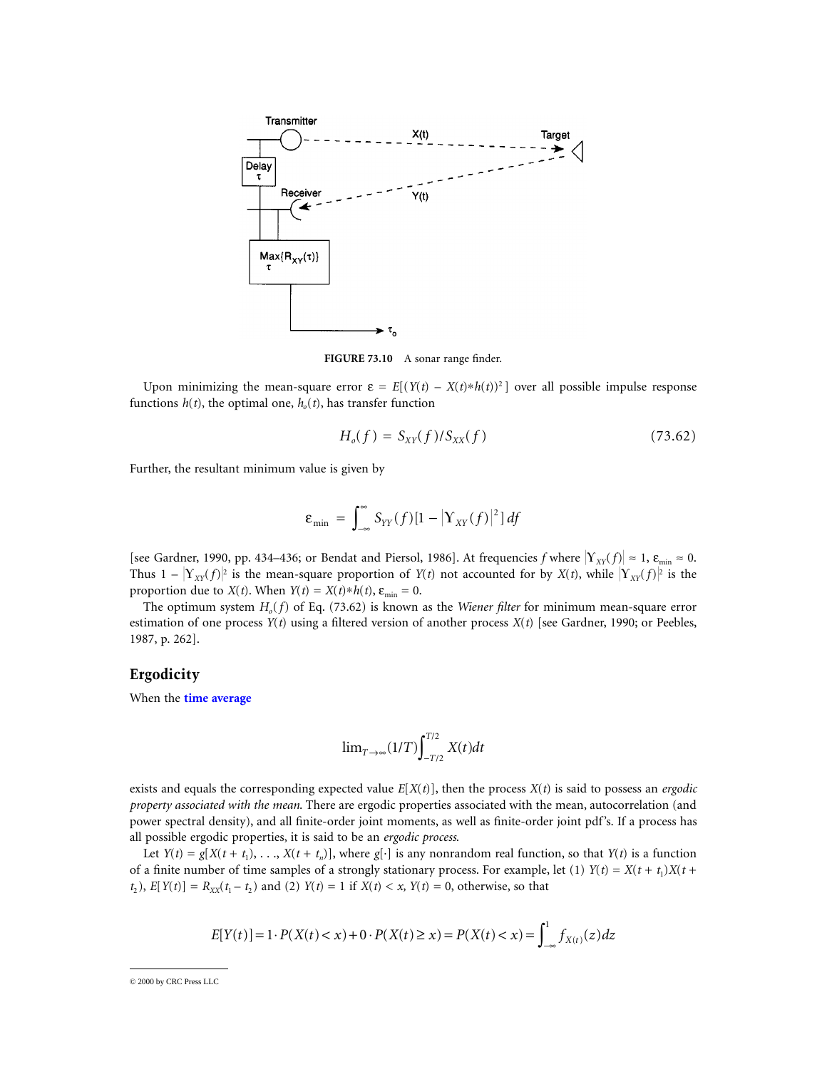FIGURE 73.10 A sonar range finder.

Upon minimizing the mean-square error $\varepsilon = E[(Y(t) - X(t)*h(t))^2]$ over all possible impulse response functions $h(t)$, the optimal one, $h_o(t)$, has transfer function

$$H_o(f) = S_{XY}(f)/S_{XX}(f) \tag{73.62}$$

Further, the resultant minimum value is given by

$$\varepsilon_{\min} = \int_{-\infty}^{\infty} S_{YY}(f)[1 - |\Upsilon_{XY}(f)|^2]\, df$$

[see Gardner, 1990, pp. 434–436; or Bendat and Piersol, 1986]. At frequencies $f$ where $|\Upsilon_{XY}(f)| \approx 1$, $\varepsilon_{\min} \approx 0$. Thus $1 - |\Upsilon_{XY}(f)|^2$ is the mean-square proportion of $Y(t)$ not accounted for by $X(t)$, while $|\Upsilon_{XY}(f)|^2$ is the proportion due to $X(t)$. When $Y(t) = X(t)*h(t)$, $\varepsilon_{\min} = 0$.

The optimum system $H_o(f)$ of Eq. (73.62) is known as the *Wiener filter* for minimum mean-square error estimation of one process $Y(t)$ using a filtered version of another process $X(t)$ [see Gardner, 1990; or Peebles, 1987, p. 262].

## Ergodicity

When the **time average**

$$\lim_{T\to\infty}(1/T)\int_{-T/2}^{T/2} X(t)dt$$

exists and equals the corresponding expected value $E[X(t)]$, then the process $X(t)$ is said to possess an *ergodic property associated with the mean.* There are ergodic properties associated with the mean, autocorrelation (and power spectral density), and all finite-order joint moments, as well as finite-order joint pdf's. If a process has all possible ergodic properties, it is said to be an *ergodic process.*

Let $Y(t) = g[X(t + t_1), \ldots, X(t + t_n)]$, where $g[\cdot]$ is any nonrandom real function, so that $Y(t)$ is a function of a finite number of time samples of a strongly stationary process. For example, let (1) $Y(t) = X(t + t_1)X(t + t_2)$, $E[Y(t)] = R_{XX}(t_1 - t_2)$ and (2) $Y(t) = 1$ if $X(t) < x$, $Y(t) = 0$, otherwise, so that

$$E[Y(t)] = 1 \cdot P(X(t) < x) + 0 \cdot P(X(t) \geq x) = P(X(t) < x) = \int_{-\infty}^{1} f_{X(t)}(z)dz$$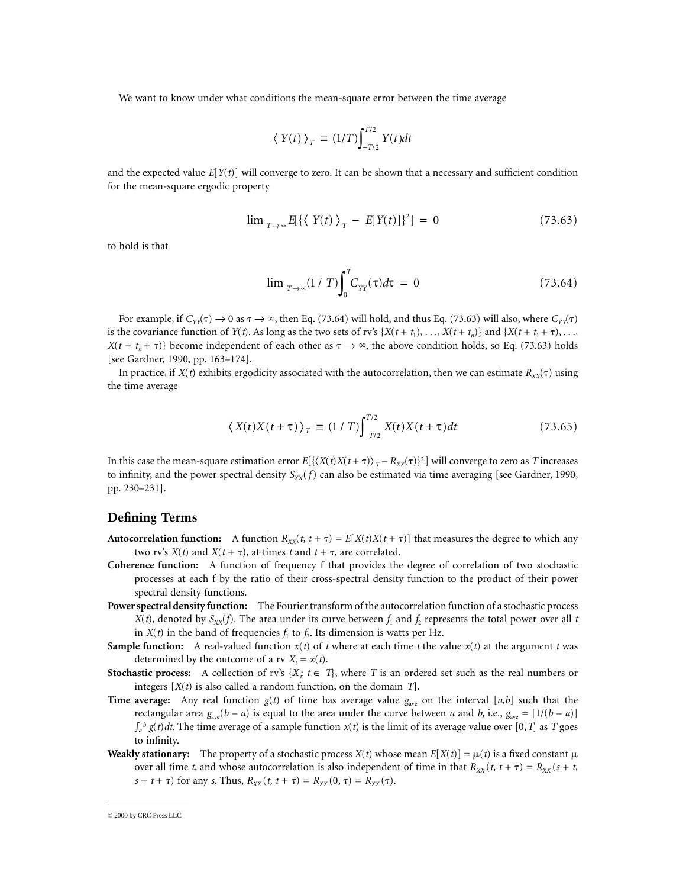We want to know under what conditions the mean-square error between the time average

$$\langle Y(t) \rangle_T \equiv (1/T)\int_{-T/2}^{T/2} Y(t)dt$$

and the expected value $E[Y(t)]$ will converge to zero. It can be shown that a necessary and sufficient condition for the mean-square ergodic property

$$\lim_{T\to\infty} E[\{\langle Y(t) \rangle_T - E[Y(t)]\}^2] = 0 \tag{73.63}$$

to hold is that

$$\lim_{T\to\infty} (1/T)\int_0^T C_{YY}(\tau)d\tau = 0 \tag{73.64}$$

For example, if $C_{YY}(\tau) \to 0$ as $\tau \to \infty$, then Eq. (73.64) will hold, and thus Eq. (73.63) will also, where $C_{YY}(\tau)$ is the covariance function of $Y(t)$. As long as the two sets of rv's $\{X(t + t_1), \ldots, X(t + t_n)\}$ and $\{X(t + t_1 + \tau), \ldots, X(t + t_n + \tau)\}$ become independent of each other as $\tau \to \infty$, the above condition holds, so Eq. (73.63) holds [see Gardner, 1990, pp. 163–174].

In practice, if $X(t)$ exhibits ergodicity associated with the autocorrelation, then we can estimate $R_{XX}(\tau)$ using the time average

$$\langle X(t)X(t+\tau) \rangle_T \equiv (1/T)\int_{-T/2}^{T/2} X(t)X(t+\tau)dt \tag{73.65}$$

In this case the mean-square estimation error $E[\{\langle X(t)X(t+\tau)\rangle_T - R_{XX}(\tau)\}^2]$ will converge to zero as $T$ increases to infinity, and the power spectral density $S_{XX}(f)$ can also be estimated via time averaging [see Gardner, 1990, pp. 230–231].

## Defining Terms

**Autocorrelation function:** A function $R_{XX}(t, t + \tau) = E[X(t)X(t + \tau)]$ that measures the degree to which any two rv's $X(t)$ and $X(t + \tau)$, at times $t$ and $t + \tau$, are correlated.

**Coherence function:** A function of frequency f that provides the degree of correlation of two stochastic processes at each f by the ratio of their cross-spectral density function to the product of their power spectral density functions.

**Power spectral density function:** The Fourier transform of the autocorrelation function of a stochastic process $X(t)$, denoted by $S_{XX}(f)$. The area under its curve between $f_1$ and $f_2$ represents the total power over all $t$ in $X(t)$ in the band of frequencies $f_1$ to $f_2$. Its dimension is watts per Hz.

**Sample function:** A real-valued function $x(t)$ of $t$ where at each time $t$ the value $x(t)$ at the argument $t$ was determined by the outcome of a rv $X_t = x(t)$.

**Stochastic process:** A collection of rv's $\{X_t; t \in T\}$, where $T$ is an ordered set such as the real numbers or integers [$X(t)$ is also called a random function, on the domain $T$].

**Time average:** Any real function $g(t)$ of time has average value $g_{ave}$ on the interval $[a,b]$ such that the rectangular area $g_{ave}(b - a)$ is equal to the area under the curve between $a$ and $b$, i.e., $g_{ave} = [1/(b - a)] \int_a^b g(t)dt$. The time average of a sample function $x(t)$ is the limit of its average value over $[0, T]$ as $T$ goes to infinity.

**Weakly stationary:** The property of a stochastic process $X(t)$ whose mean $E[X(t)] = \mu(t)$ is a fixed constant $\mu$ over all time $t$, and whose autocorrelation is also independent of time in that $R_{XX}(t, t + \tau) = R_{XX}(s + t, s + t + \tau)$ for any $s$. Thus, $R_{XX}(t, t + \tau) = R_{XX}(0, \tau) = R_{XX}(\tau)$.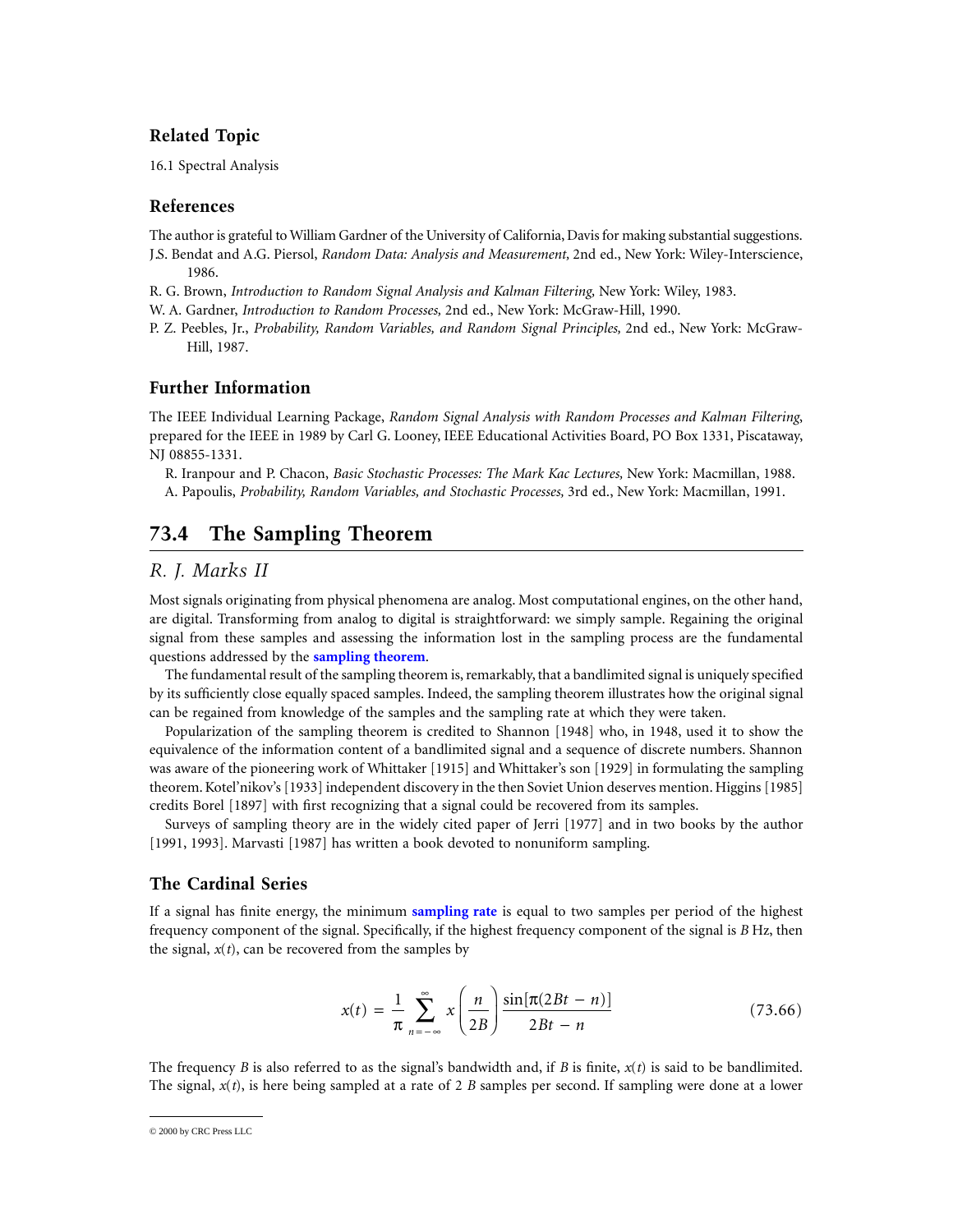## Related Topic

16.1 Spectral Analysis

## References

The author is grateful to William Gardner of the University of California, Davis for making substantial suggestions.

J.S. Bendat and A.G. Piersol, *Random Data: Analysis and Measurement,* 2nd ed., New York: Wiley-Interscience, 1986.

R. G. Brown, *Introduction to Random Signal Analysis and Kalman Filtering,* New York: Wiley, 1983.

W. A. Gardner, *Introduction to Random Processes,* 2nd ed., New York: McGraw-Hill, 1990.

P. Z. Peebles, Jr., *Probability, Random Variables, and Random Signal Principles,* 2nd ed., New York: McGraw-Hill, 1987.

## Further Information

The IEEE Individual Learning Package, *Random Signal Analysis with Random Processes and Kalman Filtering,* prepared for the IEEE in 1989 by Carl G. Looney, IEEE Educational Activities Board, PO Box 1331, Piscataway, NJ 08855-1331.

R. Iranpour and P. Chacon, *Basic Stochastic Processes: The Mark Kac Lectures,* New York: Macmillan, 1988.

A. Papoulis, *Probability, Random Variables, and Stochastic Processes,* 3rd ed., New York: Macmillan, 1991.

# 73.4 The Sampling Theorem

*R. J. Marks II*

Most signals originating from physical phenomena are analog. Most computational engines, on the other hand, are digital. Transforming from analog to digital is straightforward: we simply sample. Regaining the original signal from these samples and assessing the information lost in the sampling process are the fundamental questions addressed by the **sampling theorem**.

The fundamental result of the sampling theorem is, remarkably, that a bandlimited signal is uniquely specified by its sufficiently close equally spaced samples. Indeed, the sampling theorem illustrates how the original signal can be regained from knowledge of the samples and the sampling rate at which they were taken.

Popularization of the sampling theorem is credited to Shannon [1948] who, in 1948, used it to show the equivalence of the information content of a bandlimited signal and a sequence of discrete numbers. Shannon was aware of the pioneering work of Whittaker [1915] and Whittaker's son [1929] in formulating the sampling theorem. Kotel'nikov's [1933] independent discovery in the then Soviet Union deserves mention. Higgins [1985] credits Borel [1897] with first recognizing that a signal could be recovered from its samples.

Surveys of sampling theory are in the widely cited paper of Jerri [1977] and in two books by the author [1991, 1993]. Marvasti [1987] has written a book devoted to nonuniform sampling.

## The Cardinal Series

If a signal has finite energy, the minimum **sampling rate** is equal to two samples per period of the highest frequency component of the signal. Specifically, if the highest frequency component of the signal is $B$ Hz, then the signal, $x(t)$, can be recovered from the samples by

$$x(t) = \frac{1}{\pi} \sum_{n=-\infty}^{\infty} x\left(\frac{n}{2B}\right) \frac{\sin[\pi(2Bt - n)]}{2Bt - n} \tag{73.66}$$

The frequency $B$ is also referred to as the signal's bandwidth and, if $B$ is finite, $x(t)$ is said to be bandlimited. The signal, $x(t)$, is here being sampled at a rate of 2 $B$ samples per second. If sampling were done at a lower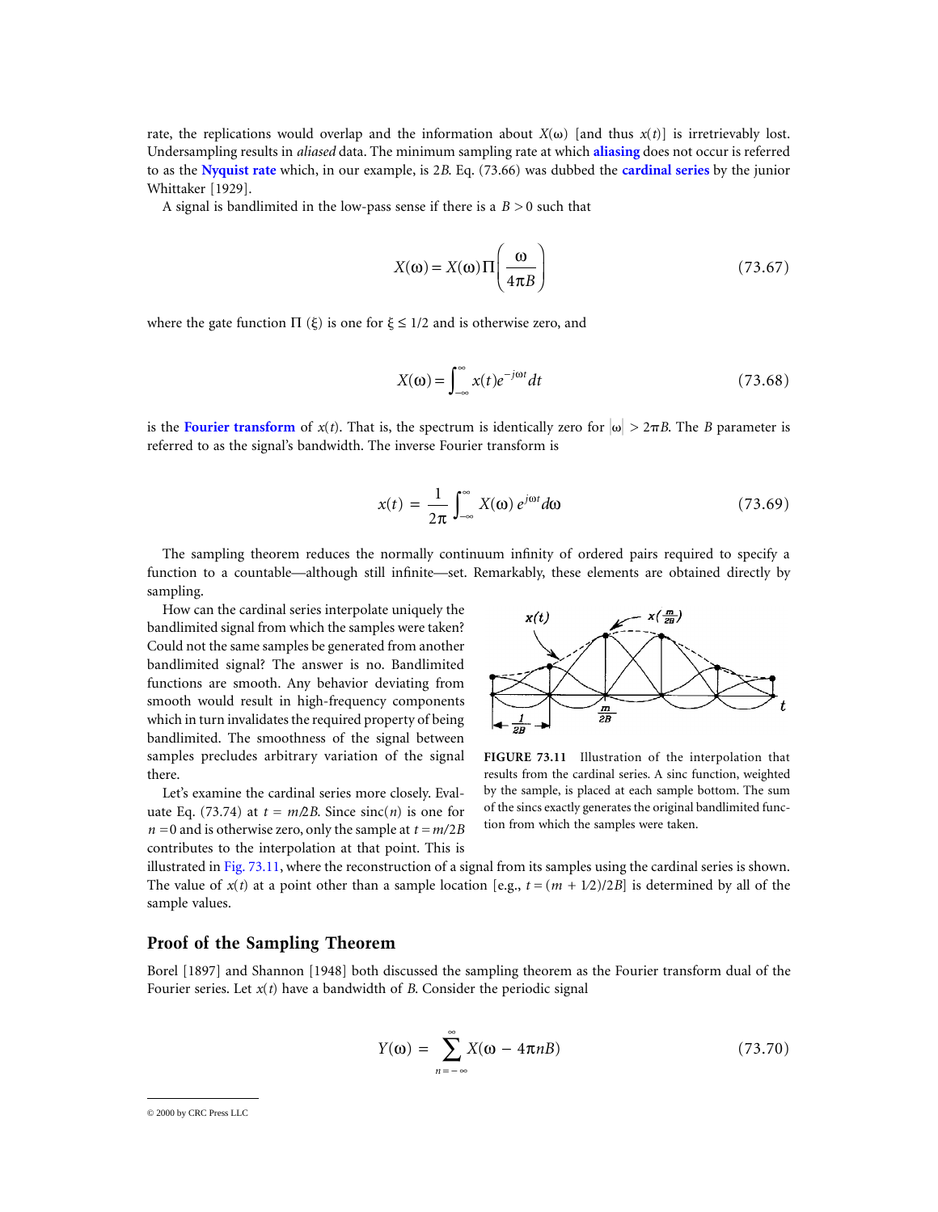rate, the replications would overlap and the information about $X(\omega)$ [and thus $x(t)$] is irretrievably lost. Undersampling results in *aliased* data. The minimum sampling rate at which **aliasing** does not occur is referred to as the **Nyquist rate** which, in our example, is $2B$. Eq. (73.66) was dubbed the **cardinal series** by the junior Whittaker [1929].

A signal is bandlimited in the low-pass sense if there is a $B > 0$ such that

$$X(\omega) = X(\omega)\Pi\left(\frac{\omega}{4\pi B}\right) \tag{73.67}$$

where the gate function $\Pi(\xi)$ is one for $\xi \leq 1/2$ and is otherwise zero, and

$$X(\omega) = \int_{-\infty}^{\infty} x(t)e^{-j\omega t}dt \tag{73.68}$$

is the **Fourier transform** of $x(t)$. That is, the spectrum is identically zero for $|\omega| > 2\pi B$. The $B$ parameter is referred to as the signal's bandwidth. The inverse Fourier transform is

$$x(t) = \frac{1}{2\pi}\int_{-\infty}^{\infty} X(\omega)\, e^{j\omega t}d\omega \tag{73.69}$$

The sampling theorem reduces the normally continuum infinity of ordered pairs required to specify a function to a countable—although still infinite—set. Remarkably, these elements are obtained directly by sampling.

How can the cardinal series interpolate uniquely the bandlimited signal from which the samples were taken? Could not the same samples be generated from another bandlimited signal? The answer is no. Bandlimited functions are smooth. Any behavior deviating from smooth would result in high-frequency components which in turn invalidates the required property of being bandlimited. The smoothness of the signal between samples precludes arbitrary variation of the signal there.

**FIGURE 73.11** Illustration of the interpolation that results from the cardinal series. A sinc function, weighted by the sample, is placed at each sample bottom. The sum of the sincs exactly generates the original bandlimited function from which the samples were taken.

Let's examine the cardinal series more closely. Evaluate Eq. (73.74) at $t = m/2B$. Since $\text{sinc}(n)$ is one for $n = 0$ and is otherwise zero, only the sample at $t = m/2B$ contributes to the interpolation at that point. This is illustrated in Fig. 73.11, where the reconstruction of a signal from its samples using the cardinal series is shown. The value of $x(t)$ at a point other than a sample location [e.g., $t = (m + 1/2)/2B$] is determined by all of the sample values.

## Proof of the Sampling Theorem

Borel [1897] and Shannon [1948] both discussed the sampling theorem as the Fourier transform dual of the Fourier series. Let $x(t)$ have a bandwidth of $B$. Consider the periodic signal

$$Y(\omega) = \sum_{n=-\infty}^{\infty} X(\omega - 4\pi nB) \tag{73.70}$$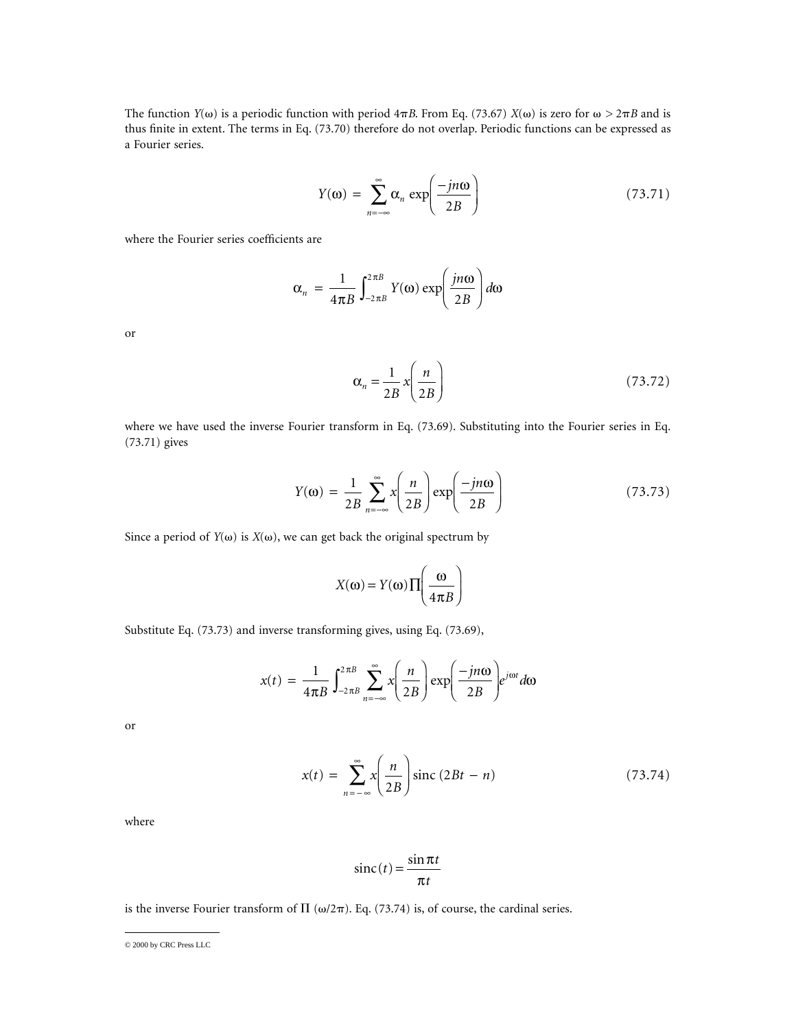The function $Y(\omega)$ is a periodic function with period $4\pi B$. From Eq. (73.67) $X(\omega)$ is zero for $\omega > 2\pi B$ and is thus finite in extent. The terms in Eq. (73.70) therefore do not overlap. Periodic functions can be expressed as a Fourier series.

$$Y(\omega) = \sum_{n=-\infty}^{\infty} \alpha_n \exp\left(\frac{-jn\omega}{2B}\right) \tag{73.71}$$

where the Fourier series coefficients are

$$\alpha_n = \frac{1}{4\pi B}\int_{-2\pi B}^{2\pi B} Y(\omega)\exp\left(\frac{jn\omega}{2B}\right)d\omega$$

or

$$\alpha_n = \frac{1}{2B}x\left(\frac{n}{2B}\right) \tag{73.72}$$

where we have used the inverse Fourier transform in Eq. (73.69). Substituting into the Fourier series in Eq. (73.71) gives

$$Y(\omega) = \frac{1}{2B}\sum_{n=-\infty}^{\infty} x\left(\frac{n}{2B}\right)\exp\left(\frac{-jn\omega}{2B}\right) \tag{73.73}$$

Since a period of $Y(\omega)$ is $X(\omega)$, we can get back the original spectrum by

$$X(\omega) = Y(\omega)\prod\left(\frac{\omega}{4\pi B}\right)$$

Substitute Eq. (73.73) and inverse transforming gives, using Eq. (73.69),

$$x(t) = \frac{1}{4\pi B}\int_{-2\pi B}^{2\pi B}\sum_{n=-\infty}^{\infty} x\left(\frac{n}{2B}\right)\exp\left(\frac{-jn\omega}{2B}\right)e^{j\omega t}d\omega$$

or

$$x(t) = \sum_{n=-\infty}^{\infty} x\left(\frac{n}{2B}\right)\text{sinc}\,(2Bt - n) \tag{73.74}$$

where

$$\text{sinc}(t) = \frac{\sin \pi t}{\pi t}$$

is the inverse Fourier transform of $\Pi\,(\omega/2\pi)$. Eq. (73.74) is, of course, the cardinal series.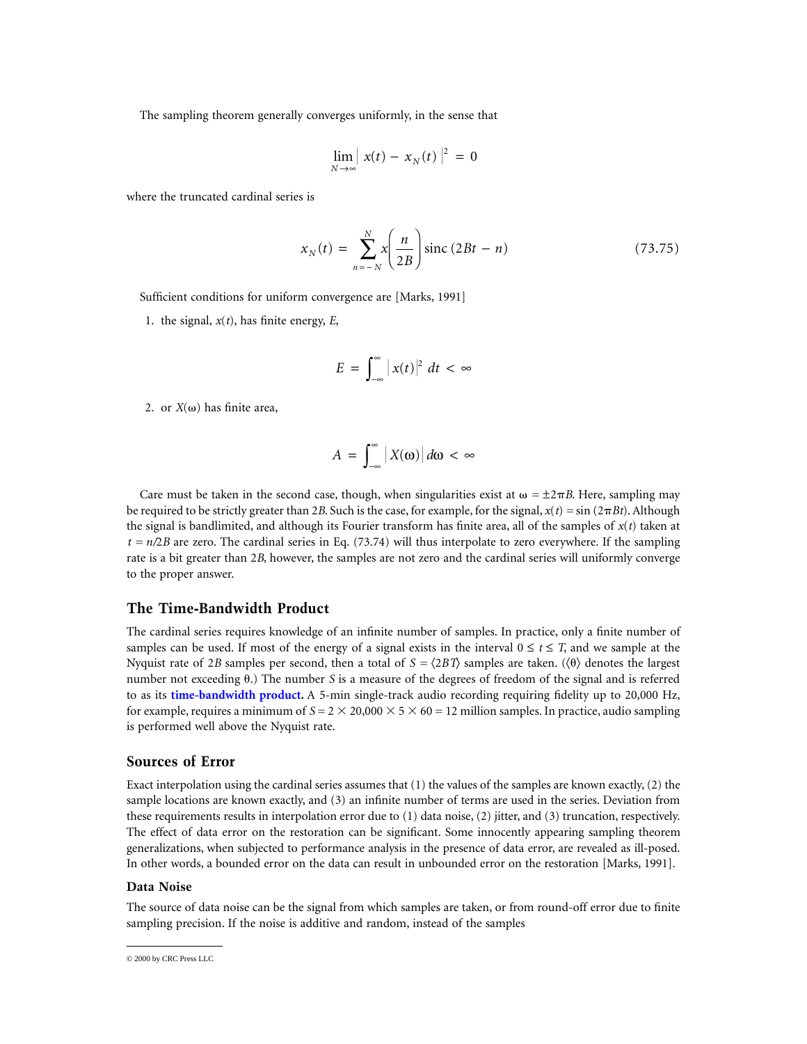The sampling theorem generally converges uniformly, in the sense that

$$\lim_{N \to \infty} \left| x(t) - x_N(t) \right|^2 = 0$$

where the truncated cardinal series is

$$x_N(t) = \sum_{n=-N}^{N} x\left(\frac{n}{2B}\right) \text{sinc}\,(2Bt - n) \tag{73.75}$$

Sufficient conditions for uniform convergence are [Marks, 1991]

1. the signal, $x(t)$, has finite energy, $E$,

$$E = \int_{-\infty}^{\infty} \left| x(t) \right|^2 dt < \infty$$

2. or $X(\omega)$ has finite area,

$$A = \int_{-\infty}^{\infty} \left| X(\omega) \right| d\omega < \infty$$

Care must be taken in the second case, though, when singularities exist at $\omega = \pm 2\pi B$. Here, sampling may be required to be strictly greater than $2B$. Such is the case, for example, for the signal, $x(t) = \sin(2\pi Bt)$. Although the signal is bandlimited, and although its Fourier transform has finite area, all of the samples of $x(t)$ taken at $t = n/2B$ are zero. The cardinal series in Eq. (73.74) will thus interpolate to zero everywhere. If the sampling rate is a bit greater than $2B$, however, the samples are not zero and the cardinal series will uniformly converge to the proper answer.

## The Time-Bandwidth Product

The cardinal series requires knowledge of an infinite number of samples. In practice, only a finite number of samples can be used. If most of the energy of a signal exists in the interval $0 \le t \le T$, and we sample at the Nyquist rate of $2B$ samples per second, then a total of $S = \langle 2BT \rangle$ samples are taken. ($\langle \theta \rangle$ denotes the largest number not exceeding $\theta$.) The number $S$ is a measure of the degrees of freedom of the signal and is referred to as its **time-bandwidth product.** A 5-min single-track audio recording requiring fidelity up to 20,000 Hz, for example, requires a minimum of $S = 2 \times 20{,}000 \times 5 \times 60 = 12$ million samples. In practice, audio sampling is performed well above the Nyquist rate.

## Sources of Error

Exact interpolation using the cardinal series assumes that (1) the values of the samples are known exactly, (2) the sample locations are known exactly, and (3) an infinite number of terms are used in the series. Deviation from these requirements results in interpolation error due to (1) data noise, (2) jitter, and (3) truncation, respectively. The effect of data error on the restoration can be significant. Some innocently appearing sampling theorem generalizations, when subjected to performance analysis in the presence of data error, are revealed as ill-posed. In other words, a bounded error on the data can result in unbounded error on the restoration [Marks, 1991].

### Data Noise

The source of data noise can be the signal from which samples are taken, or from round-off error due to finite sampling precision. If the noise is additive and random, instead of the samples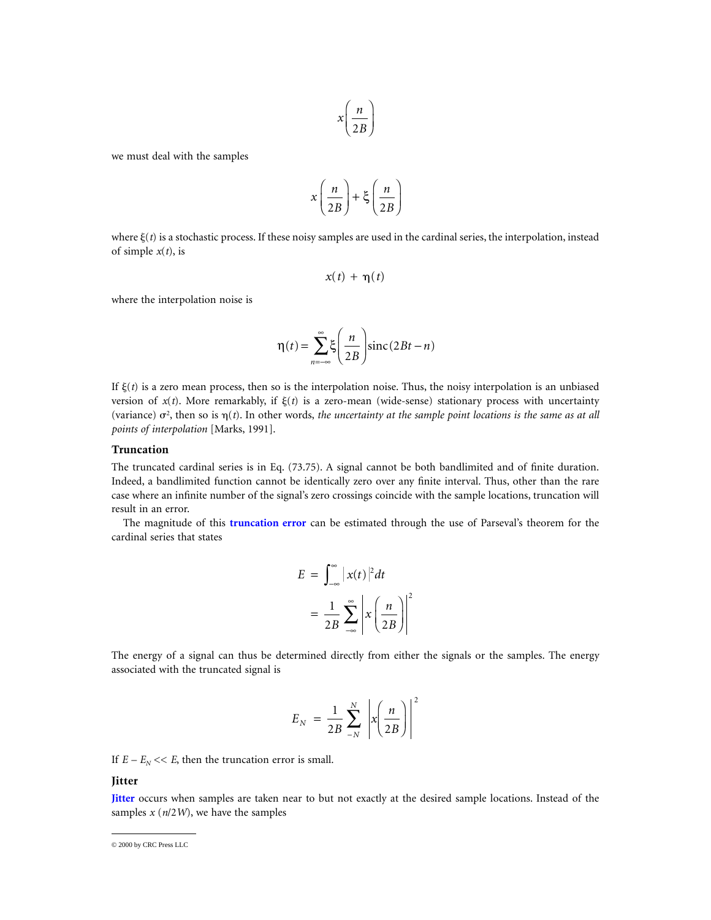$$x\left(\frac{n}{2B}\right)$$

we must deal with the samples

$$x\left(\frac{n}{2B}\right)+\xi\left(\frac{n}{2B}\right)$$

where $\xi(t)$ is a stochastic process. If these noisy samples are used in the cardinal series, the interpolation, instead of simple $x(t)$, is

$$x(t) + \eta(t)$$

where the interpolation noise is

$$\eta(t)=\sum_{n=-\infty}^{\infty}\xi\left(\frac{n}{2B}\right)\mathrm{sinc}(2Bt-n)$$

If $\xi(t)$ is a zero mean process, then so is the interpolation noise. Thus, the noisy interpolation is an unbiased version of $x(t)$. More remarkably, if $\xi(t)$ is a zero-mean (wide-sense) stationary process with uncertainty (variance) $\sigma^2$, then so is $\eta(t)$. In other words, *the uncertainty at the sample point locations is the same as at all points of interpolation* [Marks, 1991].

### Truncation

The truncated cardinal series is in Eq. (73.75). A signal cannot be both bandlimited and of finite duration. Indeed, a bandlimited function cannot be identically zero over any finite interval. Thus, other than the rare case where an infinite number of the signal's zero crossings coincide with the sample locations, truncation will result in an error.

The magnitude of this **truncation error** can be estimated through the use of Parseval's theorem for the cardinal series that states

$$\begin{aligned} E &= \int_{-\infty}^{\infty}|x(t)|^2 dt \\ &= \frac{1}{2B}\sum_{-\infty}^{\infty}\left|x\left(\frac{n}{2B}\right)\right|^2 \end{aligned}$$

The energy of a signal can thus be determined directly from either the signals or the samples. The energy associated with the truncated signal is

$$E_N = \frac{1}{2B}\sum_{-N}^{N}\left|x\left(\frac{n}{2B}\right)\right|^2$$

If $E - E_N << E$, then the truncation error is small.

### Jitter

**Jitter** occurs when samples are taken near to but not exactly at the desired sample locations. Instead of the samples $x(n/2W)$, we have the samples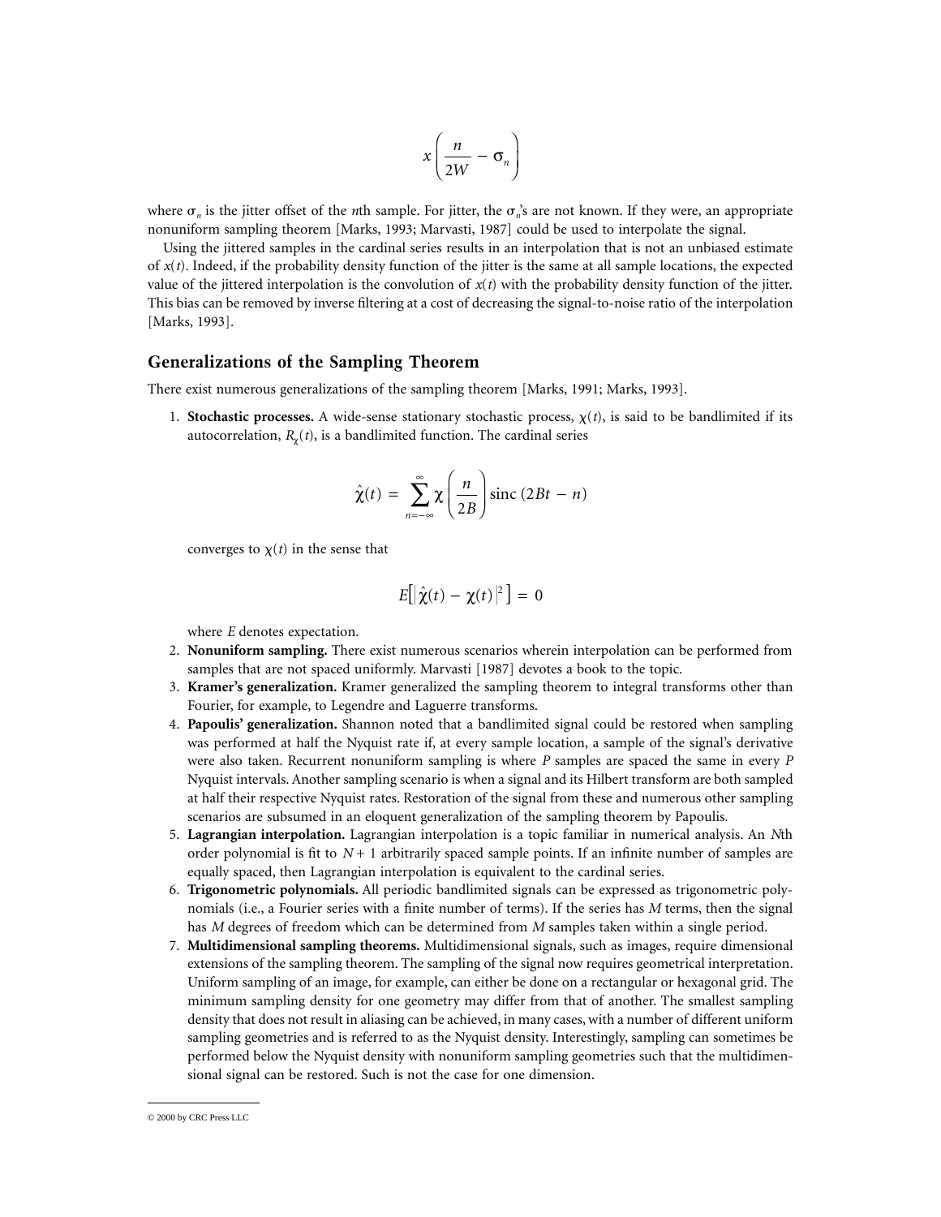$$x\left(\frac{n}{2W} - \sigma_n\right)$$

where $\sigma_n$ is the jitter offset of the $n$th sample. For jitter, the $\sigma_n$'s are not known. If they were, an appropriate nonuniform sampling theorem [Marks, 1993; Marvasti, 1987] could be used to interpolate the signal.

Using the jittered samples in the cardinal series results in an interpolation that is not an unbiased estimate of $x(t)$. Indeed, if the probability density function of the jitter is the same at all sample locations, the expected value of the jittered interpolation is the convolution of $x(t)$ with the probability density function of the jitter. This bias can be removed by inverse filtering at a cost of decreasing the signal-to-noise ratio of the interpolation [Marks, 1993].

## Generalizations of the Sampling Theorem

There exist numerous generalizations of the sampling theorem [Marks, 1991; Marks, 1993].

1. **Stochastic processes.** A wide-sense stationary stochastic process, $\chi(t)$, is said to be bandlimited if its autocorrelation, $R_\chi(t)$, is a bandlimited function. The cardinal series

$$\hat{\chi}(t) = \sum_{n=-\infty}^{\infty} \chi\left(\frac{n}{2B}\right) \text{sinc}\,(2Bt - n)$$

   converges to $\chi(t)$ in the sense that

$$E\left[\left|\hat{\chi}(t) - \chi(t)\right|^2\right] = 0$$

   where $E$ denotes expectation.
2. **Nonuniform sampling.** There exist numerous scenarios wherein interpolation can be performed from samples that are not spaced uniformly. Marvasti [1987] devotes a book to the topic.
3. **Kramer's generalization.** Kramer generalized the sampling theorem to integral transforms other than Fourier, for example, to Legendre and Laguerre transforms.
4. **Papoulis' generalization.** Shannon noted that a bandlimited signal could be restored when sampling was performed at half the Nyquist rate if, at every sample location, a sample of the signal's derivative were also taken. Recurrent nonuniform sampling is where $P$ samples are spaced the same in every $P$ Nyquist intervals. Another sampling scenario is when a signal and its Hilbert transform are both sampled at half their respective Nyquist rates. Restoration of the signal from these and numerous other sampling scenarios are subsumed in an eloquent generalization of the sampling theorem by Papoulis.
5. **Lagrangian interpolation.** Lagrangian interpolation is a topic familiar in numerical analysis. An $N$th order polynomial is fit to $N + 1$ arbitrarily spaced sample points. If an infinite number of samples are equally spaced, then Lagrangian interpolation is equivalent to the cardinal series.
6. **Trigonometric polynomials.** All periodic bandlimited signals can be expressed as trigonometric polynomials (i.e., a Fourier series with a finite number of terms). If the series has $M$ terms, then the signal has $M$ degrees of freedom which can be determined from $M$ samples taken within a single period.
7. **Multidimensional sampling theorems.** Multidimensional signals, such as images, require dimensional extensions of the sampling theorem. The sampling of the signal now requires geometrical interpretation. Uniform sampling of an image, for example, can either be done on a rectangular or hexagonal grid. The minimum sampling density for one geometry may differ from that of another. The smallest sampling density that does not result in aliasing can be achieved, in many cases, with a number of different uniform sampling geometries and is referred to as the Nyquist density. Interestingly, sampling can sometimes be performed below the Nyquist density with nonuniform sampling geometries such that the multidimensional signal can be restored. Such is not the case for one dimension.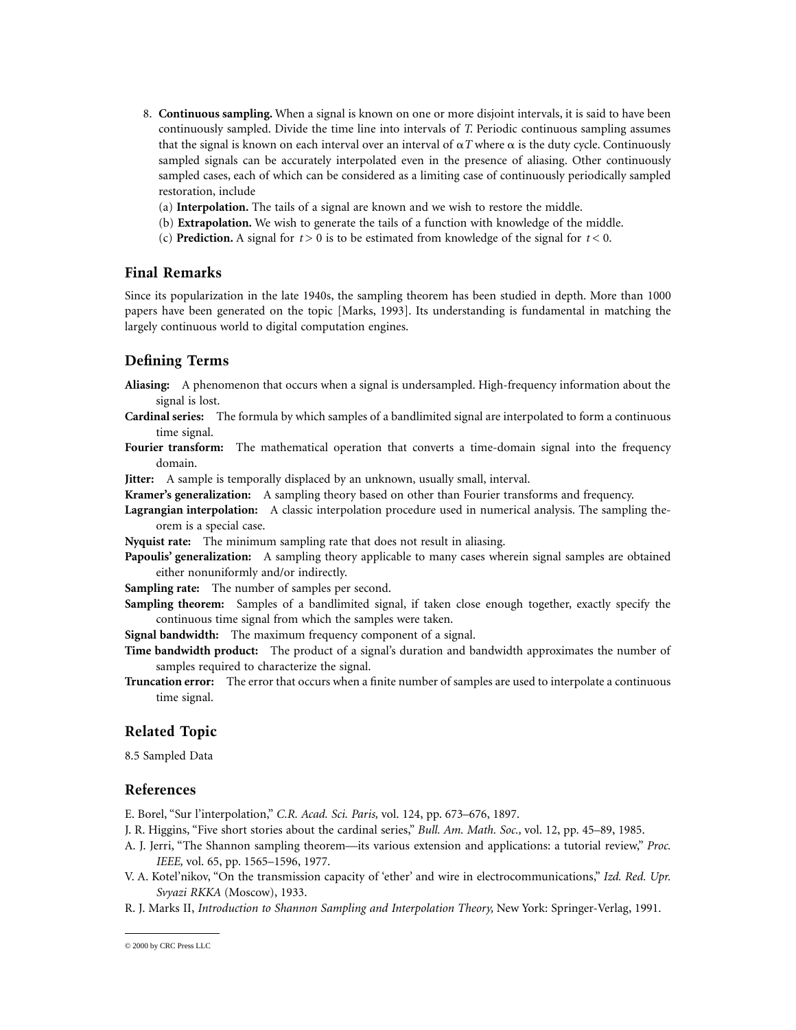8. **Continuous sampling.** When a signal is known on one or more disjoint intervals, it is said to have been continuously sampled. Divide the time line into intervals of $T$. Periodic continuous sampling assumes that the signal is known on each interval over an interval of $\alpha T$ where $\alpha$ is the duty cycle. Continuously sampled signals can be accurately interpolated even in the presence of aliasing. Other continuously sampled cases, each of which can be considered as a limiting case of continuously periodically sampled restoration, include

   (a) **Interpolation.** The tails of a signal are known and we wish to restore the middle.

   (b) **Extrapolation.** We wish to generate the tails of a function with knowledge of the middle.

   (c) **Prediction.** A signal for $t > 0$ is to be estimated from knowledge of the signal for $t < 0$.

## Final Remarks

Since its popularization in the late 1940s, the sampling theorem has been studied in depth. More than 1000 papers have been generated on the topic [Marks, 1993]. Its understanding is fundamental in matching the largely continuous world to digital computation engines.

## Defining Terms

**Aliasing:** A phenomenon that occurs when a signal is undersampled. High-frequency information about the signal is lost.

**Cardinal series:** The formula by which samples of a bandlimited signal are interpolated to form a continuous time signal.

**Fourier transform:** The mathematical operation that converts a time-domain signal into the frequency domain.

**Jitter:** A sample is temporally displaced by an unknown, usually small, interval.

**Kramer's generalization:** A sampling theory based on other than Fourier transforms and frequency.

**Lagrangian interpolation:** A classic interpolation procedure used in numerical analysis. The sampling theorem is a special case.

**Nyquist rate:** The minimum sampling rate that does not result in aliasing.

**Papoulis' generalization:** A sampling theory applicable to many cases wherein signal samples are obtained either nonuniformly and/or indirectly.

**Sampling rate:** The number of samples per second.

**Sampling theorem:** Samples of a bandlimited signal, if taken close enough together, exactly specify the continuous time signal from which the samples were taken.

**Signal bandwidth:** The maximum frequency component of a signal.

**Time bandwidth product:** The product of a signal's duration and bandwidth approximates the number of samples required to characterize the signal.

**Truncation error:** The error that occurs when a finite number of samples are used to interpolate a continuous time signal.

## Related Topic

8.5 Sampled Data

## References

E. Borel, "Sur l'interpolation," *C.R. Acad. Sci. Paris,* vol. 124, pp. 673–676, 1897.

J. R. Higgins, "Five short stories about the cardinal series," *Bull. Am. Math. Soc.,* vol. 12, pp. 45–89, 1985.

A. J. Jerri, "The Shannon sampling theorem—its various extension and applications: a tutorial review," *Proc. IEEE,* vol. 65, pp. 1565–1596, 1977.

V. A. Kotel'nikov, "On the transmission capacity of 'ether' and wire in electrocommunications," *Izd. Red. Upr. Svyazi RKKA* (Moscow), 1933.

R. J. Marks II, *Introduction to Shannon Sampling and Interpolation Theory,* New York: Springer-Verlag, 1991.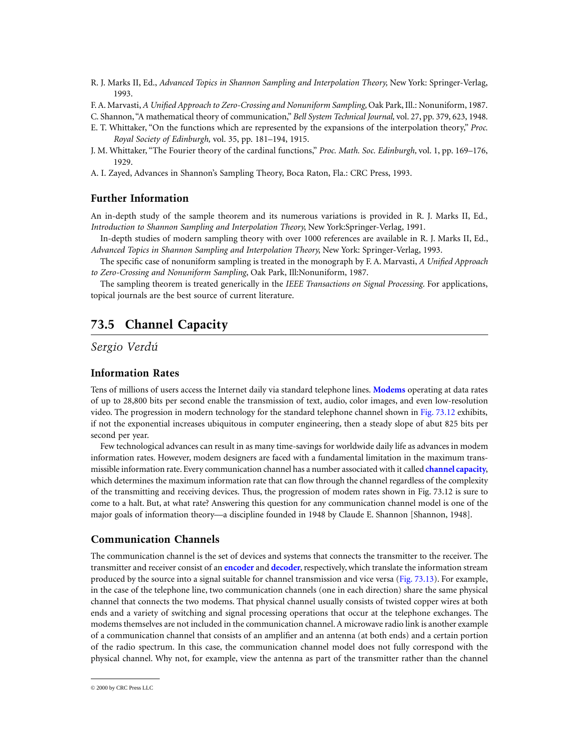R. J. Marks II, Ed., *Advanced Topics in Shannon Sampling and Interpolation Theory,* New York: Springer-Verlag, 1993.

F. A. Marvasti, *A Unified Approach to Zero-Crossing and Nonuniform Sampling,* Oak Park, Ill.: Nonuniform, 1987.

C. Shannon, "A mathematical theory of communication," *Bell System Technical Journal,* vol. 27, pp. 379, 623, 1948.

E. T. Whittaker, "On the functions which are represented by the expansions of the interpolation theory," *Proc. Royal Society of Edinburgh,* vol. 35, pp. 181–194, 1915.

J. M. Whittaker, "The Fourier theory of the cardinal functions," *Proc. Math. Soc. Edinburgh,* vol. 1, pp. 169–176, 1929.

A. I. Zayed, Advances in Shannon's Sampling Theory, Boca Raton, Fla.: CRC Press, 1993.

### Further Information

An in-depth study of the sample theorem and its numerous variations is provided in R. J. Marks II, Ed., *Introduction to Shannon Sampling and Interpolation Theory,* New York:Springer-Verlag, 1991.

In-depth studies of modern sampling theory with over 1000 references are available in R. J. Marks II, Ed., *Advanced Topics in Shannon Sampling and Interpolation Theory,* New York: Springer-Verlag, 1993.

The specific case of nonuniform sampling is treated in the monograph by F. A. Marvasti, *A Unified Approach to Zero-Crossing and Nonuniform Sampling*, Oak Park, Ill:Nonuniform, 1987.

The sampling theorem is treated generically in the *IEEE Transactions on Signal Processing.* For applications, topical journals are the best source of current literature.

## 73.5 Channel Capacity

*Sergio Verdú*

### Information Rates

Tens of millions of users access the Internet daily via standard telephone lines. **Modems** operating at data rates of up to 28,800 bits per second enable the transmission of text, audio, color images, and even low-resolution video. The progression in modern technology for the standard telephone channel shown in Fig. 73.12 exhibits, if not the exponential increases ubiquitous in computer engineering, then a steady slope of abut 825 bits per second per year.

Few technological advances can result in as many time-savings for worldwide daily life as advances in modem information rates. However, modem designers are faced with a fundamental limitation in the maximum transmissible information rate. Every communication channel has a number associated with it called **channel capacity**, which determines the maximum information rate that can flow through the channel regardless of the complexity of the transmitting and receiving devices. Thus, the progression of modem rates shown in Fig. 73.12 is sure to come to a halt. But, at what rate? Answering this question for any communication channel model is one of the major goals of information theory—a discipline founded in 1948 by Claude E. Shannon [Shannon, 1948].

### Communication Channels

The communication channel is the set of devices and systems that connects the transmitter to the receiver. The transmitter and receiver consist of an **encoder** and **decoder**, respectively, which translate the information stream produced by the source into a signal suitable for channel transmission and vice versa (Fig. 73.13). For example, in the case of the telephone line, two communication channels (one in each direction) share the same physical channel that connects the two modems. That physical channel usually consists of twisted copper wires at both ends and a variety of switching and signal processing operations that occur at the telephone exchanges. The modems themselves are not included in the communication channel. A microwave radio link is another example of a communication channel that consists of an amplifier and an antenna (at both ends) and a certain portion of the radio spectrum. In this case, the communication channel model does not fully correspond with the physical channel. Why not, for example, view the antenna as part of the transmitter rather than the channel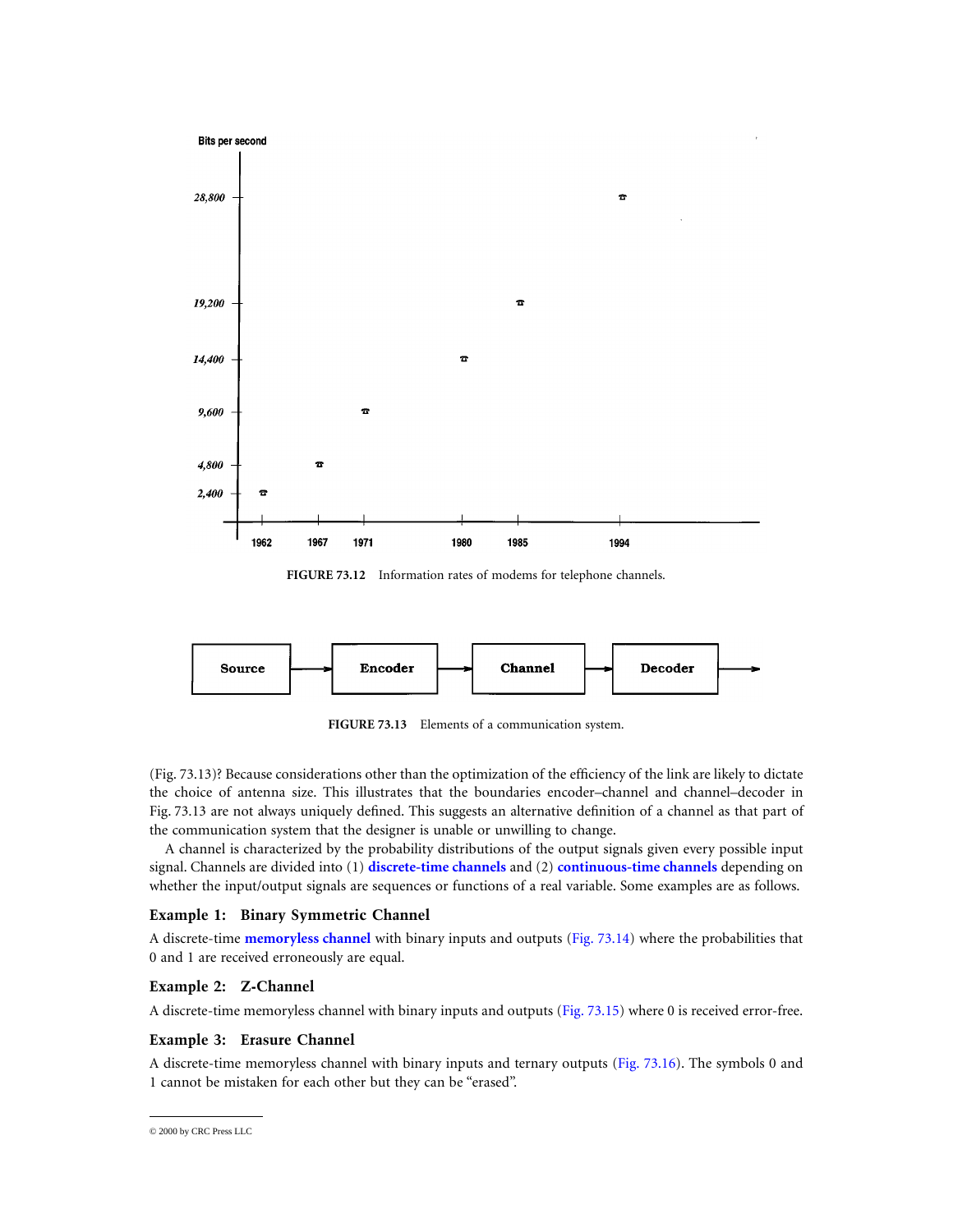FIGURE 73.12 Information rates of modems for telephone channels.

FIGURE 73.13 Elements of a communication system.

(Fig. 73.13)? Because considerations other than the optimization of the efficiency of the link are likely to dictate the choice of antenna size. This illustrates that the boundaries encoder–channel and channel–decoder in Fig. 73.13 are not always uniquely defined. This suggests an alternative definition of a channel as that part of the communication system that the designer is unable or unwilling to change.

A channel is characterized by the probability distributions of the output signals given every possible input signal. Channels are divided into (1) **discrete-time channels** and (2) **continuous-time channels** depending on whether the input/output signals are sequences or functions of a real variable. Some examples are as follows.

### Example 1: Binary Symmetric Channel

A discrete-time **memoryless channel** with binary inputs and outputs (Fig. 73.14) where the probabilities that 0 and 1 are received erroneously are equal.

### Example 2: Z-Channel

A discrete-time memoryless channel with binary inputs and outputs (Fig. 73.15) where 0 is received error-free.

### Example 3: Erasure Channel

A discrete-time memoryless channel with binary inputs and ternary outputs (Fig. 73.16). The symbols 0 and 1 cannot be mistaken for each other but they can be "erased".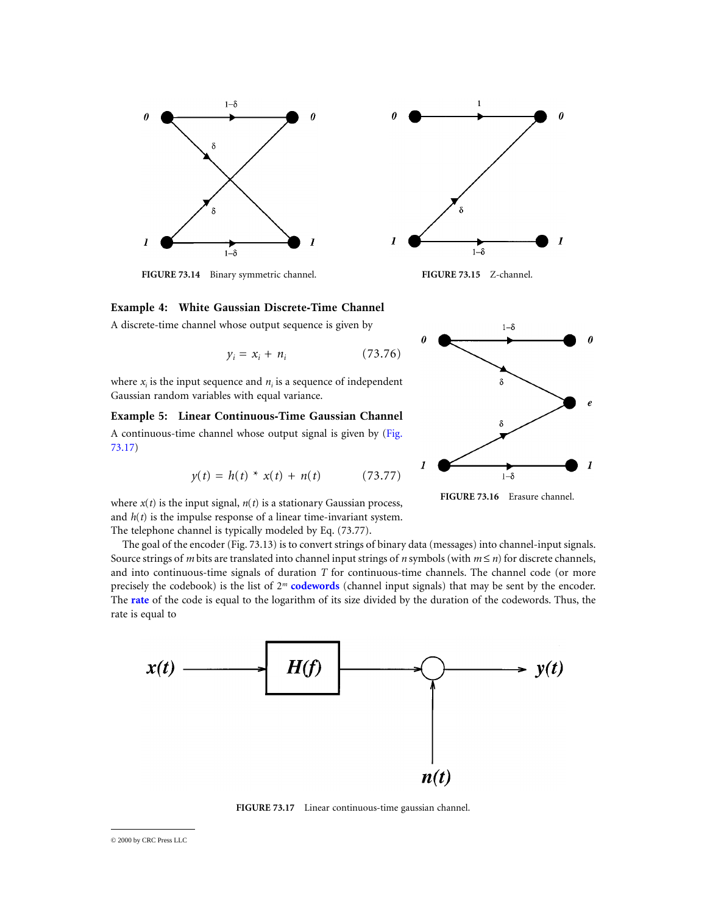FIGURE 73.14 Binary symmetric channel.

FIGURE 73.15 Z-channel.

**Example 4: White Gaussian Discrete-Time Channel**

A discrete-time channel whose output sequence is given by

$$y_i = x_i + n_i \tag{73.76}$$

where $x_i$ is the input sequence and $n_i$ is a sequence of independent Gaussian random variables with equal variance.

**Example 5: Linear Continuous-Time Gaussian Channel**

A continuous-time channel whose output signal is given by (Fig. 73.17)

$$y(t) = h(t) * x(t) + n(t) \tag{73.77}$$

where $x(t)$ is the input signal, $n(t)$ is a stationary Gaussian process, and $h(t)$ is the impulse response of a linear time-invariant system. The telephone channel is typically modeled by Eq. (73.77).

FIGURE 73.16 Erasure channel.

The goal of the encoder (Fig. 73.13) is to convert strings of binary data (messages) into channel-input signals. Source strings of $m$ bits are translated into channel input strings of $n$ symbols (with $m \leq n$) for discrete channels, and into continuous-time signals of duration $T$ for continuous-time channels. The channel code (or more precisely the codebook) is the list of $2^m$ **codewords** (channel input signals) that may be sent by the encoder. The **rate** of the code is equal to the logarithm of its size divided by the duration of the codewords. Thus, the rate is equal to

FIGURE 73.17 Linear continuous-time gaussian channel.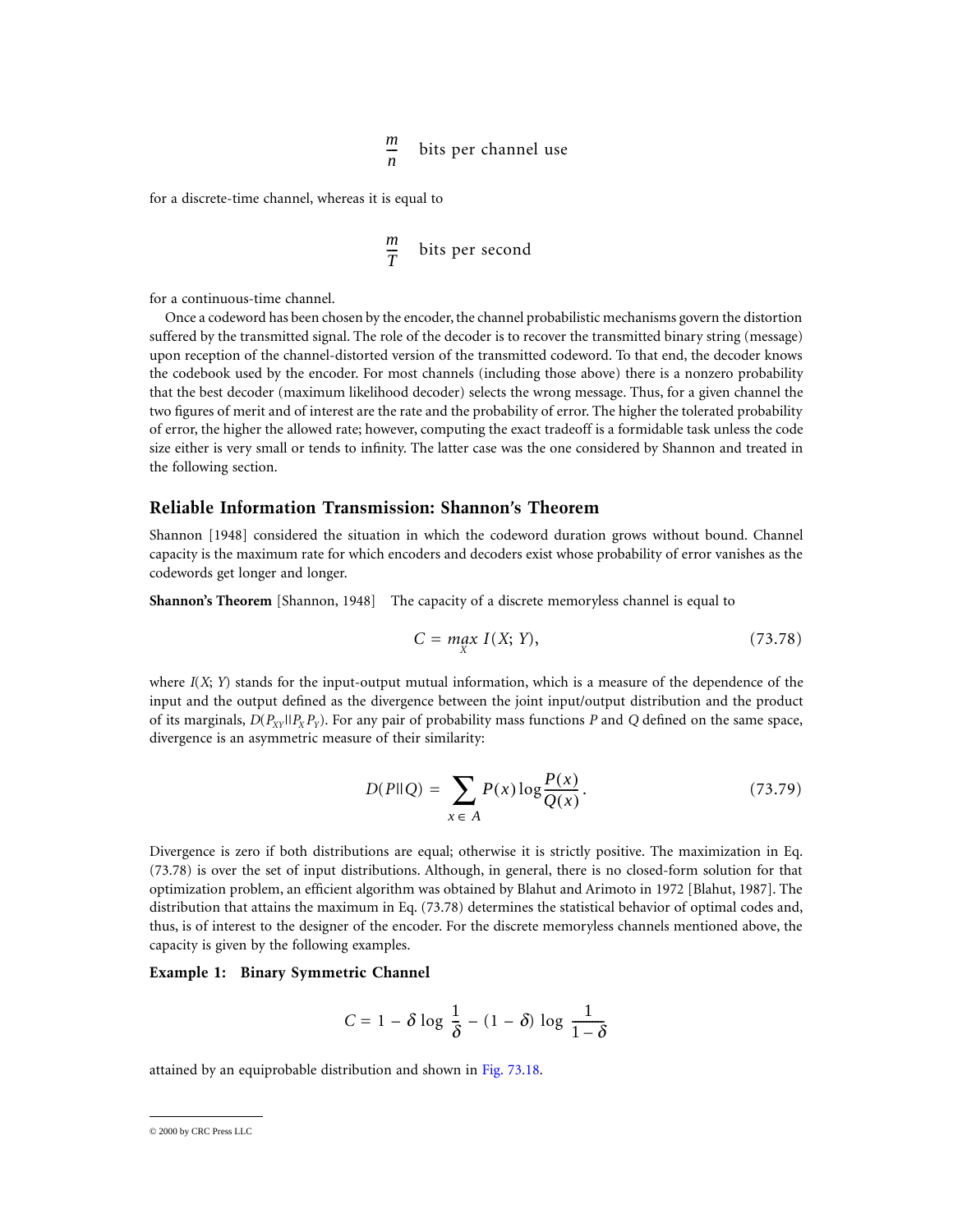$$\frac{m}{n} \quad \text{bits per channel use}$$

for a discrete-time channel, whereas it is equal to

$$\frac{m}{T} \quad \text{bits per second}$$

for a continuous-time channel.

Once a codeword has been chosen by the encoder, the channel probabilistic mechanisms govern the distortion suffered by the transmitted signal. The role of the decoder is to recover the transmitted binary string (message) upon reception of the channel-distorted version of the transmitted codeword. To that end, the decoder knows the codebook used by the encoder. For most channels (including those above) there is a nonzero probability that the best decoder (maximum likelihood decoder) selects the wrong message. Thus, for a given channel the two figures of merit and of interest are the rate and the probability of error. The higher the tolerated probability of error, the higher the allowed rate; however, computing the exact tradeoff is a formidable task unless the code size either is very small or tends to infinity. The latter case was the one considered by Shannon and treated in the following section.

## Reliable Information Transmission: Shannon's Theorem

Shannon [1948] considered the situation in which the codeword duration grows without bound. Channel capacity is the maximum rate for which encoders and decoders exist whose probability of error vanishes as the codewords get longer and longer.

**Shannon's Theorem** [Shannon, 1948] The capacity of a discrete memoryless channel is equal to

$$C = \max_{X} I(X; Y), \tag{73.78}$$

where $I(X; Y)$ stands for the input-output mutual information, which is a measure of the dependence of the input and the output defined as the divergence between the joint input/output distribution and the product of its marginals, $D(P_{XY} \| P_X P_Y)$. For any pair of probability mass functions $P$ and $Q$ defined on the same space, divergence is an asymmetric measure of their similarity:

$$D(P \| Q) = \sum_{x \in A} P(x) \log \frac{P(x)}{Q(x)}. \tag{73.79}$$

Divergence is zero if both distributions are equal; otherwise it is strictly positive. The maximization in Eq. (73.78) is over the set of input distributions. Although, in general, there is no closed-form solution for that optimization problem, an efficient algorithm was obtained by Blahut and Arimoto in 1972 [Blahut, 1987]. The distribution that attains the maximum in Eq. (73.78) determines the statistical behavior of optimal codes and, thus, is of interest to the designer of the encoder. For the discrete memoryless channels mentioned above, the capacity is given by the following examples.

**Example 1: Binary Symmetric Channel**

$$C = 1 - \delta \log \frac{1}{\delta} - (1 - \delta) \log \frac{1}{1 - \delta}$$

attained by an equiprobable distribution and shown in Fig. 73.18.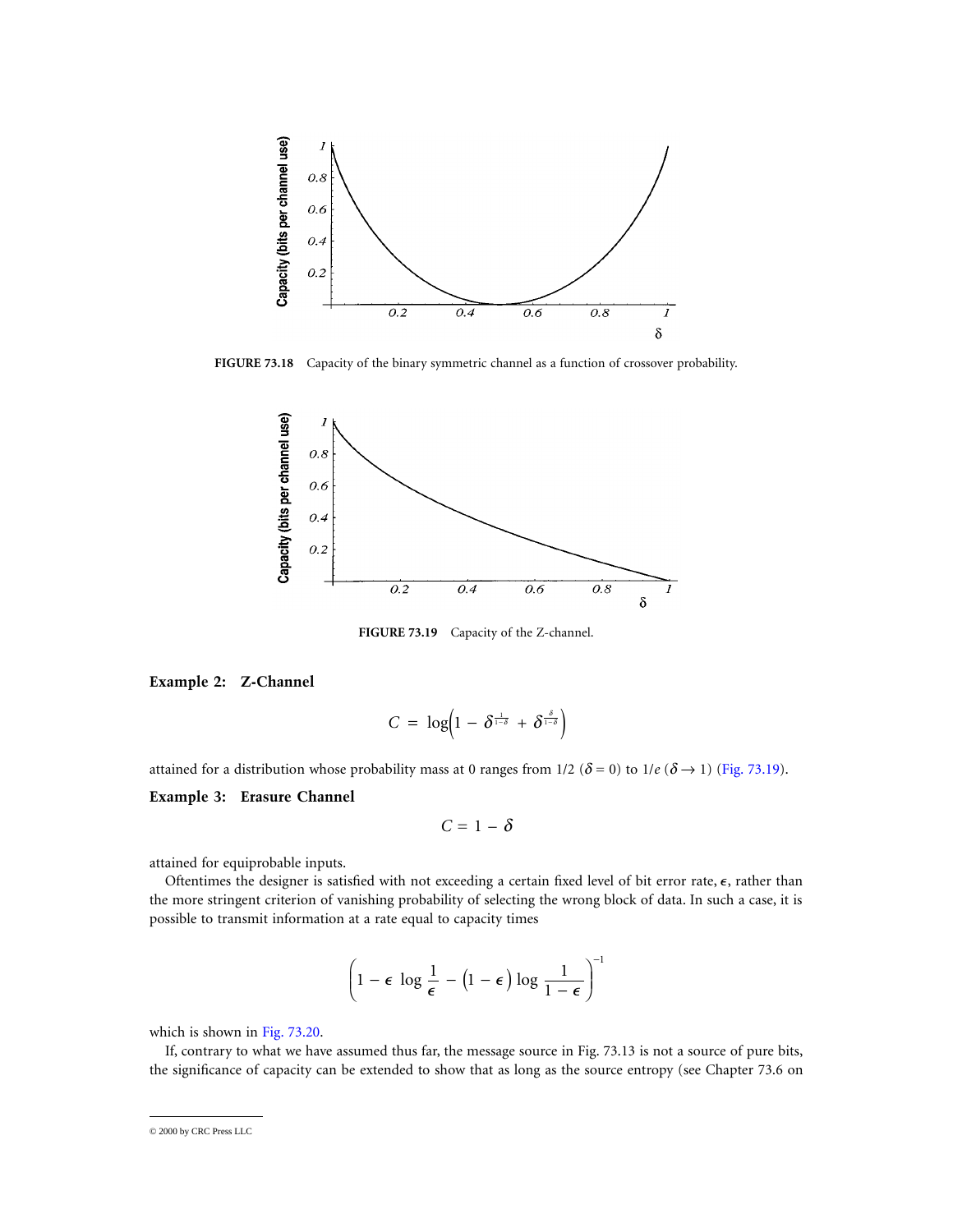FIGURE 73.18 Capacity of the binary symmetric channel as a function of crossover probability.

FIGURE 73.19 Capacity of the Z-channel.

**Example 2: Z-Channel**

$$C = \log\left(1 - \delta^{\frac{1}{1-\delta}} + \delta^{\frac{\delta}{1-\delta}}\right)$$

attained for a distribution whose probability mass at 0 ranges from 1/2 ($\delta = 0$) to $1/e$ ($\delta \to 1$) (Fig. 73.19).

**Example 3: Erasure Channel**

$$C = 1 - \delta$$

attained for equiprobable inputs.

Oftentimes the designer is satisfied with not exceeding a certain fixed level of bit error rate, $\epsilon$, rather than the more stringent criterion of vanishing probability of selecting the wrong block of data. In such a case, it is possible to transmit information at a rate equal to capacity times

$$\left(1 - \epsilon \log \frac{1}{\epsilon} - \left(1 - \epsilon\right) \log \frac{1}{1 - \epsilon}\right)^{-1}$$

which is shown in Fig. 73.20.

If, contrary to what we have assumed thus far, the message source in Fig. 73.13 is not a source of pure bits, the significance of capacity can be extended to show that as long as the source entropy (see Chapter 73.6 on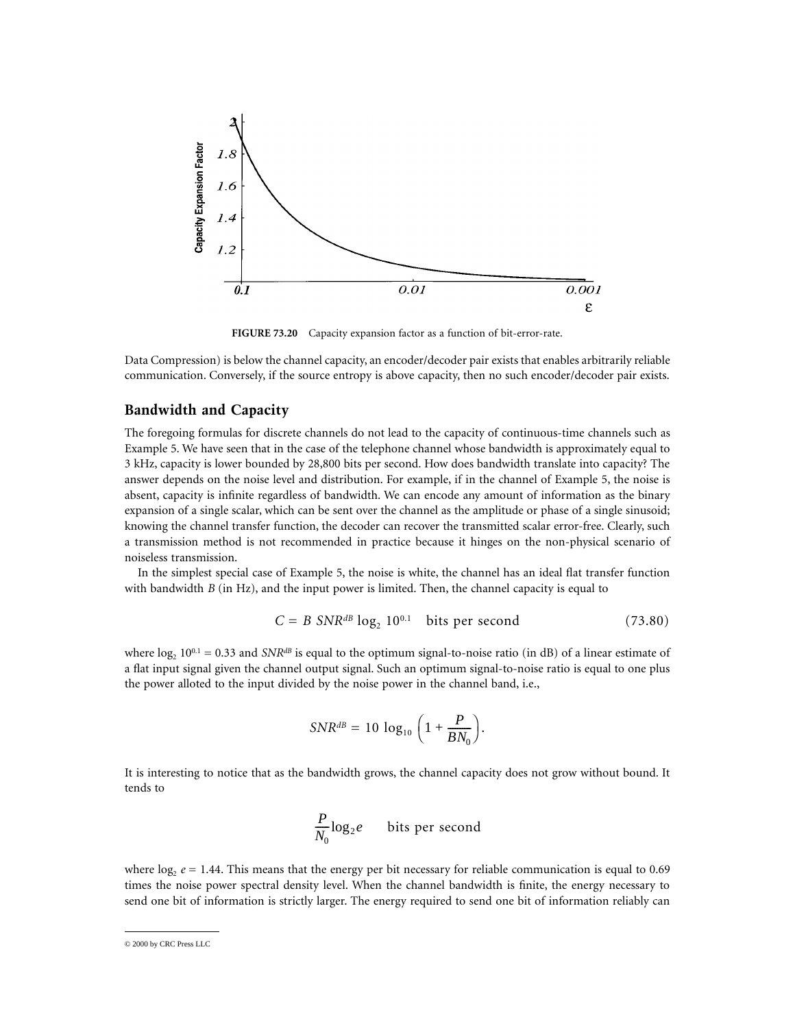FIGURE 73.20 Capacity expansion factor as a function of bit-error-rate.

Data Compression) is below the channel capacity, an encoder/decoder pair exists that enables arbitrarily reliable communication. Conversely, if the source entropy is above capacity, then no such encoder/decoder pair exists.

## Bandwidth and Capacity

The foregoing formulas for discrete channels do not lead to the capacity of continuous-time channels such as Example 5. We have seen that in the case of the telephone channel whose bandwidth is approximately equal to 3 kHz, capacity is lower bounded by 28,800 bits per second. How does bandwidth translate into capacity? The answer depends on the noise level and distribution. For example, if in the channel of Example 5, the noise is absent, capacity is infinite regardless of bandwidth. We can encode any amount of information as the binary expansion of a single scalar, which can be sent over the channel as the amplitude or phase of a single sinusoid; knowing the channel transfer function, the decoder can recover the transmitted scalar error-free. Clearly, such a transmission method is not recommended in practice because it hinges on the non-physical scenario of noiseless transmission.

In the simplest special case of Example 5, the noise is white, the channel has an ideal flat transfer function with bandwidth $B$ (in Hz), and the input power is limited. Then, the channel capacity is equal to

$$C = B\ SNR^{dB} \log_2 10^{0.1} \quad \text{bits per second} \tag{73.80}$$

where $\log_2 10^{0.1} = 0.33$ and $SNR^{dB}$ is equal to the optimum signal-to-noise ratio (in dB) of a linear estimate of a flat input signal given the channel output signal. Such an optimum signal-to-noise ratio is equal to one plus the power alloted to the input divided by the noise power in the channel band, i.e.,

$$SNR^{dB} = 10 \log_{10}\left(1 + \frac{P}{BN_0}\right).$$

It is interesting to notice that as the bandwidth grows, the channel capacity does not grow without bound. It tends to

$$\frac{P}{N_0}\log_2 e \qquad \text{bits per second}$$

where $\log_2 e = 1.44$. This means that the energy per bit necessary for reliable communication is equal to 0.69 times the noise power spectral density level. When the channel bandwidth is finite, the energy necessary to send one bit of information is strictly larger. The energy required to send one bit of information reliably can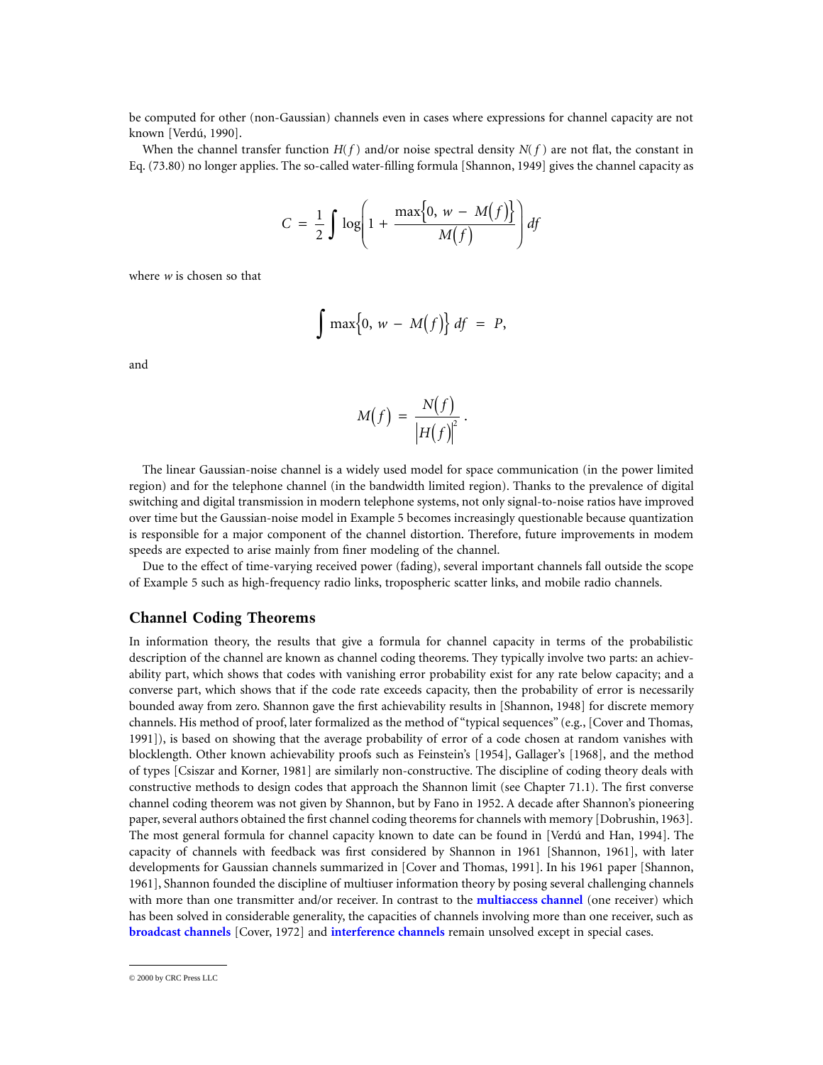be computed for other (non-Gaussian) channels even in cases where expressions for channel capacity are not known [Verdú, 1990].

When the channel transfer function $H(f)$ and/or noise spectral density $N(f)$ are not flat, the constant in Eq. (73.80) no longer applies. The so-called water-filling formula [Shannon, 1949] gives the channel capacity as

$$C = \frac{1}{2} \int \log\left(1 + \frac{\max\{0, w - M(f)\}}{M(f)}\right) df$$

where $w$ is chosen so that

$$\int \max\{0, w - M(f)\}\, df = P,$$

and

$$M(f) = \frac{N(f)}{|H(f)|^2}.$$

The linear Gaussian-noise channel is a widely used model for space communication (in the power limited region) and for the telephone channel (in the bandwidth limited region). Thanks to the prevalence of digital switching and digital transmission in modern telephone systems, not only signal-to-noise ratios have improved over time but the Gaussian-noise model in Example 5 becomes increasingly questionable because quantization is responsible for a major component of the channel distortion. Therefore, future improvements in modem speeds are expected to arise mainly from finer modeling of the channel.

Due to the effect of time-varying received power (fading), several important channels fall outside the scope of Example 5 such as high-frequency radio links, tropospheric scatter links, and mobile radio channels.

## Channel Coding Theorems

In information theory, the results that give a formula for channel capacity in terms of the probabilistic description of the channel are known as channel coding theorems. They typically involve two parts: an achievability part, which shows that codes with vanishing error probability exist for any rate below capacity; and a converse part, which shows that if the code rate exceeds capacity, then the probability of error is necessarily bounded away from zero. Shannon gave the first achievability results in [Shannon, 1948] for discrete memory channels. His method of proof, later formalized as the method of "typical sequences" (e.g., [Cover and Thomas, 1991]), is based on showing that the average probability of error of a code chosen at random vanishes with blocklength. Other known achievability proofs such as Feinstein's [1954], Gallager's [1968], and the method of types [Csiszar and Korner, 1981] are similarly non-constructive. The discipline of coding theory deals with constructive methods to design codes that approach the Shannon limit (see Chapter 71.1). The first converse channel coding theorem was not given by Shannon, but by Fano in 1952. A decade after Shannon's pioneering paper, several authors obtained the first channel coding theorems for channels with memory [Dobrushin, 1963]. The most general formula for channel capacity known to date can be found in [Verdú and Han, 1994]. The capacity of channels with feedback was first considered by Shannon in 1961 [Shannon, 1961], with later developments for Gaussian channels summarized in [Cover and Thomas, 1991]. In his 1961 paper [Shannon, 1961], Shannon founded the discipline of multiuser information theory by posing several challenging channels with more than one transmitter and/or receiver. In contrast to the **multiaccess channel** (one receiver) which has been solved in considerable generality, the capacities of channels involving more than one receiver, such as **broadcast channels** [Cover, 1972] and **interference channels** remain unsolved except in special cases.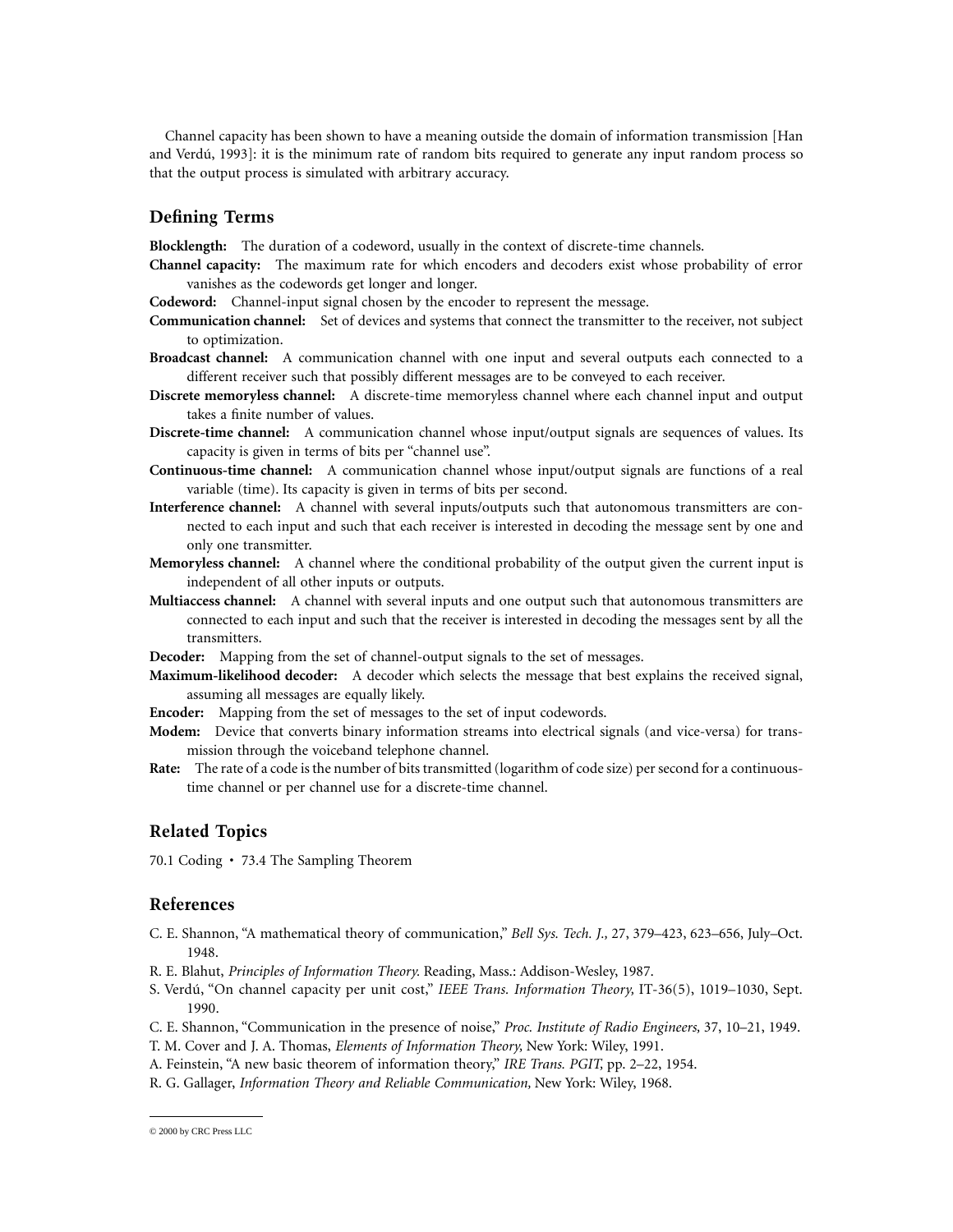Channel capacity has been shown to have a meaning outside the domain of information transmission [Han and Verdú, 1993]: it is the minimum rate of random bits required to generate any input random process so that the output process is simulated with arbitrary accuracy.

## Defining Terms

**Blocklength:** The duration of a codeword, usually in the context of discrete-time channels.

**Channel capacity:** The maximum rate for which encoders and decoders exist whose probability of error vanishes as the codewords get longer and longer.

**Codeword:** Channel-input signal chosen by the encoder to represent the message.

**Communication channel:** Set of devices and systems that connect the transmitter to the receiver, not subject to optimization.

**Broadcast channel:** A communication channel with one input and several outputs each connected to a different receiver such that possibly different messages are to be conveyed to each receiver.

**Discrete memoryless channel:** A discrete-time memoryless channel where each channel input and output takes a finite number of values.

**Discrete-time channel:** A communication channel whose input/output signals are sequences of values. Its capacity is given in terms of bits per "channel use".

**Continuous-time channel:** A communication channel whose input/output signals are functions of a real variable (time). Its capacity is given in terms of bits per second.

**Interference channel:** A channel with several inputs/outputs such that autonomous transmitters are connected to each input and such that each receiver is interested in decoding the message sent by one and only one transmitter.

**Memoryless channel:** A channel where the conditional probability of the output given the current input is independent of all other inputs or outputs.

**Multiaccess channel:** A channel with several inputs and one output such that autonomous transmitters are connected to each input and such that the receiver is interested in decoding the messages sent by all the transmitters.

**Decoder:** Mapping from the set of channel-output signals to the set of messages.

**Maximum-likelihood decoder:** A decoder which selects the message that best explains the received signal, assuming all messages are equally likely.

**Encoder:** Mapping from the set of messages to the set of input codewords.

**Modem:** Device that converts binary information streams into electrical signals (and vice-versa) for transmission through the voiceband telephone channel.

**Rate:** The rate of a code is the number of bits transmitted (logarithm of code size) per second for a continuous-time channel or per channel use for a discrete-time channel.

## Related Topics

70.1 Coding • 73.4 The Sampling Theorem

## References

C. E. Shannon, "A mathematical theory of communication," *Bell Sys. Tech. J.,* 27, 379–423, 623–656, July–Oct. 1948.

R. E. Blahut, *Principles of Information Theory.* Reading, Mass.: Addison-Wesley, 1987.

S. Verdú, "On channel capacity per unit cost," *IEEE Trans. Information Theory,* IT-36(5), 1019–1030, Sept. 1990.

C. E. Shannon, "Communication in the presence of noise," *Proc. Institute of Radio Engineers,* 37, 10–21, 1949.

T. M. Cover and J. A. Thomas, *Elements of Information Theory,* New York: Wiley, 1991.

A. Feinstein, "A new basic theorem of information theory," *IRE Trans. PGIT,* pp. 2–22, 1954.

R. G. Gallager, *Information Theory and Reliable Communication,* New York: Wiley, 1968.

© 2000 by CRC Press LLC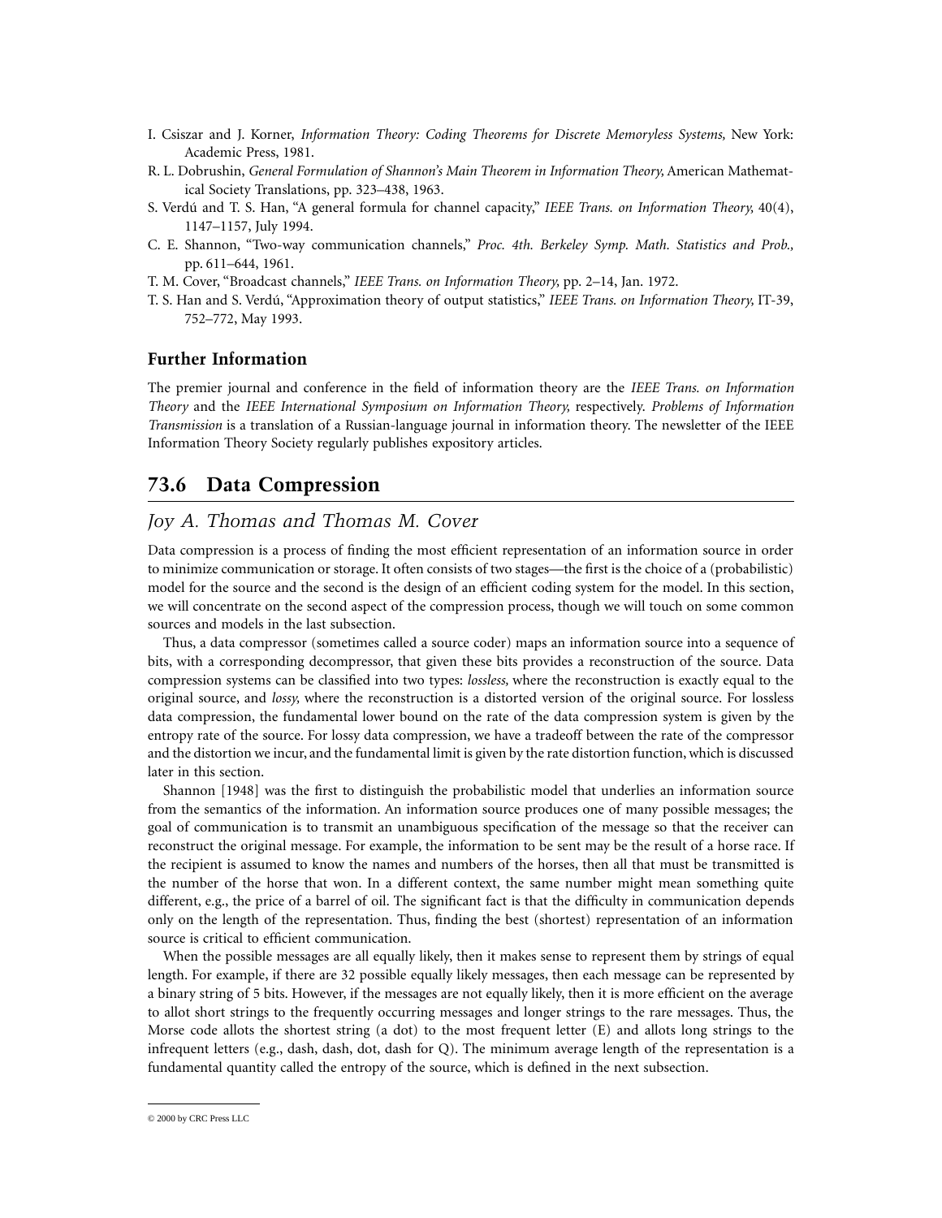I. Csiszar and J. Korner, *Information Theory: Coding Theorems for Discrete Memoryless Systems,* New York: Academic Press, 1981.

R. L. Dobrushin, *General Formulation of Shannon's Main Theorem in Information Theory,* American Mathematical Society Translations, pp. 323–438, 1963.

S. Verdú and T. S. Han, "A general formula for channel capacity," *IEEE Trans. on Information Theory,* 40(4), 1147–1157, July 1994.

C. E. Shannon, "Two-way communication channels," *Proc. 4th. Berkeley Symp. Math. Statistics and Prob.,* pp. 611–644, 1961.

T. M. Cover, "Broadcast channels," *IEEE Trans. on Information Theory,* pp. 2–14, Jan. 1972.

T. S. Han and S. Verdú, "Approximation theory of output statistics," *IEEE Trans. on Information Theory,* IT-39, 752–772, May 1993.

### Further Information

The premier journal and conference in the field of information theory are the *IEEE Trans. on Information Theory* and the *IEEE International Symposium on Information Theory,* respectively. *Problems of Information Transmission* is a translation of a Russian-language journal in information theory. The newsletter of the IEEE Information Theory Society regularly publishes expository articles.

## 73.6 Data Compression

*Joy A. Thomas and Thomas M. Cover*

Data compression is a process of finding the most efficient representation of an information source in order to minimize communication or storage. It often consists of two stages—the first is the choice of a (probabilistic) model for the source and the second is the design of an efficient coding system for the model. In this section, we will concentrate on the second aspect of the compression process, though we will touch on some common sources and models in the last subsection.

Thus, a data compressor (sometimes called a source coder) maps an information source into a sequence of bits, with a corresponding decompressor, that given these bits provides a reconstruction of the source. Data compression systems can be classified into two types: *lossless,* where the reconstruction is exactly equal to the original source, and *lossy,* where the reconstruction is a distorted version of the original source. For lossless data compression, the fundamental lower bound on the rate of the data compression system is given by the entropy rate of the source. For lossy data compression, we have a tradeoff between the rate of the compressor and the distortion we incur, and the fundamental limit is given by the rate distortion function, which is discussed later in this section.

Shannon [1948] was the first to distinguish the probabilistic model that underlies an information source from the semantics of the information. An information source produces one of many possible messages; the goal of communication is to transmit an unambiguous specification of the message so that the receiver can reconstruct the original message. For example, the information to be sent may be the result of a horse race. If the recipient is assumed to know the names and numbers of the horses, then all that must be transmitted is the number of the horse that won. In a different context, the same number might mean something quite different, e.g., the price of a barrel of oil. The significant fact is that the difficulty in communication depends only on the length of the representation. Thus, finding the best (shortest) representation of an information source is critical to efficient communication.

When the possible messages are all equally likely, then it makes sense to represent them by strings of equal length. For example, if there are 32 possible equally likely messages, then each message can be represented by a binary string of 5 bits. However, if the messages are not equally likely, then it is more efficient on the average to allot short strings to the frequently occurring messages and longer strings to the rare messages. Thus, the Morse code allots the shortest string (a dot) to the most frequent letter (E) and allots long strings to the infrequent letters (e.g., dash, dash, dot, dash for Q). The minimum average length of the representation is a fundamental quantity called the entropy of the source, which is defined in the next subsection.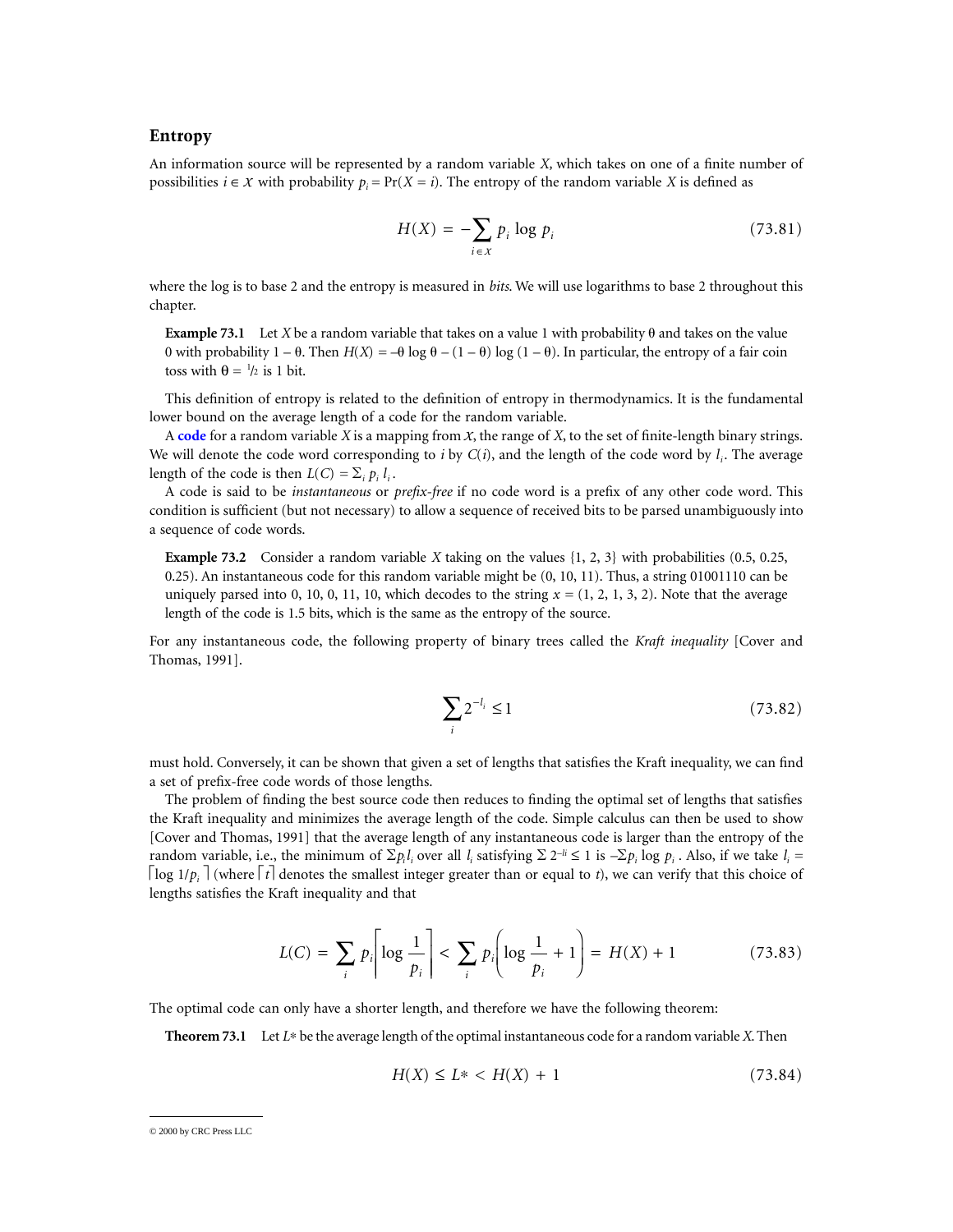## Entropy

An information source will be represented by a random variable $X$, which takes on one of a finite number of possibilities $i \in \mathcal{X}$ with probability $p_i = \Pr(X = i)$. The entropy of the random variable $X$ is defined as

$$H(X) = -\sum_{i \in \mathcal{X}} p_i \log p_i \tag{73.81}$$

where the log is to base 2 and the entropy is measured in *bits*. We will use logarithms to base 2 throughout this chapter.

**Example 73.1** Let $X$ be a random variable that takes on a value 1 with probability $\theta$ and takes on the value 0 with probability $1 - \theta$. Then $H(X) = -\theta \log \theta - (1 - \theta) \log (1 - \theta)$. In particular, the entropy of a fair coin toss with $\theta = 1/2$ is 1 bit.

This definition of entropy is related to the definition of entropy in thermodynamics. It is the fundamental lower bound on the average length of a code for the random variable.

A **code** for a random variable $X$ is a mapping from $\mathcal{X}$, the range of $X$, to the set of finite-length binary strings. We will denote the code word corresponding to $i$ by $C(i)$, and the length of the code word by $l_i$. The average length of the code is then $L(C) = \sum_i p_i l_i$.

A code is said to be *instantaneous* or *prefix-free* if no code word is a prefix of any other code word. This condition is sufficient (but not necessary) to allow a sequence of received bits to be parsed unambiguously into a sequence of code words.

**Example 73.2** Consider a random variable $X$ taking on the values {1, 2, 3} with probabilities (0.5, 0.25, 0.25). An instantaneous code for this random variable might be (0, 10, 11). Thus, a string 01001110 can be uniquely parsed into 0, 10, 0, 11, 10, which decodes to the string $x = (1, 2, 1, 3, 2)$. Note that the average length of the code is 1.5 bits, which is the same as the entropy of the source.

For any instantaneous code, the following property of binary trees called the *Kraft inequality* [Cover and Thomas, 1991].

$$\sum_i 2^{-l_i} \leq 1 \tag{73.82}$$

must hold. Conversely, it can be shown that given a set of lengths that satisfies the Kraft inequality, we can find a set of prefix-free code words of those lengths.

The problem of finding the best source code then reduces to finding the optimal set of lengths that satisfies the Kraft inequality and minimizes the average length of the code. Simple calculus can then be used to show [Cover and Thomas, 1991] that the average length of any instantaneous code is larger than the entropy of the random variable, i.e., the minimum of $\Sigma p_i l_i$ over all $l_i$ satisfying $\Sigma 2^{-l_i} \leq 1$ is $-\Sigma p_i \log p_i$. Also, if we take $l_i = \lceil \log 1/p_i \rceil$ (where $\lceil t \rceil$ denotes the smallest integer greater than or equal to $t$), we can verify that this choice of lengths satisfies the Kraft inequality and that

$$L(C) = \sum_i p_i \left\lceil \log \frac{1}{p_i} \right\rceil < \sum_i p_i \left( \log \frac{1}{p_i} + 1 \right) = H(X) + 1 \tag{73.83}$$

The optimal code can only have a shorter length, and therefore we have the following theorem:

**Theorem 73.1** Let $L*$ be the average length of the optimal instantaneous code for a random variable $X$. Then

$$H(X) \leq L* < H(X) + 1 \tag{73.84}$$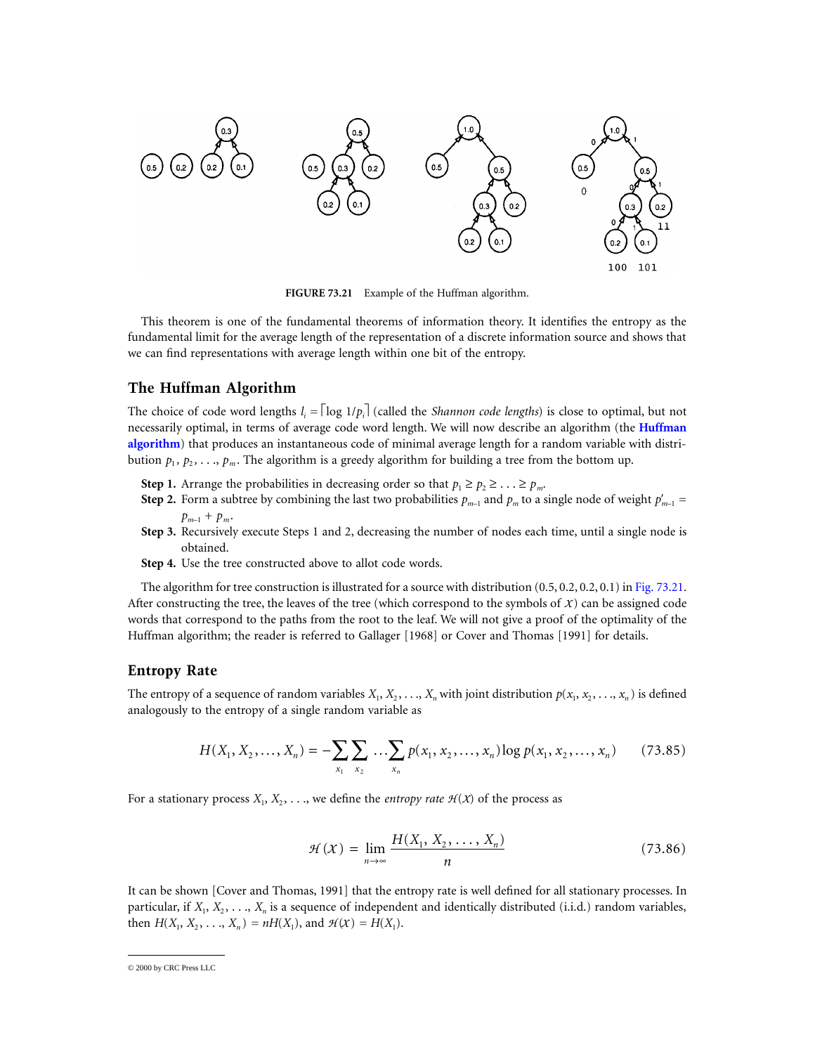FIGURE 73.21 Example of the Huffman algorithm.

This theorem is one of the fundamental theorems of information theory. It identifies the entropy as the fundamental limit for the average length of the representation of a discrete information source and shows that we can find representations with average length within one bit of the entropy.

## The Huffman Algorithm

The choice of code word lengths $l_i = \lceil \log 1/p_i \rceil$ (called the *Shannon code lengths*) is close to optimal, but not necessarily optimal, in terms of average code word length. We will now describe an algorithm (the **Huffman algorithm**) that produces an instantaneous code of minimal average length for a random variable with distribution $p_1, p_2, \ldots, p_m$. The algorithm is a greedy algorithm for building a tree from the bottom up.

**Step 1.** Arrange the probabilities in decreasing order so that $p_1 \geq p_2 \geq \ldots \geq p_m$.

**Step 2.** Form a subtree by combining the last two probabilities $p_{m-1}$ and $p_m$ to a single node of weight $p'_{m-1} = p_{m-1} + p_m$.

**Step 3.** Recursively execute Steps 1 and 2, decreasing the number of nodes each time, until a single node is obtained.

**Step 4.** Use the tree constructed above to allot code words.

The algorithm for tree construction is illustrated for a source with distribution (0.5, 0.2, 0.2, 0.1) in Fig. 73.21. After constructing the tree, the leaves of the tree (which correspond to the symbols of $\mathcal{X}$) can be assigned code words that correspond to the paths from the root to the leaf. We will not give a proof of the optimality of the Huffman algorithm; the reader is referred to Gallager [1968] or Cover and Thomas [1991] for details.

## Entropy Rate

The entropy of a sequence of random variables $X_1, X_2, \ldots, X_n$ with joint distribution $p(x_1, x_2, \ldots, x_n)$ is defined analogously to the entropy of a single random variable as

$$H(X_1, X_2, \ldots, X_n) = -\sum_{x_1}\sum_{x_2} \ldots \sum_{x_n} p(x_1, x_2, \ldots, x_n) \log p(x_1, x_2, \ldots, x_n) \qquad (73.85)$$

For a stationary process $X_1, X_2, \ldots$, we define the *entropy rate* $\mathcal{H}(\mathcal{X})$ of the process as

$$\mathcal{H}(\mathcal{X}) = \lim_{n \to \infty} \frac{H(X_1, X_2, \ldots, X_n)}{n} \qquad (73.86)$$

It can be shown [Cover and Thomas, 1991] that the entropy rate is well defined for all stationary processes. In particular, if $X_1, X_2, \ldots, X_n$ is a sequence of independent and identically distributed (i.i.d.) random variables, then $H(X_1, X_2, \ldots, X_n) = nH(X_1)$, and $\mathcal{H}(\mathcal{X}) = H(X_1)$.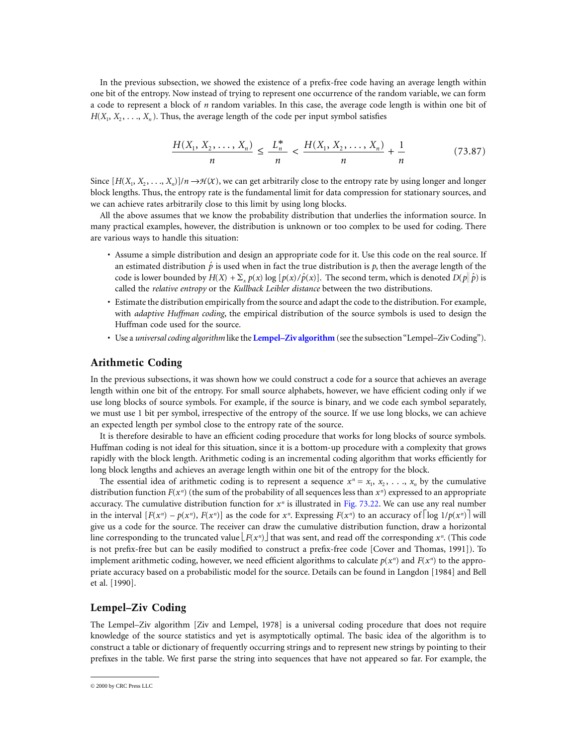In the previous subsection, we showed the existence of a prefix-free code having an average length within one bit of the entropy. Now instead of trying to represent one occurrence of the random variable, we can form a code to represent a block of $n$ random variables. In this case, the average code length is within one bit of $H(X_1, X_2, \ldots, X_n)$. Thus, the average length of the code per input symbol satisfies

$$\frac{H(X_1, X_2, \ldots, X_n)}{n} \leq \frac{L_n^*}{n} < \frac{H(X_1, X_2, \ldots, X_n)}{n} + \frac{1}{n} \tag{73.87}$$

Since $[H(X_1, X_2, \ldots, X_n)]/n \to \mathcal{H}(\mathcal{X})$, we can get arbitrarily close to the entropy rate by using longer and longer block lengths. Thus, the entropy rate is the fundamental limit for data compression for stationary sources, and we can achieve rates arbitrarily close to this limit by using long blocks.

All the above assumes that we know the probability distribution that underlies the information source. In many practical examples, however, the distribution is unknown or too complex to be used for coding. There are various ways to handle this situation:

- Assume a simple distribution and design an appropriate code for it. Use this code on the real source. If an estimated distribution $\hat{p}$ is used when in fact the true distribution is $p$, then the average length of the code is lower bounded by $H(X) + \Sigma_x\, p(x) \log [p(x)/\hat{p}(x)]$. The second term, which is denoted $D(p\|\hat{p})$ is called the *relative entropy* or the *Kullback Leibler distance* between the two distributions.
- Estimate the distribution empirically from the source and adapt the code to the distribution. For example, with *adaptive Huffman coding*, the empirical distribution of the source symbols is used to design the Huffman code used for the source.
- Use a *universal coding algorithm* like the **Lempel–Ziv algorithm** (see the subsection "Lempel–Ziv Coding").

## Arithmetic Coding

In the previous subsections, it was shown how we could construct a code for a source that achieves an average length within one bit of the entropy. For small source alphabets, however, we have efficient coding only if we use long blocks of source symbols. For example, if the source is binary, and we code each symbol separately, we must use 1 bit per symbol, irrespective of the entropy of the source. If we use long blocks, we can achieve an expected length per symbol close to the entropy rate of the source.

It is therefore desirable to have an efficient coding procedure that works for long blocks of source symbols. Huffman coding is not ideal for this situation, since it is a bottom-up procedure with a complexity that grows rapidly with the block length. Arithmetic coding is an incremental coding algorithm that works efficiently for long block lengths and achieves an average length within one bit of the entropy for the block.

The essential idea of arithmetic coding is to represent a sequence $x^n = x_1, x_2, \ldots, x_n$ by the cumulative distribution function $F(x^n)$ (the sum of the probability of all sequences less than $x^n$) expressed to an appropriate accuracy. The cumulative distribution function for $x^n$ is illustrated in Fig. 73.22. We can use any real number in the interval $[F(x^n) - p(x^n), F(x^n)]$ as the code for $x^n$. Expressing $F(x^n)$ to an accuracy of $\lceil \log 1/p(x^n) \rceil$ will give us a code for the source. The receiver can draw the cumulative distribution function, draw a horizontal line corresponding to the truncated value $\lfloor F(x^n) \rfloor$ that was sent, and read off the corresponding $x^n$. (This code is not prefix-free but can be easily modified to construct a prefix-free code [Cover and Thomas, 1991]). To implement arithmetic coding, however, we need efficient algorithms to calculate $p(x^n)$ and $F(x^n)$ to the appropriate accuracy based on a probabilistic model for the source. Details can be found in Langdon [1984] and Bell et al. [1990].

## Lempel–Ziv Coding

The Lempel–Ziv algorithm [Ziv and Lempel, 1978] is a universal coding procedure that does not require knowledge of the source statistics and yet is asymptotically optimal. The basic idea of the algorithm is to construct a table or dictionary of frequently occurring strings and to represent new strings by pointing to their prefixes in the table. We first parse the string into sequences that have not appeared so far. For example, the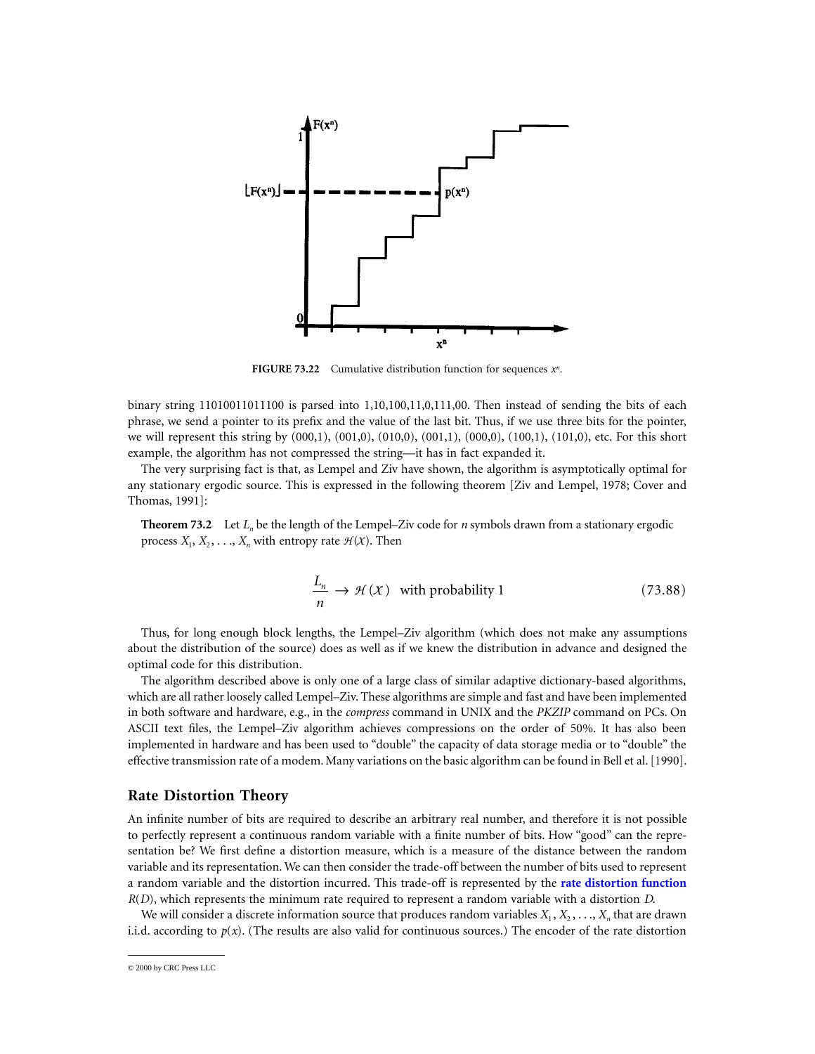$F(x^n)$

1

$\lfloor F(x^n) \rfloor$

$p(x^n)$

0

$x^n$

**FIGURE 73.22** Cumulative distribution function for sequences $x^n$.

binary string 11010011011100 is parsed into 1,10,100,11,0,111,00. Then instead of sending the bits of each phrase, we send a pointer to its prefix and the value of the last bit. Thus, if we use three bits for the pointer, we will represent this string by (000,1), (001,0), (010,0), (001,1), (000,0), (100,1), (101,0), etc. For this short example, the algorithm has not compressed the string—it has in fact expanded it.

The very surprising fact is that, as Lempel and Ziv have shown, the algorithm is asymptotically optimal for any stationary ergodic source. This is expressed in the following theorem [Ziv and Lempel, 1978; Cover and Thomas, 1991]:

**Theorem 73.2** Let $L_n$ be the length of the Lempel–Ziv code for $n$ symbols drawn from a stationary ergodic process $X_1, X_2, \ldots, X_n$ with entropy rate $\mathcal{H}(\mathcal{X})$. Then

$$\frac{L_n}{n} \to \mathcal{H}(\mathcal{X}) \quad \text{with probability 1} \tag{73.88}$$

Thus, for long enough block lengths, the Lempel–Ziv algorithm (which does not make any assumptions about the distribution of the source) does as well as if we knew the distribution in advance and designed the optimal code for this distribution.

The algorithm described above is only one of a large class of similar adaptive dictionary-based algorithms, which are all rather loosely called Lempel–Ziv. These algorithms are simple and fast and have been implemented in both software and hardware, e.g., in the *compress* command in UNIX and the *PKZIP* command on PCs. On ASCII text files, the Lempel–Ziv algorithm achieves compressions on the order of 50%. It has also been implemented in hardware and has been used to "double" the capacity of data storage media or to "double" the effective transmission rate of a modem. Many variations on the basic algorithm can be found in Bell et al. [1990].

## Rate Distortion Theory

An infinite number of bits are required to describe an arbitrary real number, and therefore it is not possible to perfectly represent a continuous random variable with a finite number of bits. How "good" can the representation be? We first define a distortion measure, which is a measure of the distance between the random variable and its representation. We can then consider the trade-off between the number of bits used to represent a random variable and the distortion incurred. This trade-off is represented by the **rate distortion function** $R(D)$, which represents the minimum rate required to represent a random variable with a distortion $D$.

We will consider a discrete information source that produces random variables $X_1, X_2, \ldots, X_n$ that are drawn i.i.d. according to $p(x)$. (The results are also valid for continuous sources.) The encoder of the rate distortion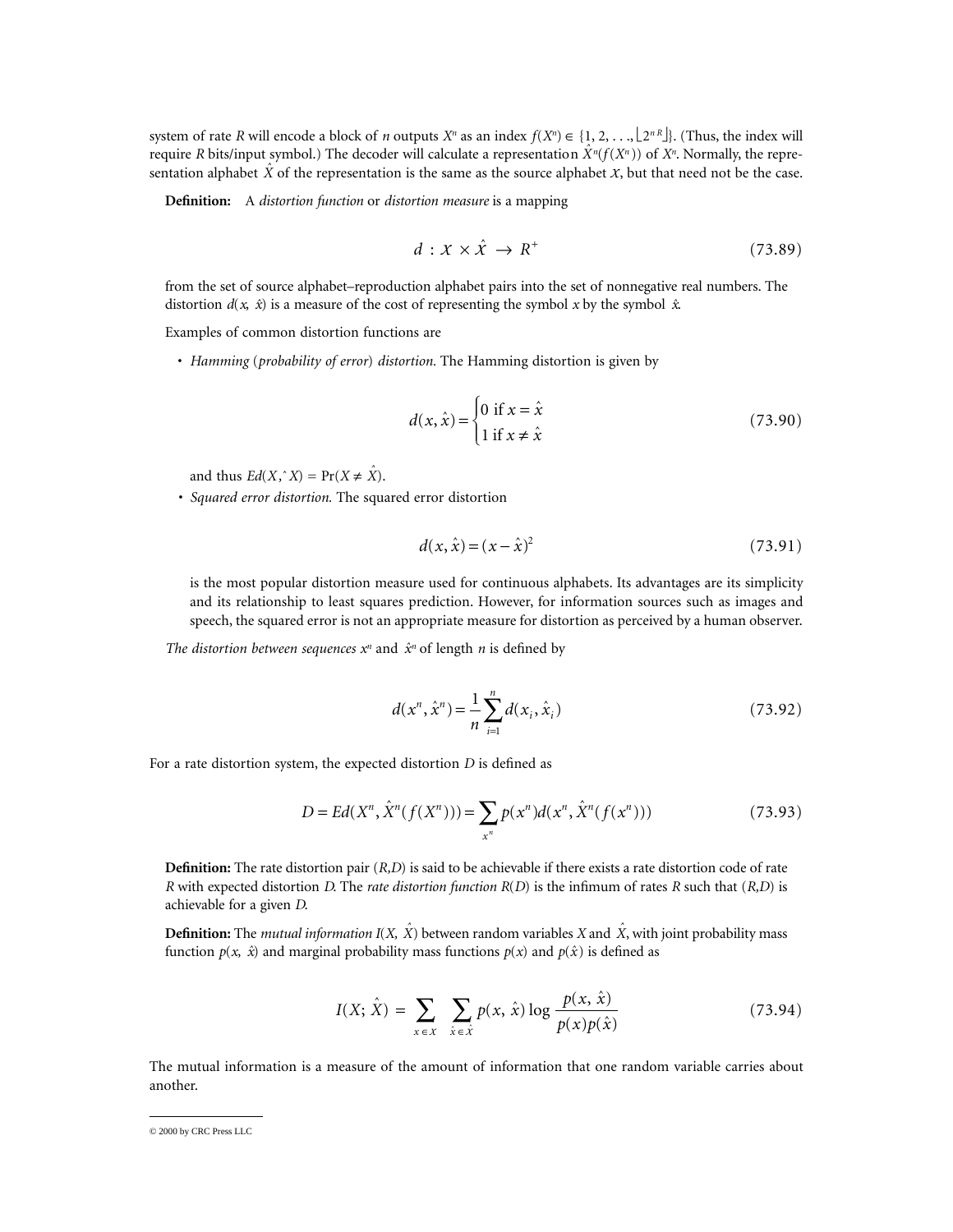system of rate $R$ will encode a block of $n$ outputs $X^n$ as an index $f(X^n) \in \{1, 2, \ldots, \lfloor 2^{nR} \rfloor\}$. (Thus, the index will require $R$ bits/input symbol.) The decoder will calculate a representation $\hat{X}^n(f(X^n))$ of $X^n$. Normally, the representation alphabet $\hat{X}$ of the representation is the same as the source alphabet $\mathcal{X}$, but that need not be the case.

**Definition:** A *distortion function* or *distortion measure* is a mapping

$$d : \mathcal{X} \times \hat{\mathcal{X}} \rightarrow R^+ \tag{73.89}$$

from the set of source alphabet–reproduction alphabet pairs into the set of nonnegative real numbers. The distortion $d(x, \hat{x})$ is a measure of the cost of representing the symbol $x$ by the symbol $\hat{x}$.

Examples of common distortion functions are

- *Hamming* (*probability of error*) *distortion.* The Hamming distortion is given by

$$d(x, \hat{x}) = \begin{cases} 0 \text{ if } x = \hat{x} \\ 1 \text{ if } x \neq \hat{x} \end{cases} \tag{73.90}$$

  and thus $Ed(X, \hat{X}) = \Pr(X \neq \hat{X})$.

- *Squared error distortion.* The squared error distortion

$$d(x, \hat{x}) = (x - \hat{x})^2 \tag{73.91}$$

  is the most popular distortion measure used for continuous alphabets. Its advantages are its simplicity and its relationship to least squares prediction. However, for information sources such as images and speech, the squared error is not an appropriate measure for distortion as perceived by a human observer.

*The distortion between sequences* $x^n$ and $\hat{x}^n$ of length $n$ is defined by

$$d(x^n, \hat{x}^n) = \frac{1}{n} \sum_{i=1}^{n} d(x_i, \hat{x}_i) \tag{73.92}$$

For a rate distortion system, the expected distortion $D$ is defined as

$$D = Ed(X^n, \hat{X}^n(f(X^n))) = \sum_{x^n} p(x^n) d(x^n, \hat{X}^n(f(x^n))) \tag{73.93}$$

**Definition:** The rate distortion pair $(R,D)$ is said to be achievable if there exists a rate distortion code of rate $R$ with expected distortion $D$. The *rate distortion function* $R(D)$ is the infimum of rates $R$ such that $(R,D)$ is achievable for a given $D$.

**Definition:** The *mutual information* $I(X, \hat{X})$ between random variables $X$ and $\hat{X}$, with joint probability mass function $p(x, \hat{x})$ and marginal probability mass functions $p(x)$ and $p(\hat{x})$ is defined as

$$I(X; \hat{X}) = \sum_{x \in \mathcal{X}} \sum_{\hat{x} \in \hat{\mathcal{X}}} p(x, \hat{x}) \log \frac{p(x, \hat{x})}{p(x)p(\hat{x})} \tag{73.94}$$

The mutual information is a measure of the amount of information that one random variable carries about another.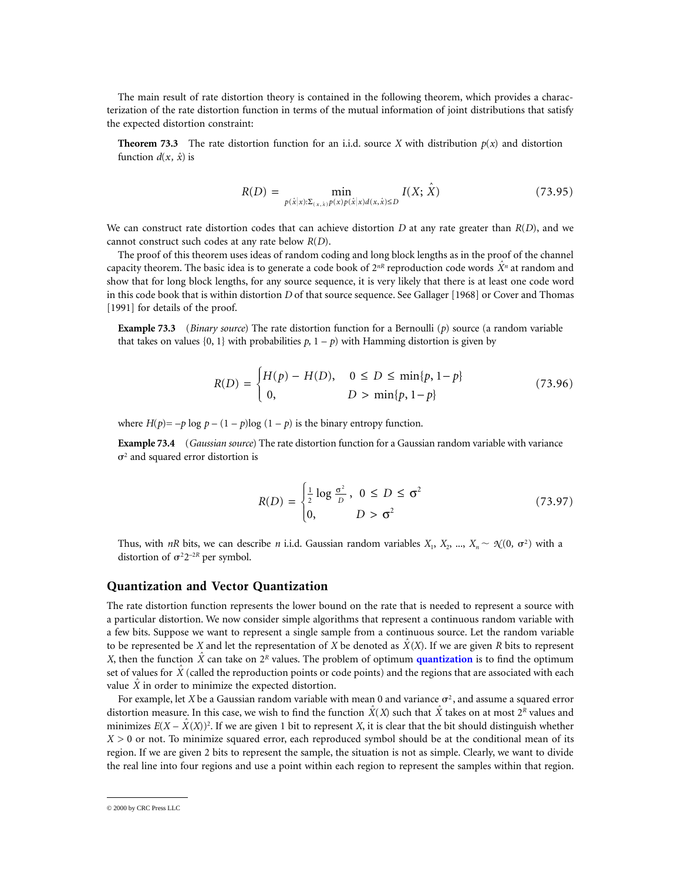The main result of rate distortion theory is contained in the following theorem, which provides a characterization of the rate distortion function in terms of the mutual information of joint distributions that satisfy the expected distortion constraint:

**Theorem 73.3** The rate distortion function for an i.i.d. source $X$ with distribution $p(x)$ and distortion function $d(x, \hat{x})$ is

$$R(D) = \min_{p(\hat{x}|x): \Sigma_{(x,\hat{x})} p(x) p(\hat{x}|x) d(x,\hat{x}) \le D} I(X; \hat{X}) \tag{73.95}$$

We can construct rate distortion codes that can achieve distortion $D$ at any rate greater than $R(D)$, and we cannot construct such codes at any rate below $R(D)$.

The proof of this theorem uses ideas of random coding and long block lengths as in the proof of the channel capacity theorem. The basic idea is to generate a code book of $2^{nR}$ reproduction code words $\hat{X}^n$ at random and show that for long block lengths, for any source sequence, it is very likely that there is at least one code word in this code book that is within distortion $D$ of that source sequence. See Gallager [1968] or Cover and Thomas [1991] for details of the proof.

**Example 73.3** (*Binary source*) The rate distortion function for a Bernoulli ($p$) source (a random variable that takes on values {0, 1} with probabilities $p$, $1 - p$) with Hamming distortion is given by

$$R(D) = \begin{cases} H(p) - H(D), & 0 \le D \le \min\{p, 1-p\} \\ 0, & D > \min\{p, 1-p\} \end{cases} \tag{73.96}$$

where $H(p) = -p \log p - (1 - p)\log(1 - p)$ is the binary entropy function.

**Example 73.4** (*Gaussian source*) The rate distortion function for a Gaussian random variable with variance $\sigma^2$ and squared error distortion is

$$R(D) = \begin{cases} \frac{1}{2} \log \frac{\sigma^2}{D}, & 0 \le D \le \sigma^2 \\ 0, & D > \sigma^2 \end{cases} \tag{73.97}$$

Thus, with $nR$ bits, we can describe $n$ i.i.d. Gaussian random variables $X_1, X_2, \ldots, X_n \sim \mathcal{N}(0, \sigma^2)$ with a distortion of $\sigma^2 2^{-2R}$ per symbol.

## Quantization and Vector Quantization

The rate distortion function represents the lower bound on the rate that is needed to represent a source with a particular distortion. We now consider simple algorithms that represent a continuous random variable with a few bits. Suppose we want to represent a single sample from a continuous source. Let the random variable to be represented be $X$ and let the representation of $X$ be denoted as $\hat{X}(X)$. If we are given $R$ bits to represent $X$, then the function $\hat{X}$ can take on $2^R$ values. The problem of optimum **quantization** is to find the optimum set of values for $\hat{X}$ (called the reproduction points or code points) and the regions that are associated with each value $\hat{X}$ in order to minimize the expected distortion.

For example, let $X$ be a Gaussian random variable with mean 0 and variance $\sigma^2$, and assume a squared error distortion measure. In this case, we wish to find the function $\hat{X}(X)$ such that $\hat{X}$ takes on at most $2^R$ values and minimizes $E(X - \hat{X}(X))^2$. If we are given 1 bit to represent $X$, it is clear that the bit should distinguish whether $X > 0$ or not. To minimize squared error, each reproduced symbol should be at the conditional mean of its region. If we are given 2 bits to represent the sample, the situation is not as simple. Clearly, we want to divide the real line into four regions and use a point within each region to represent the samples within that region.

© 2000 by CRC Press LLC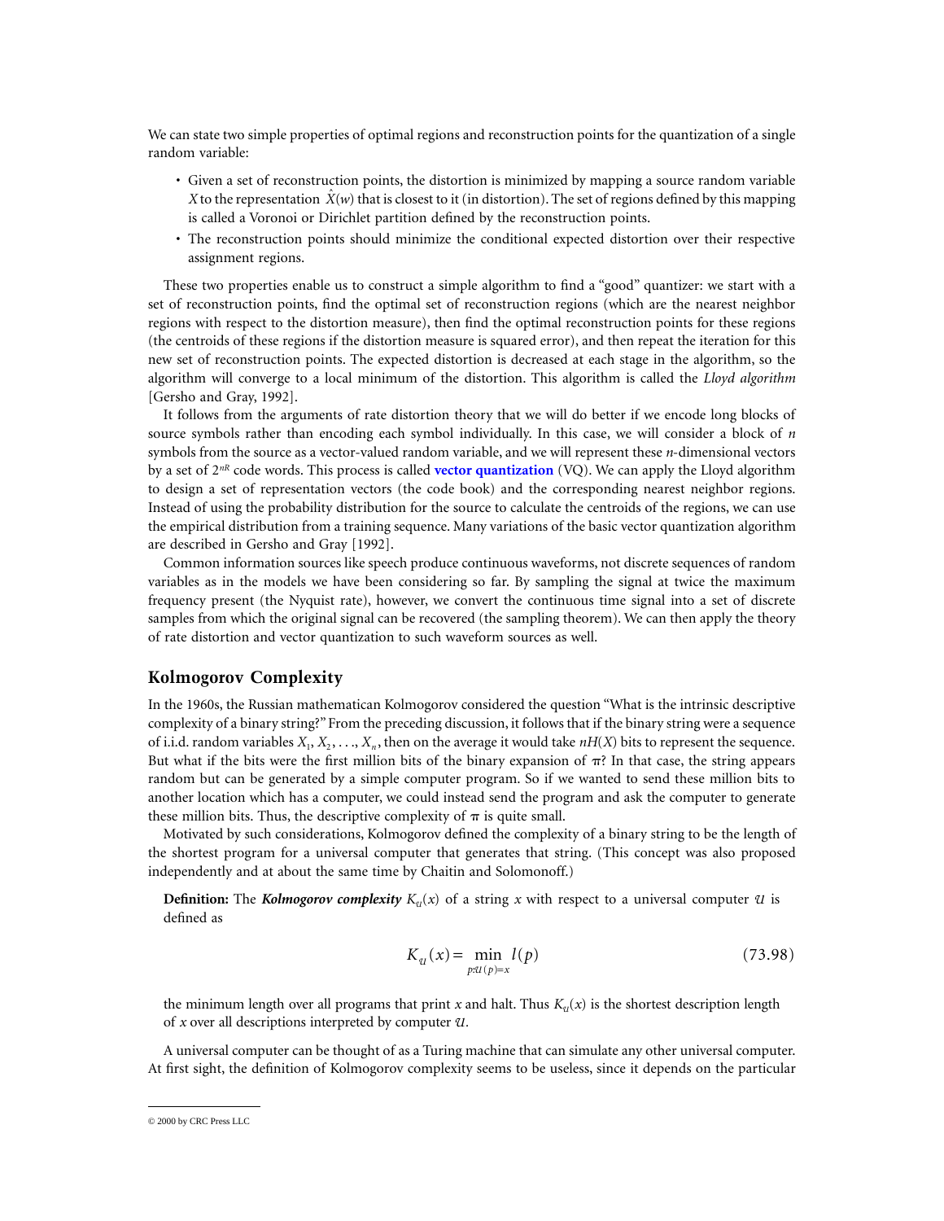We can state two simple properties of optimal regions and reconstruction points for the quantization of a single random variable:

- Given a set of reconstruction points, the distortion is minimized by mapping a source random variable $X$ to the representation $\hat{X}(w)$ that is closest to it (in distortion). The set of regions defined by this mapping is called a Voronoi or Dirichlet partition defined by the reconstruction points.
- The reconstruction points should minimize the conditional expected distortion over their respective assignment regions.

These two properties enable us to construct a simple algorithm to find a "good" quantizer: we start with a set of reconstruction points, find the optimal set of reconstruction regions (which are the nearest neighbor regions with respect to the distortion measure), then find the optimal reconstruction points for these regions (the centroids of these regions if the distortion measure is squared error), and then repeat the iteration for this new set of reconstruction points. The expected distortion is decreased at each stage in the algorithm, so the algorithm will converge to a local minimum of the distortion. This algorithm is called the *Lloyd algorithm* [Gersho and Gray, 1992].

It follows from the arguments of rate distortion theory that we will do better if we encode long blocks of source symbols rather than encoding each symbol individually. In this case, we will consider a block of $n$ symbols from the source as a vector-valued random variable, and we will represent these $n$-dimensional vectors by a set of $2^{nR}$ code words. This process is called **vector quantization** (VQ). We can apply the Lloyd algorithm to design a set of representation vectors (the code book) and the corresponding nearest neighbor regions. Instead of using the probability distribution for the source to calculate the centroids of the regions, we can use the empirical distribution from a training sequence. Many variations of the basic vector quantization algorithm are described in Gersho and Gray [1992].

Common information sources like speech produce continuous waveforms, not discrete sequences of random variables as in the models we have been considering so far. By sampling the signal at twice the maximum frequency present (the Nyquist rate), however, we convert the continuous time signal into a set of discrete samples from which the original signal can be recovered (the sampling theorem). We can then apply the theory of rate distortion and vector quantization to such waveform sources as well.

## Kolmogorov Complexity

In the 1960s, the Russian mathematican Kolmogorov considered the question "What is the intrinsic descriptive complexity of a binary string?" From the preceding discussion, it follows that if the binary string were a sequence of i.i.d. random variables $X_1, X_2, \ldots, X_n$, then on the average it would take $nH(X)$ bits to represent the sequence. But what if the bits were the first million bits of the binary expansion of $\pi$? In that case, the string appears random but can be generated by a simple computer program. So if we wanted to send these million bits to another location which has a computer, we could instead send the program and ask the computer to generate these million bits. Thus, the descriptive complexity of $\pi$ is quite small.

Motivated by such considerations, Kolmogorov defined the complexity of a binary string to be the length of the shortest program for a universal computer that generates that string. (This concept was also proposed independently and at about the same time by Chaitin and Solomonoff.)

**Definition:** The ***Kolmogorov complexity*** $K_{\mathcal{U}}(x)$ of a string $x$ with respect to a universal computer $\mathcal{U}$ is defined as

$$K_{\mathcal{U}}(x) = \min_{p:\mathcal{U}(p)=x} l(p) \tag{73.98}$$

the minimum length over all programs that print $x$ and halt. Thus $K_{\mathcal{U}}(x)$ is the shortest description length of $x$ over all descriptions interpreted by computer $\mathcal{U}$.

A universal computer can be thought of as a Turing machine that can simulate any other universal computer. At first sight, the definition of Kolmogorov complexity seems to be useless, since it depends on the particular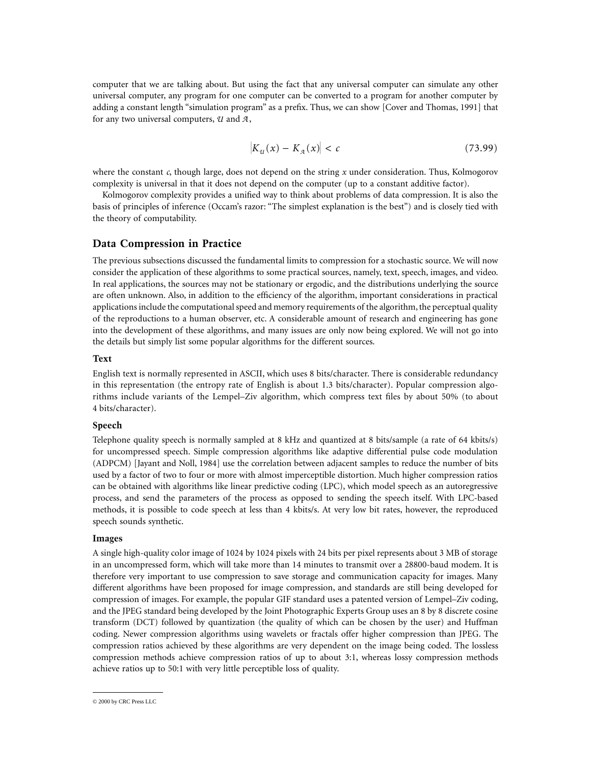computer that we are talking about. But using the fact that any universal computer can simulate any other universal computer, any program for one computer can be converted to a program for another computer by adding a constant length "simulation program" as a prefix. Thus, we can show [Cover and Thomas, 1991] that for any two universal computers, $\mathcal{U}$ and $\mathcal{A}$,

$$\left|K_{\mathcal{U}}(x) - K_{\mathcal{A}}(x)\right| < c \tag{73.99}$$

where the constant $c$, though large, does not depend on the string $x$ under consideration. Thus, Kolmogorov complexity is universal in that it does not depend on the computer (up to a constant additive factor).

Kolmogorov complexity provides a unified way to think about problems of data compression. It is also the basis of principles of inference (Occam's razor: "The simplest explanation is the best") and is closely tied with the theory of computability.

## Data Compression in Practice

The previous subsections discussed the fundamental limits to compression for a stochastic source. We will now consider the application of these algorithms to some practical sources, namely, text, speech, images, and video. In real applications, the sources may not be stationary or ergodic, and the distributions underlying the source are often unknown. Also, in addition to the efficiency of the algorithm, important considerations in practical applications include the computational speed and memory requirements of the algorithm, the perceptual quality of the reproductions to a human observer, etc. A considerable amount of research and engineering has gone into the development of these algorithms, and many issues are only now being explored. We will not go into the details but simply list some popular algorithms for the different sources.

### Text

English text is normally represented in ASCII, which uses 8 bits/character. There is considerable redundancy in this representation (the entropy rate of English is about 1.3 bits/character). Popular compression algorithms include variants of the Lempel–Ziv algorithm, which compress text files by about 50% (to about 4 bits/character).

### Speech

Telephone quality speech is normally sampled at 8 kHz and quantized at 8 bits/sample (a rate of 64 kbits/s) for uncompressed speech. Simple compression algorithms like adaptive differential pulse code modulation (ADPCM) [Jayant and Noll, 1984] use the correlation between adjacent samples to reduce the number of bits used by a factor of two to four or more with almost imperceptible distortion. Much higher compression ratios can be obtained with algorithms like linear predictive coding (LPC), which model speech as an autoregressive process, and send the parameters of the process as opposed to sending the speech itself. With LPC-based methods, it is possible to code speech at less than 4 kbits/s. At very low bit rates, however, the reproduced speech sounds synthetic.

### Images

A single high-quality color image of 1024 by 1024 pixels with 24 bits per pixel represents about 3 MB of storage in an uncompressed form, which will take more than 14 minutes to transmit over a 28800-baud modem. It is therefore very important to use compression to save storage and communication capacity for images. Many different algorithms have been proposed for image compression, and standards are still being developed for compression of images. For example, the popular GIF standard uses a patented version of Lempel–Ziv coding, and the JPEG standard being developed by the Joint Photographic Experts Group uses an 8 by 8 discrete cosine transform (DCT) followed by quantization (the quality of which can be chosen by the user) and Huffman coding. Newer compression algorithms using wavelets or fractals offer higher compression than JPEG. The compression ratios achieved by these algorithms are very dependent on the image being coded. The lossless compression methods achieve compression ratios of up to about 3:1, whereas lossy compression methods achieve ratios up to 50:1 with very little perceptible loss of quality.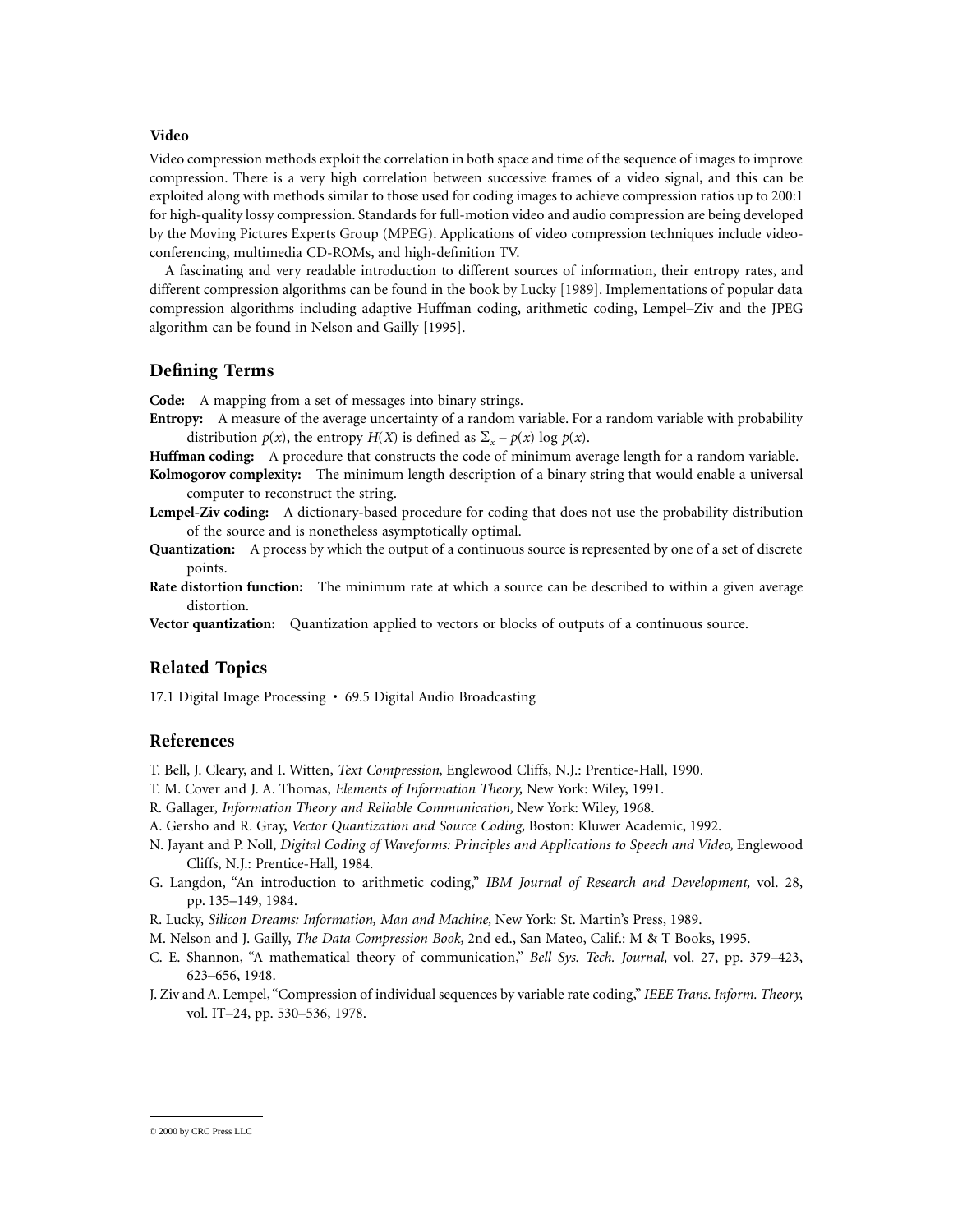### Video

Video compression methods exploit the correlation in both space and time of the sequence of images to improve compression. There is a very high correlation between successive frames of a video signal, and this can be exploited along with methods similar to those used for coding images to achieve compression ratios up to 200:1 for high-quality lossy compression. Standards for full-motion video and audio compression are being developed by the Moving Pictures Experts Group (MPEG). Applications of video compression techniques include videoconferencing, multimedia CD-ROMs, and high-definition TV.

A fascinating and very readable introduction to different sources of information, their entropy rates, and different compression algorithms can be found in the book by Lucky [1989]. Implementations of popular data compression algorithms including adaptive Huffman coding, arithmetic coding, Lempel–Ziv and the JPEG algorithm can be found in Nelson and Gailly [1995].

## Defining Terms

**Code:** A mapping from a set of messages into binary strings.

**Entropy:** A measure of the average uncertainty of a random variable. For a random variable with probability distribution $p(x)$, the entropy $H(X)$ is defined as $\Sigma_x - p(x) \log p(x)$.

**Huffman coding:** A procedure that constructs the code of minimum average length for a random variable.

**Kolmogorov complexity:** The minimum length description of a binary string that would enable a universal computer to reconstruct the string.

**Lempel-Ziv coding:** A dictionary-based procedure for coding that does not use the probability distribution of the source and is nonetheless asymptotically optimal.

**Quantization:** A process by which the output of a continuous source is represented by one of a set of discrete points.

**Rate distortion function:** The minimum rate at which a source can be described to within a given average distortion.

**Vector quantization:** Quantization applied to vectors or blocks of outputs of a continuous source.

## Related Topics

17.1 Digital Image Processing • 69.5 Digital Audio Broadcasting

## References

T. Bell, J. Cleary, and I. Witten, *Text Compression*, Englewood Cliffs, N.J.: Prentice-Hall, 1990.

T. M. Cover and J. A. Thomas, *Elements of Information Theory,* New York: Wiley, 1991.

R. Gallager, *Information Theory and Reliable Communication,* New York: Wiley, 1968.

A. Gersho and R. Gray, *Vector Quantization and Source Coding,* Boston: Kluwer Academic, 1992.

N. Jayant and P. Noll, *Digital Coding of Waveforms: Principles and Applications to Speech and Video,* Englewood Cliffs, N.J.: Prentice-Hall, 1984.

G. Langdon, "An introduction to arithmetic coding," *IBM Journal of Research and Development,* vol. 28, pp. 135–149, 1984.

R. Lucky, *Silicon Dreams: Information, Man and Machine,* New York: St. Martin's Press, 1989.

M. Nelson and J. Gailly, *The Data Compression Book,* 2nd ed., San Mateo, Calif.: M & T Books, 1995.

C. E. Shannon, "A mathematical theory of communication," *Bell Sys. Tech. Journal,* vol. 27, pp. 379–423, 623–656, 1948.

J. Ziv and A. Lempel, "Compression of individual sequences by variable rate coding," *IEEE Trans. Inform. Theory,* vol. IT–24, pp. 530–536, 1978.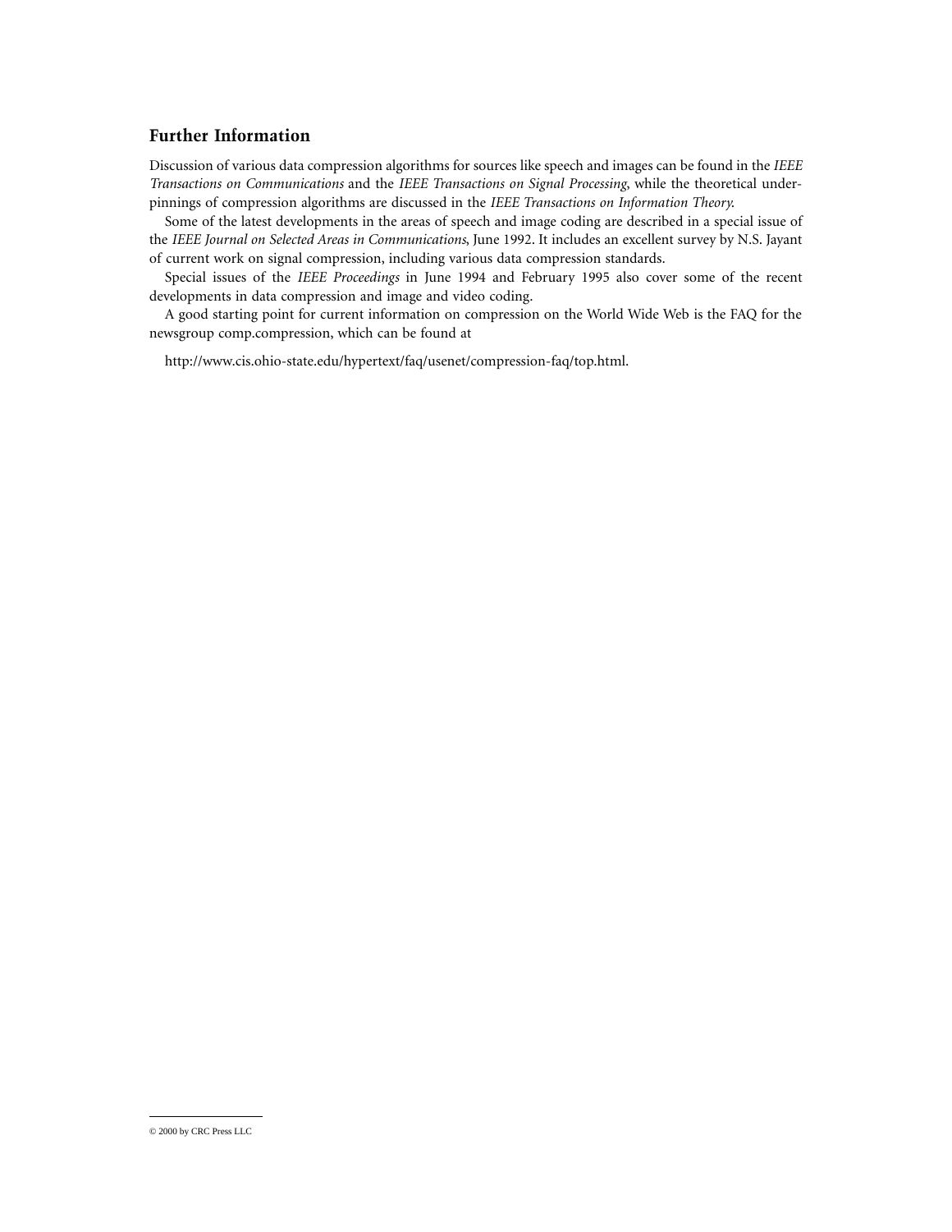## Further Information

Discussion of various data compression algorithms for sources like speech and images can be found in the *IEEE Transactions on Communications* and the *IEEE Transactions on Signal Processing*, while the theoretical underpinnings of compression algorithms are discussed in the *IEEE Transactions on Information Theory*.

Some of the latest developments in the areas of speech and image coding are described in a special issue of the *IEEE Journal on Selected Areas in Communications*, June 1992. It includes an excellent survey by N.S. Jayant of current work on signal compression, including various data compression standards.

Special issues of the *IEEE Proceedings* in June 1994 and February 1995 also cover some of the recent developments in data compression and image and video coding.

A good starting point for current information on compression on the World Wide Web is the FAQ for the newsgroup comp.compression, which can be found at

http://www.cis.ohio-state.edu/hypertext/faq/usenet/compression-faq/top.html.